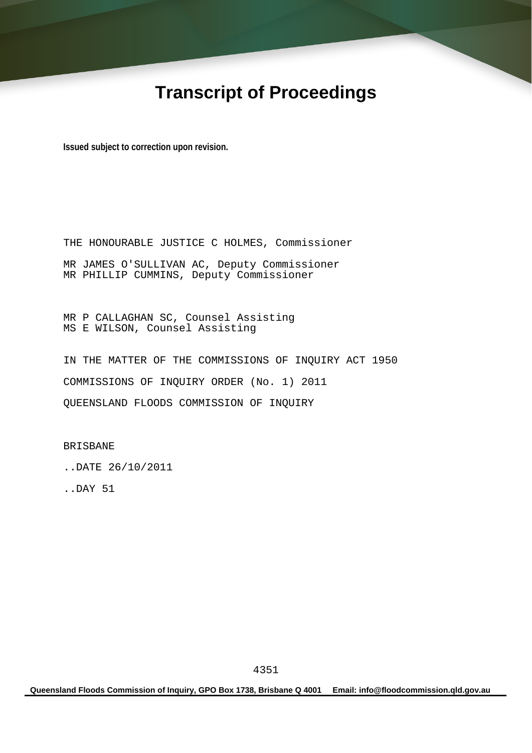# Transcript of Proceedings

**Issued subject to correction upon revision.**

THE HONOURABLE JUSTICE C HOLMES, Commissioner

MR JAMES O'SULLIVAN AC, Deputy Commissioner
MR PHILLIP CUMMINS, Deputy Commissioner

MR P CALLAGHAN SC, Counsel Assisting
MS E WILSON, Counsel Assisting

IN THE MATTER OF THE COMMISSIONS OF INQUIRY ACT 1950

COMMISSIONS OF INQUIRY ORDER (No. 1) 2011

QUEENSLAND FLOODS COMMISSION OF INQUIRY

BRISBANE

..DATE 26/10/2011

..DAY 51

**Queensland Floods Commission of Inquiry, GPO Box 1738, Brisbane Q 4001     Email: info@floodcommission.qld.gov.au**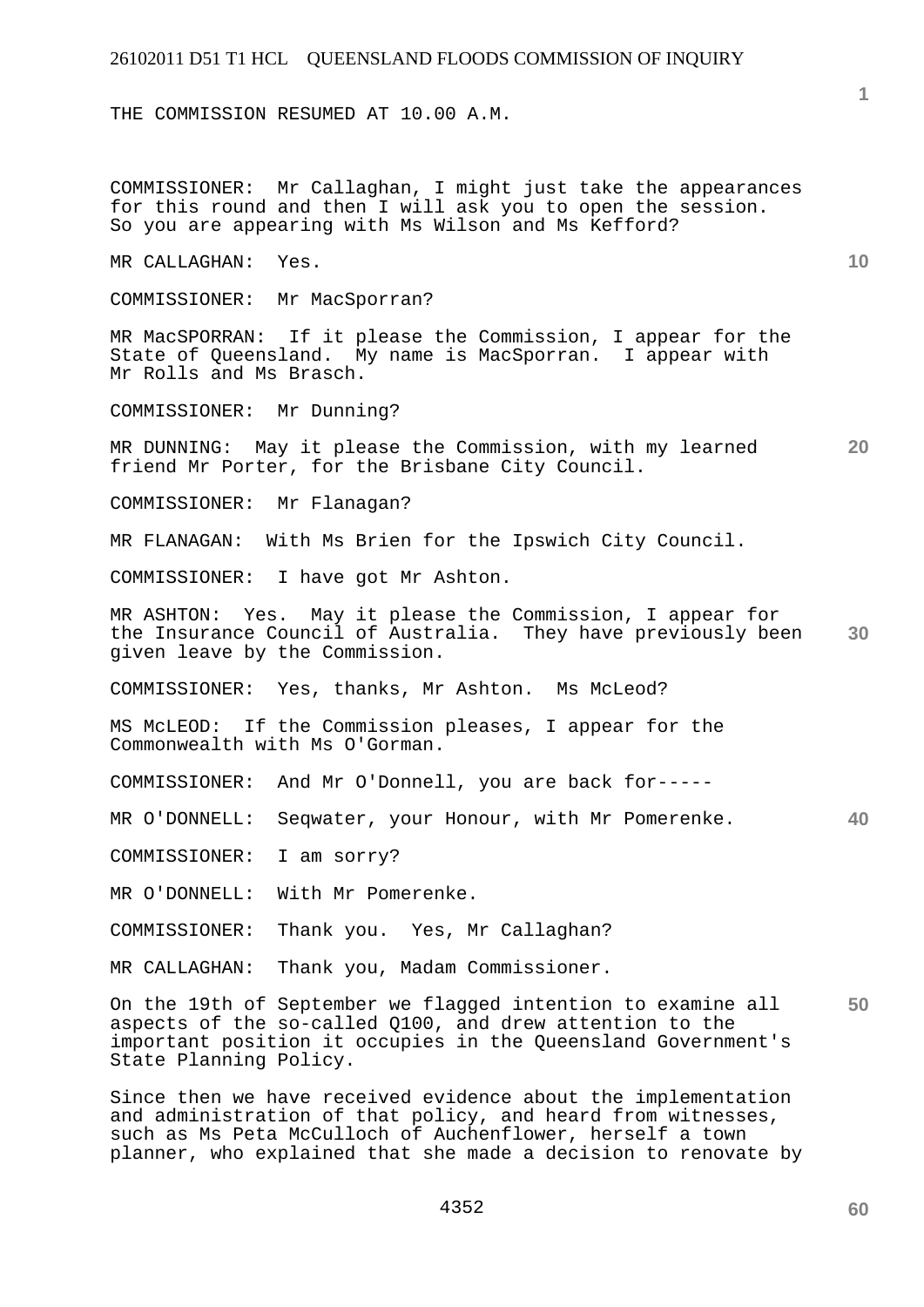THE COMMISSION RESUMED AT 10.00 A.M.

COMMISSIONER: Mr Callaghan, I might just take the appearances for this round and then I will ask you to open the session. So you are appearing with Ms Wilson and Ms Kefford?

MR CALLAGHAN: Yes.

COMMISSIONER: Mr MacSporran?

MR MacSPORRAN: If it please the Commission, I appear for the State of Queensland. My name is MacSporran. I appear with Mr Rolls and Ms Brasch.

COMMISSIONER: Mr Dunning?

MR DUNNING: May it please the Commission, with my learned friend Mr Porter, for the Brisbane City Council.

COMMISSIONER: Mr Flanagan?

MR FLANAGAN: With Ms Brien for the Ipswich City Council.

COMMISSIONER: I have got Mr Ashton.

MR ASHTON: Yes. May it please the Commission, I appear for the Insurance Council of Australia. They have previously been given leave by the Commission.

COMMISSIONER: Yes, thanks, Mr Ashton. Ms McLeod?

MS McLEOD: If the Commission pleases, I appear for the Commonwealth with Ms O'Gorman.

COMMISSIONER: And Mr O'Donnell, you are back for-----

MR O'DONNELL: Seqwater, your Honour, with Mr Pomerenke.

COMMISSIONER: I am sorry?

MR O'DONNELL: With Mr Pomerenke.

COMMISSIONER: Thank you. Yes, Mr Callaghan?

MR CALLAGHAN: Thank you, Madam Commissioner.

On the 19th of September we flagged intention to examine all aspects of the so-called Q100, and drew attention to the important position it occupies in the Queensland Government's State Planning Policy.

Since then we have received evidence about the implementation and administration of that policy, and heard from witnesses, such as Ms Peta McCulloch of Auchenflower, herself a town planner, who explained that she made a decision to renovate by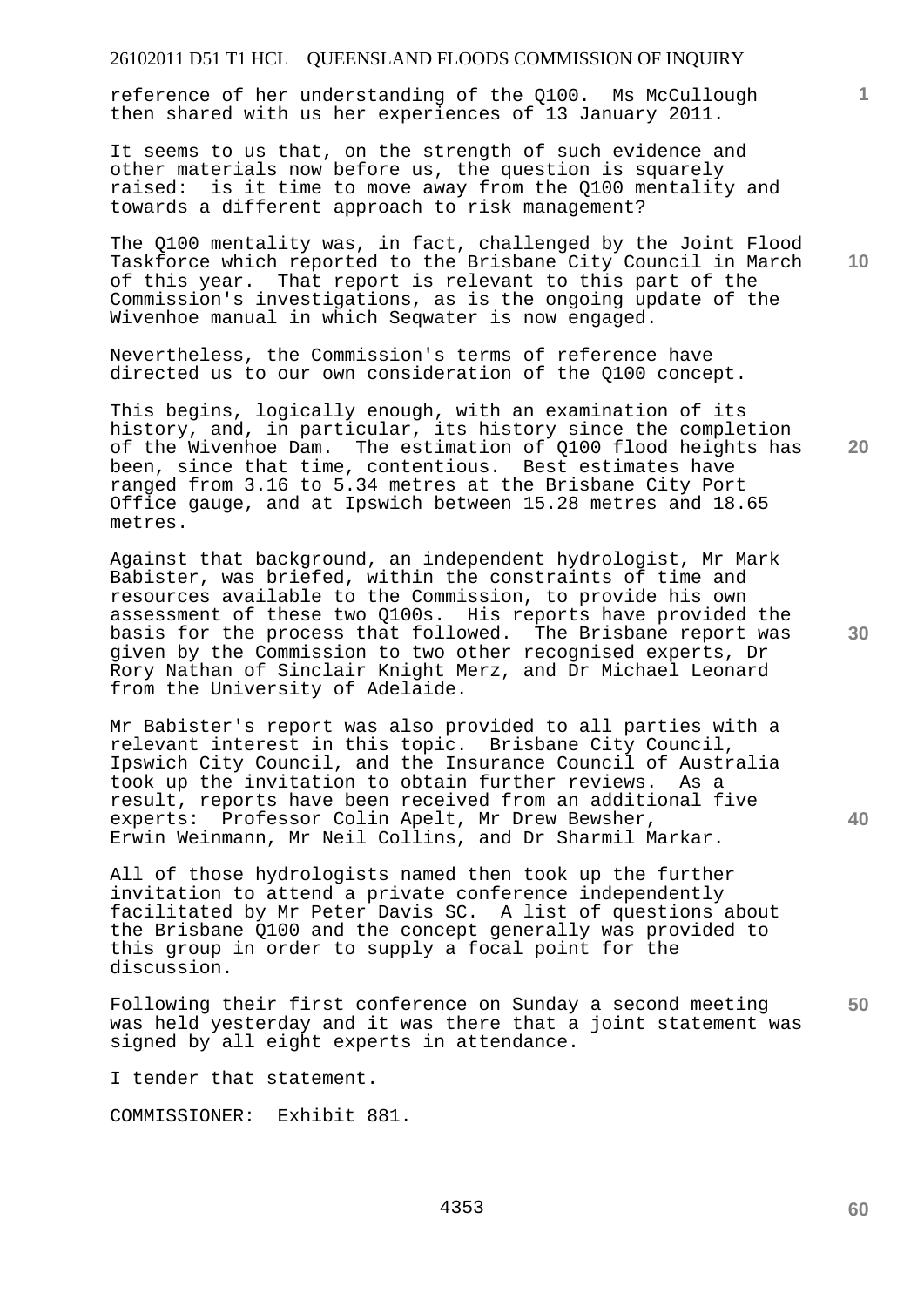reference of her understanding of the Q100. Ms McCullough then shared with us her experiences of 13 January 2011.

It seems to us that, on the strength of such evidence and other materials now before us, the question is squarely raised: is it time to move away from the Q100 mentality and towards a different approach to risk management?

The Q100 mentality was, in fact, challenged by the Joint Flood Taskforce which reported to the Brisbane City Council in March of this year. That report is relevant to this part of the Commission's investigations, as is the ongoing update of the Wivenhoe manual in which Seqwater is now engaged.

Nevertheless, the Commission's terms of reference have directed us to our own consideration of the Q100 concept.

This begins, logically enough, with an examination of its history, and, in particular, its history since the completion of the Wivenhoe Dam. The estimation of Q100 flood heights has been, since that time, contentious. Best estimates have ranged from 3.16 to 5.34 metres at the Brisbane City Port Office gauge, and at Ipswich between 15.28 metres and 18.65 metres.

Against that background, an independent hydrologist, Mr Mark Babister, was briefed, within the constraints of time and resources available to the Commission, to provide his own assessment of these two Q100s. His reports have provided the basis for the process that followed. The Brisbane report was given by the Commission to two other recognised experts, Dr Rory Nathan of Sinclair Knight Merz, and Dr Michael Leonard from the University of Adelaide.

Mr Babister's report was also provided to all parties with a relevant interest in this topic. Brisbane City Council, Ipswich City Council, and the Insurance Council of Australia took up the invitation to obtain further reviews. As a result, reports have been received from an additional five experts: Professor Colin Apelt, Mr Drew Bewsher, Erwin Weinmann, Mr Neil Collins, and Dr Sharmil Markar.

All of those hydrologists named then took up the further invitation to attend a private conference independently facilitated by Mr Peter Davis SC. A list of questions about the Brisbane Q100 and the concept generally was provided to this group in order to supply a focal point for the discussion.

Following their first conference on Sunday a second meeting was held yesterday and it was there that a joint statement was signed by all eight experts in attendance.

I tender that statement.

COMMISSIONER: Exhibit 881.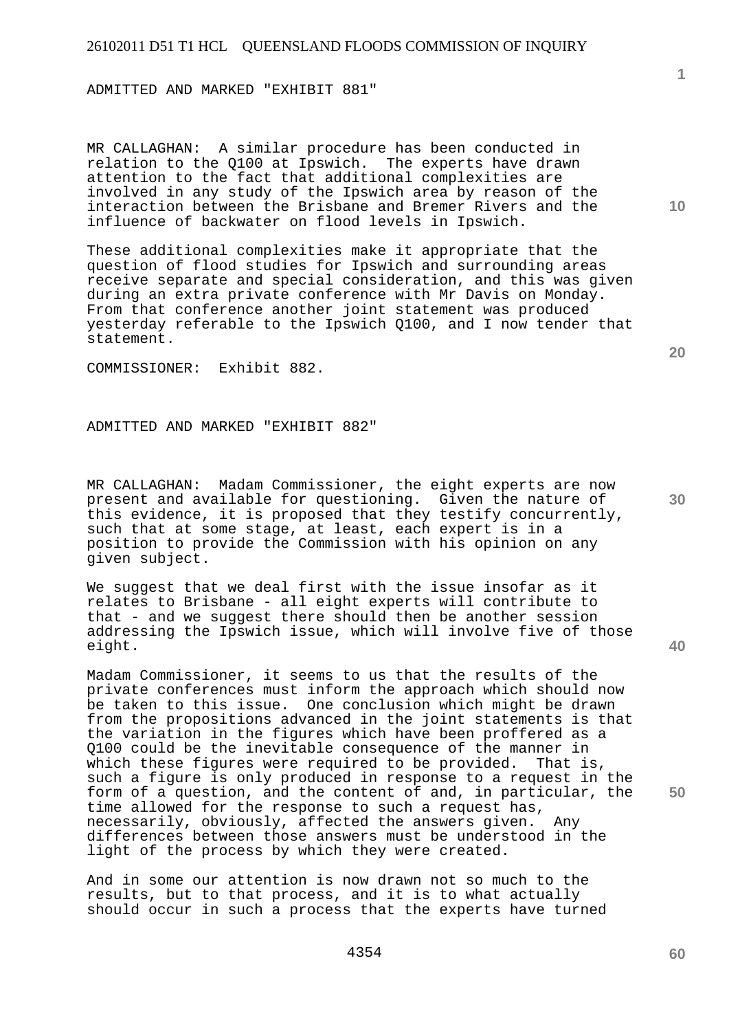ADMITTED AND MARKED "EXHIBIT 881"

MR CALLAGHAN: A similar procedure has been conducted in relation to the Q100 at Ipswich. The experts have drawn attention to the fact that additional complexities are involved in any study of the Ipswich area by reason of the interaction between the Brisbane and Bremer Rivers and the influence of backwater on flood levels in Ipswich.

These additional complexities make it appropriate that the question of flood studies for Ipswich and surrounding areas receive separate and special consideration, and this was given during an extra private conference with Mr Davis on Monday. From that conference another joint statement was produced yesterday referable to the Ipswich Q100, and I now tender that statement.

COMMISSIONER: Exhibit 882.

ADMITTED AND MARKED "EXHIBIT 882"

MR CALLAGHAN: Madam Commissioner, the eight experts are now present and available for questioning. Given the nature of this evidence, it is proposed that they testify concurrently, such that at some stage, at least, each expert is in a position to provide the Commission with his opinion on any given subject.

We suggest that we deal first with the issue insofar as it relates to Brisbane - all eight experts will contribute to that - and we suggest there should then be another session addressing the Ipswich issue, which will involve five of those eight.

Madam Commissioner, it seems to us that the results of the private conferences must inform the approach which should now be taken to this issue. One conclusion which might be drawn from the propositions advanced in the joint statements is that the variation in the figures which have been proffered as a Q100 could be the inevitable consequence of the manner in which these figures were required to be provided. That is, such a figure is only produced in response to a request in the form of a question, and the content of and, in particular, the time allowed for the response to such a request has, necessarily, obviously, affected the answers given. Any differences between those answers must be understood in the light of the process by which they were created.

And in some our attention is now drawn not so much to the results, but to that process, and it is to what actually should occur in such a process that the experts have turned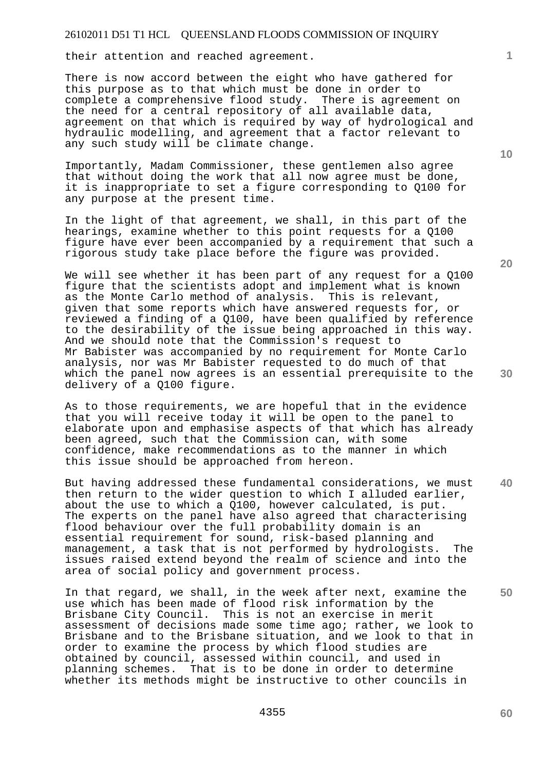their attention and reached agreement.

There is now accord between the eight who have gathered for this purpose as to that which must be done in order to complete a comprehensive flood study. There is agreement on the need for a central repository of all available data, agreement on that which is required by way of hydrological and hydraulic modelling, and agreement that a factor relevant to any such study will be climate change.

Importantly, Madam Commissioner, these gentlemen also agree that without doing the work that all now agree must be done, it is inappropriate to set a figure corresponding to Q100 for any purpose at the present time.

In the light of that agreement, we shall, in this part of the hearings, examine whether to this point requests for a Q100 figure have ever been accompanied by a requirement that such a rigorous study take place before the figure was provided.

We will see whether it has been part of any request for a Q100 figure that the scientists adopt and implement what is known as the Monte Carlo method of analysis. This is relevant, given that some reports which have answered requests for, or reviewed a finding of a Q100, have been qualified by reference to the desirability of the issue being approached in this way. And we should note that the Commission's request to Mr Babister was accompanied by no requirement for Monte Carlo analysis, nor was Mr Babister requested to do much of that which the panel now agrees is an essential prerequisite to the delivery of a Q100 figure.

As to those requirements, we are hopeful that in the evidence that you will receive today it will be open to the panel to elaborate upon and emphasise aspects of that which has already been agreed, such that the Commission can, with some confidence, make recommendations as to the manner in which this issue should be approached from hereon.

But having addressed these fundamental considerations, we must then return to the wider question to which I alluded earlier, about the use to which a Q100, however calculated, is put. The experts on the panel have also agreed that characterising flood behaviour over the full probability domain is an essential requirement for sound, risk-based planning and management, a task that is not performed by hydrologists. The issues raised extend beyond the realm of science and into the area of social policy and government process.

In that regard, we shall, in the week after next, examine the use which has been made of flood risk information by the Brisbane City Council. This is not an exercise in merit assessment of decisions made some time ago; rather, we look to Brisbane and to the Brisbane situation, and we look to that in order to examine the process by which flood studies are obtained by council, assessed within council, and used in planning schemes. That is to be done in order to determine whether its methods might be instructive to other councils in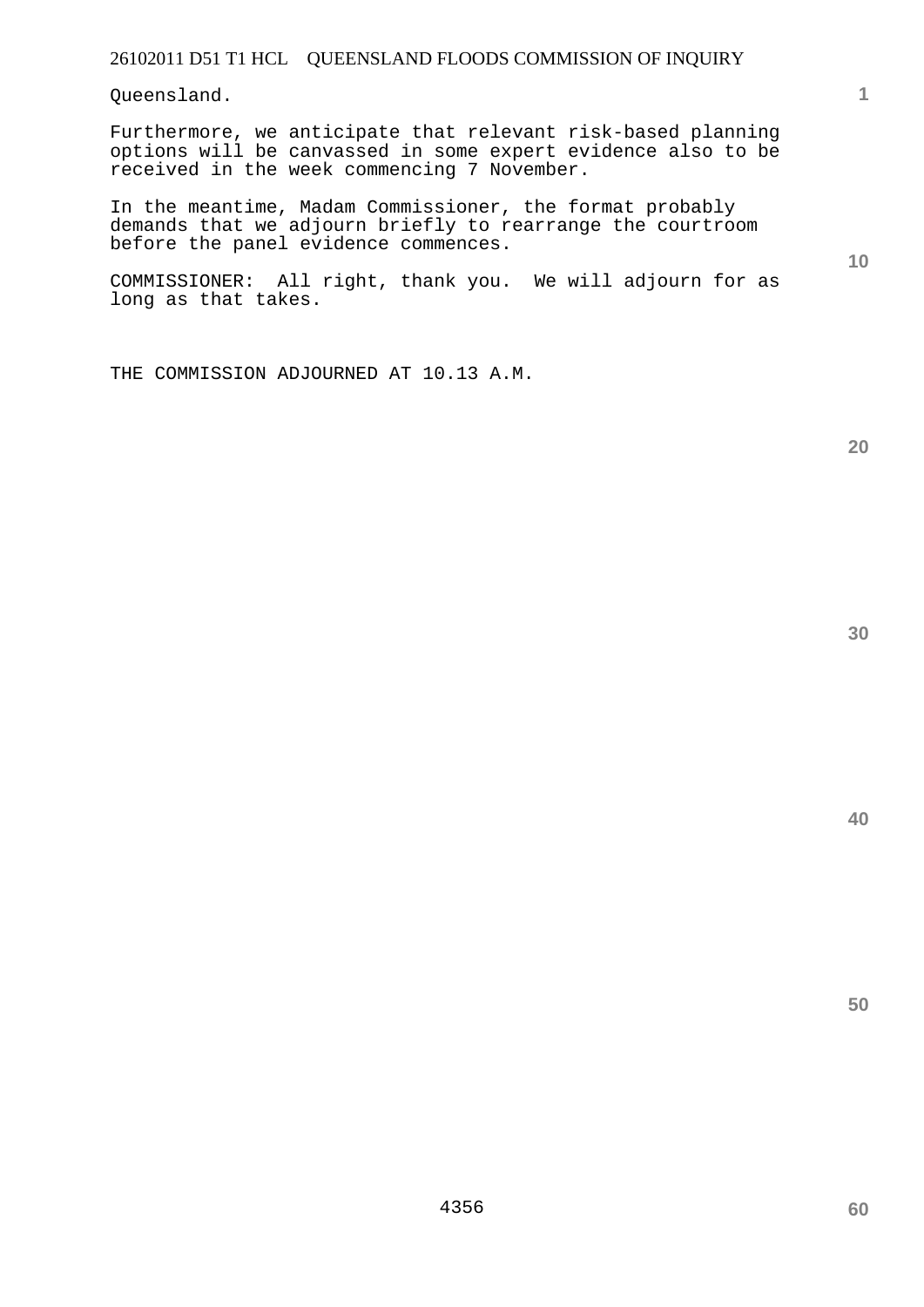Queensland.

Furthermore, we anticipate that relevant risk-based planning options will be canvassed in some expert evidence also to be received in the week commencing 7 November.

In the meantime, Madam Commissioner, the format probably demands that we adjourn briefly to rearrange the courtroom before the panel evidence commences.

COMMISSIONER: All right, thank you. We will adjourn for as long as that takes.

THE COMMISSION ADJOURNED AT 10.13 A.M.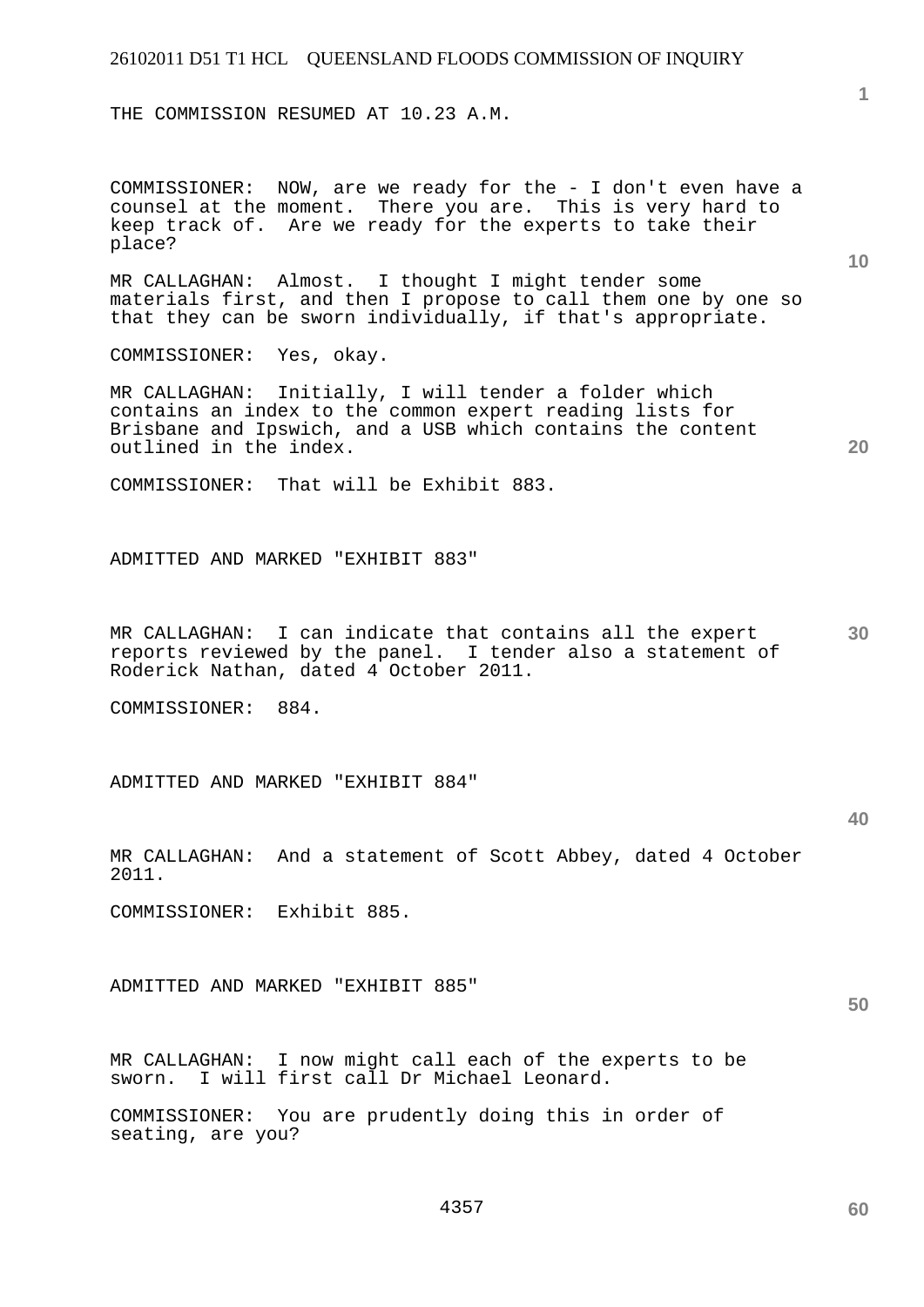THE COMMISSION RESUMED AT 10.23 A.M.

COMMISSIONER: NOW, are we ready for the - I don't even have a counsel at the moment. There you are. This is very hard to keep track of. Are we ready for the experts to take their place?

MR CALLAGHAN: Almost. I thought I might tender some materials first, and then I propose to call them one by one so that they can be sworn individually, if that's appropriate.

COMMISSIONER: Yes, okay.

MR CALLAGHAN: Initially, I will tender a folder which contains an index to the common expert reading lists for Brisbane and Ipswich, and a USB which contains the content outlined in the index.

COMMISSIONER: That will be Exhibit 883.

ADMITTED AND MARKED "EXHIBIT 883"

MR CALLAGHAN: I can indicate that contains all the expert reports reviewed by the panel. I tender also a statement of Roderick Nathan, dated 4 October 2011.

COMMISSIONER: 884.

ADMITTED AND MARKED "EXHIBIT 884"

MR CALLAGHAN: And a statement of Scott Abbey, dated 4 October 2011.

COMMISSIONER: Exhibit 885.

ADMITTED AND MARKED "EXHIBIT 885"

MR CALLAGHAN: I now might call each of the experts to be sworn. I will first call Dr Michael Leonard.

COMMISSIONER: You are prudently doing this in order of seating, are you?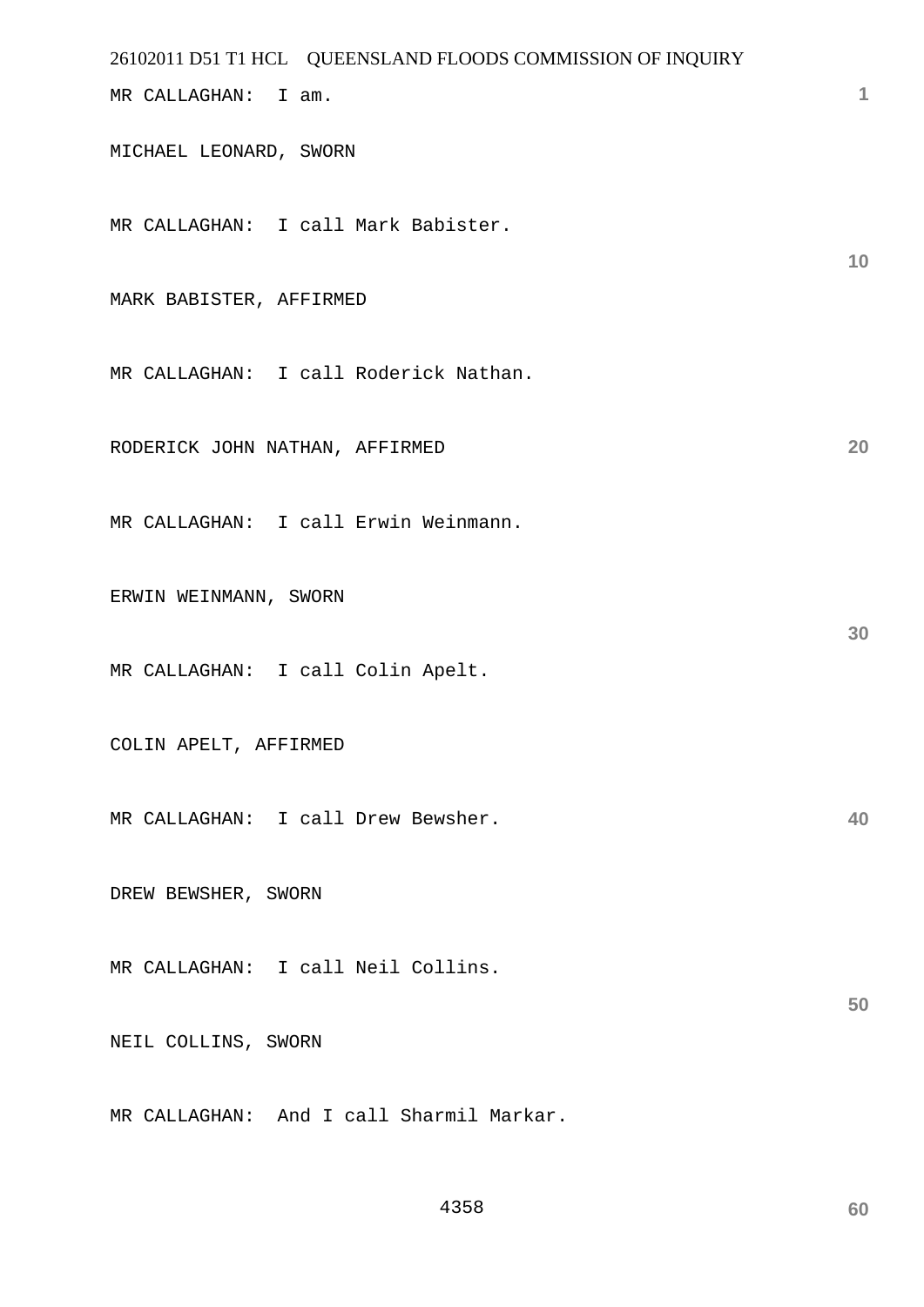MR CALLAGHAN: I am.

MICHAEL LEONARD, SWORN

MR CALLAGHAN: I call Mark Babister.

MARK BABISTER, AFFIRMED

MR CALLAGHAN: I call Roderick Nathan.

RODERICK JOHN NATHAN, AFFIRMED

MR CALLAGHAN: I call Erwin Weinmann.

ERWIN WEINMANN, SWORN

MR CALLAGHAN: I call Colin Apelt.

COLIN APELT, AFFIRMED

MR CALLAGHAN: I call Drew Bewsher.

DREW BEWSHER, SWORN

MR CALLAGHAN: I call Neil Collins.

NEIL COLLINS, SWORN

MR CALLAGHAN: And I call Sharmil Markar.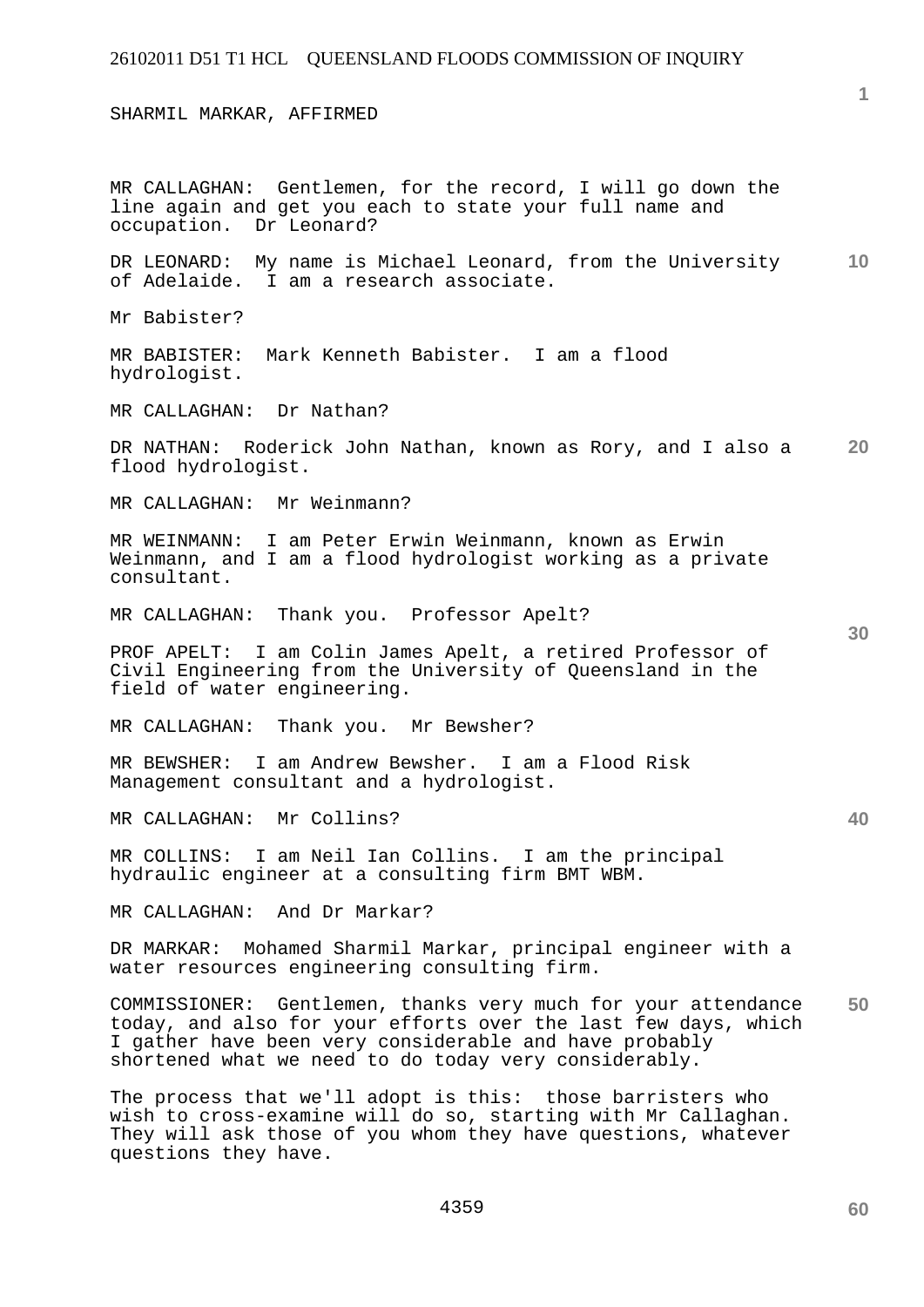SHARMIL MARKAR, AFFIRMED

MR CALLAGHAN: Gentlemen, for the record, I will go down the line again and get you each to state your full name and occupation. Dr Leonard?

DR LEONARD: My name is Michael Leonard, from the University of Adelaide. I am a research associate.

Mr Babister?

MR BABISTER: Mark Kenneth Babister. I am a flood hydrologist.

MR CALLAGHAN: Dr Nathan?

DR NATHAN: Roderick John Nathan, known as Rory, and I also a flood hydrologist.

MR CALLAGHAN: Mr Weinmann?

MR WEINMANN: I am Peter Erwin Weinmann, known as Erwin Weinmann, and I am a flood hydrologist working as a private consultant.

MR CALLAGHAN: Thank you. Professor Apelt?

PROF APELT: I am Colin James Apelt, a retired Professor of Civil Engineering from the University of Queensland in the field of water engineering.

MR CALLAGHAN: Thank you. Mr Bewsher?

MR BEWSHER: I am Andrew Bewsher. I am a Flood Risk Management consultant and a hydrologist.

MR CALLAGHAN: Mr Collins?

MR COLLINS: I am Neil Ian Collins. I am the principal hydraulic engineer at a consulting firm BMT WBM.

MR CALLAGHAN: And Dr Markar?

DR MARKAR: Mohamed Sharmil Markar, principal engineer with a water resources engineering consulting firm.

COMMISSIONER: Gentlemen, thanks very much for your attendance today, and also for your efforts over the last few days, which I gather have been very considerable and have probably shortened what we need to do today very considerably.

The process that we'll adopt is this: those barristers who wish to cross-examine will do so, starting with Mr Callaghan. They will ask those of you whom they have questions, whatever questions they have.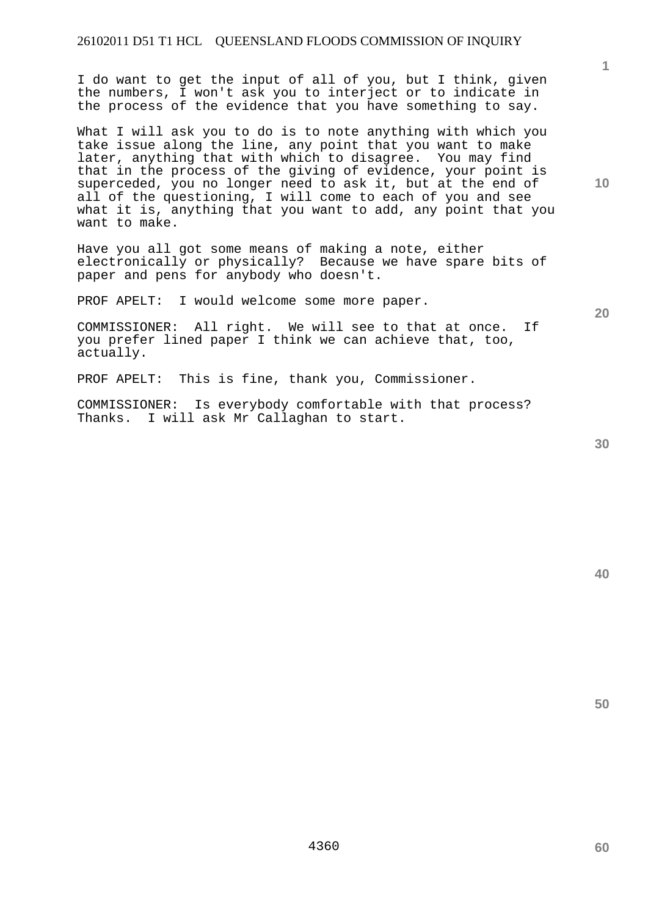I do want to get the input of all of you, but I think, given the numbers, I won't ask you to interject or to indicate in the process of the evidence that you have something to say.

What I will ask you to do is to note anything with which you take issue along the line, any point that you want to make later, anything that with which to disagree. You may find that in the process of the giving of evidence, your point is superceded, you no longer need to ask it, but at the end of all of the questioning, I will come to each of you and see what it is, anything that you want to add, any point that you want to make.

Have you all got some means of making a note, either electronically or physically? Because we have spare bits of paper and pens for anybody who doesn't.

PROF APELT: I would welcome some more paper.

COMMISSIONER: All right. We will see to that at once. If you prefer lined paper I think we can achieve that, too, actually.

PROF APELT: This is fine, thank you, Commissioner.

COMMISSIONER: Is everybody comfortable with that process? Thanks. I will ask Mr Callaghan to start.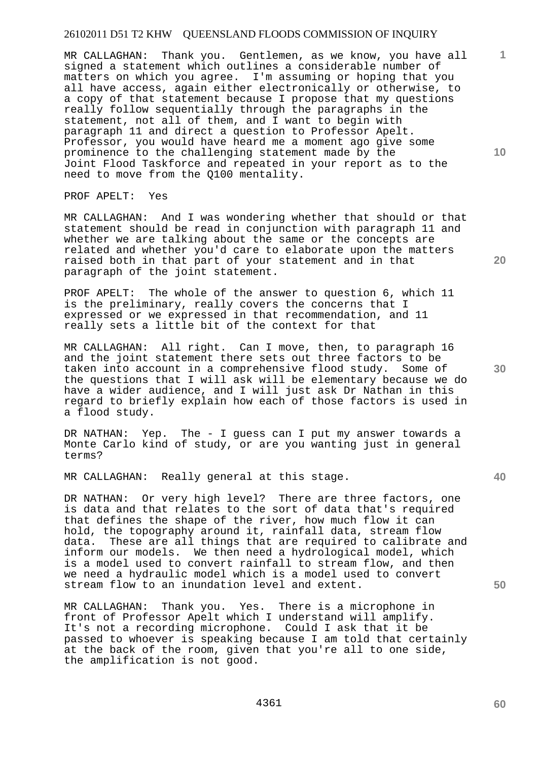MR CALLAGHAN: Thank you. Gentlemen, as we know, you have all signed a statement which outlines a considerable number of matters on which you agree. I'm assuming or hoping that you all have access, again either electronically or otherwise, to a copy of that statement because I propose that my questions really follow sequentially through the paragraphs in the statement, not all of them, and I want to begin with paragraph 11 and direct a question to Professor Apelt. Professor, you would have heard me a moment ago give some prominence to the challenging statement made by the Joint Flood Taskforce and repeated in your report as to the need to move from the Q100 mentality.

PROF APELT: Yes

MR CALLAGHAN: And I was wondering whether that should or that statement should be read in conjunction with paragraph 11 and whether we are talking about the same or the concepts are related and whether you'd care to elaborate upon the matters raised both in that part of your statement and in that paragraph of the joint statement.

PROF APELT: The whole of the answer to question 6, which 11 is the preliminary, really covers the concerns that I expressed or we expressed in that recommendation, and 11 really sets a little bit of the context for that

MR CALLAGHAN: All right. Can I move, then, to paragraph 16 and the joint statement there sets out three factors to be taken into account in a comprehensive flood study. Some of the questions that I will ask will be elementary because we do have a wider audience, and I will just ask Dr Nathan in this regard to briefly explain how each of those factors is used in a flood study.

DR NATHAN: Yep. The - I guess can I put my answer towards a Monte Carlo kind of study, or are you wanting just in general terms?

MR CALLAGHAN: Really general at this stage.

DR NATHAN: Or very high level? There are three factors, one is data and that relates to the sort of data that's required that defines the shape of the river, how much flow it can hold, the topography around it, rainfall data, stream flow data. These are all things that are required to calibrate and inform our models. We then need a hydrological model, which is a model used to convert rainfall to stream flow, and then we need a hydraulic model which is a model used to convert stream flow to an inundation level and extent.

MR CALLAGHAN: Thank you. Yes. There is a microphone in front of Professor Apelt which I understand will amplify. It's not a recording microphone. Could I ask that it be passed to whoever is speaking because I am told that certainly at the back of the room, given that you're all to one side, the amplification is not good.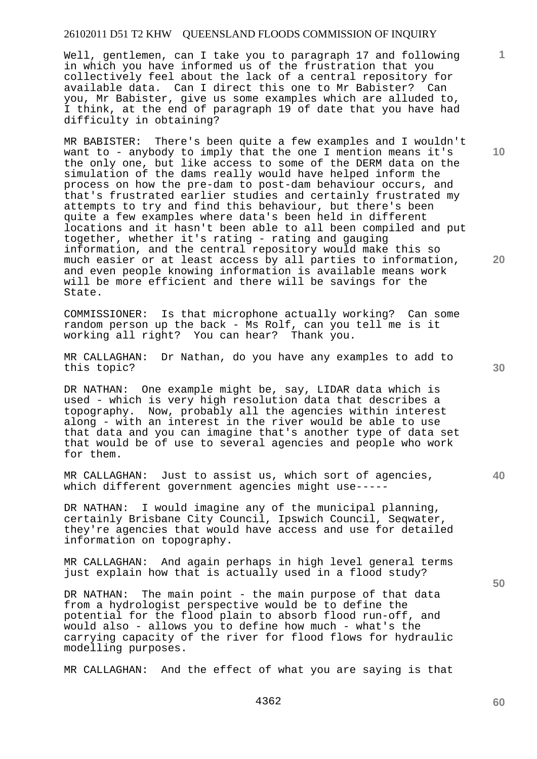Well, gentlemen, can I take you to paragraph 17 and following in which you have informed us of the frustration that you collectively feel about the lack of a central repository for available data. Can I direct this one to Mr Babister? Can you, Mr Babister, give us some examples which are alluded to, I think, at the end of paragraph 19 of date that you have had difficulty in obtaining?

MR BABISTER: There's been quite a few examples and I wouldn't want to - anybody to imply that the one I mention means it's the only one, but like access to some of the DERM data on the simulation of the dams really would have helped inform the process on how the pre-dam to post-dam behaviour occurs, and that's frustrated earlier studies and certainly frustrated my attempts to try and find this behaviour, but there's been quite a few examples where data's been held in different locations and it hasn't been able to all been compiled and put together, whether it's rating - rating and gauging information, and the central repository would make this so much easier or at least access by all parties to information, and even people knowing information is available means work will be more efficient and there will be savings for the State.

COMMISSIONER: Is that microphone actually working? Can some random person up the back - Ms Rolf, can you tell me is it working all right? You can hear? Thank you.

MR CALLAGHAN: Dr Nathan, do you have any examples to add to this topic?

DR NATHAN: One example might be, say, LIDAR data which is used - which is very high resolution data that describes a topography. Now, probably all the agencies within interest along - with an interest in the river would be able to use that data and you can imagine that's another type of data set that would be of use to several agencies and people who work for them.

MR CALLAGHAN: Just to assist us, which sort of agencies, which different government agencies might use-----

DR NATHAN: I would imagine any of the municipal planning, certainly Brisbane City Council, Ipswich Council, Seqwater, they're agencies that would have access and use for detailed information on topography.

MR CALLAGHAN: And again perhaps in high level general terms just explain how that is actually used in a flood study?

DR NATHAN: The main point - the main purpose of that data from a hydrologist perspective would be to define the potential for the flood plain to absorb flood run-off, and would also - allows you to define how much - what's the carrying capacity of the river for flood flows for hydraulic modelling purposes.

MR CALLAGHAN: And the effect of what you are saying is that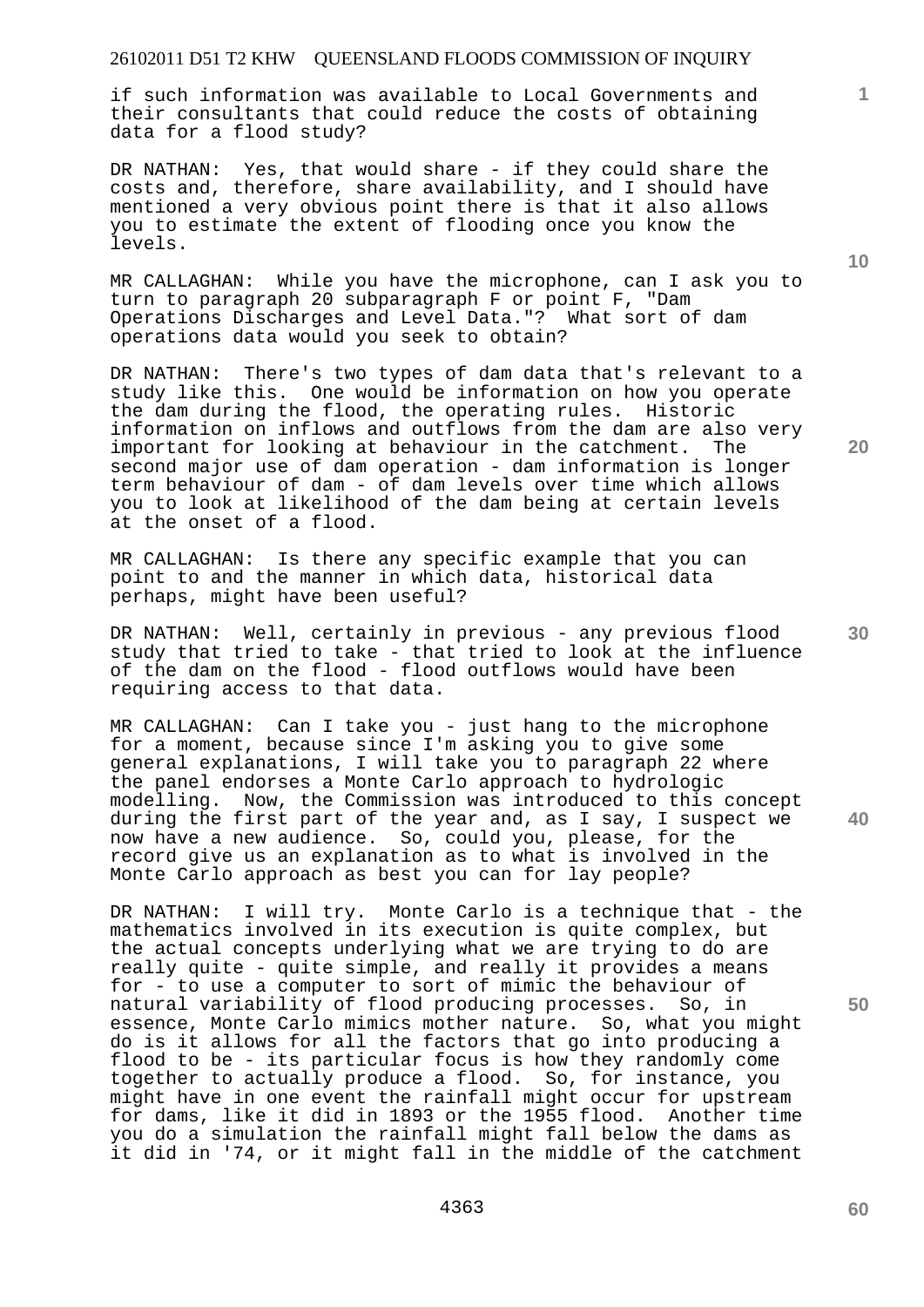if such information was available to Local Governments and their consultants that could reduce the costs of obtaining data for a flood study?

DR NATHAN: Yes, that would share - if they could share the costs and, therefore, share availability, and I should have mentioned a very obvious point there is that it also allows you to estimate the extent of flooding once you know the levels.

MR CALLAGHAN: While you have the microphone, can I ask you to turn to paragraph 20 subparagraph F or point F, "Dam Operations Discharges and Level Data."? What sort of dam operations data would you seek to obtain?

DR NATHAN: There's two types of dam data that's relevant to a study like this. One would be information on how you operate the dam during the flood, the operating rules. Historic information on inflows and outflows from the dam are also very important for looking at behaviour in the catchment. The second major use of dam operation - dam information is longer term behaviour of dam - of dam levels over time which allows you to look at likelihood of the dam being at certain levels at the onset of a flood.

MR CALLAGHAN: Is there any specific example that you can point to and the manner in which data, historical data perhaps, might have been useful?

DR NATHAN: Well, certainly in previous - any previous flood study that tried to take - that tried to look at the influence of the dam on the flood - flood outflows would have been requiring access to that data.

MR CALLAGHAN: Can I take you - just hang to the microphone for a moment, because since I'm asking you to give some general explanations, I will take you to paragraph 22 where the panel endorses a Monte Carlo approach to hydrologic modelling. Now, the Commission was introduced to this concept during the first part of the year and, as I say, I suspect we now have a new audience. So, could you, please, for the record give us an explanation as to what is involved in the Monte Carlo approach as best you can for lay people?

DR NATHAN: I will try. Monte Carlo is a technique that - the mathematics involved in its execution is quite complex, but the actual concepts underlying what we are trying to do are really quite - quite simple, and really it provides a means for - to use a computer to sort of mimic the behaviour of natural variability of flood producing processes. So, in essence, Monte Carlo mimics mother nature. So, what you might do is it allows for all the factors that go into producing a flood to be - its particular focus is how they randomly come together to actually produce a flood. So, for instance, you might have in one event the rainfall might occur for upstream for dams, like it did in 1893 or the 1955 flood. Another time you do a simulation the rainfall might fall below the dams as it did in '74, or it might fall in the middle of the catchment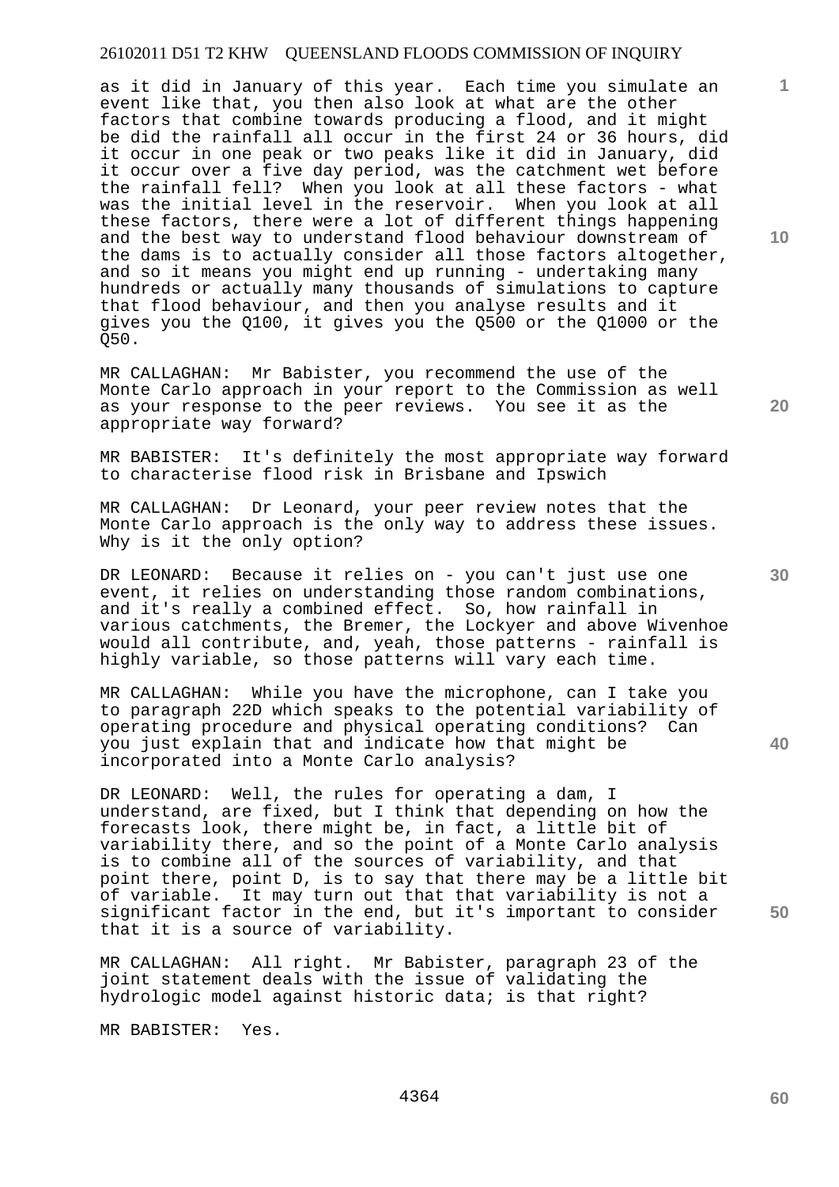as it did in January of this year. Each time you simulate an event like that, you then also look at what are the other factors that combine towards producing a flood, and it might be did the rainfall all occur in the first 24 or 36 hours, did it occur in one peak or two peaks like it did in January, did it occur over a five day period, was the catchment wet before the rainfall fell? When you look at all these factors - what was the initial level in the reservoir. When you look at all these factors, there were a lot of different things happening and the best way to understand flood behaviour downstream of the dams is to actually consider all those factors altogether, and so it means you might end up running - undertaking many hundreds or actually many thousands of simulations to capture that flood behaviour, and then you analyse results and it gives you the Q100, it gives you the Q500 or the Q1000 or the Q50.

MR CALLAGHAN: Mr Babister, you recommend the use of the Monte Carlo approach in your report to the Commission as well as your response to the peer reviews. You see it as the appropriate way forward?

MR BABISTER: It's definitely the most appropriate way forward to characterise flood risk in Brisbane and Ipswich

MR CALLAGHAN: Dr Leonard, your peer review notes that the Monte Carlo approach is the only way to address these issues. Why is it the only option?

DR LEONARD: Because it relies on - you can't just use one event, it relies on understanding those random combinations, and it's really a combined effect. So, how rainfall in various catchments, the Bremer, the Lockyer and above Wivenhoe would all contribute, and, yeah, those patterns - rainfall is highly variable, so those patterns will vary each time.

MR CALLAGHAN: While you have the microphone, can I take you to paragraph 22D which speaks to the potential variability of operating procedure and physical operating conditions? Can you just explain that and indicate how that might be incorporated into a Monte Carlo analysis?

DR LEONARD: Well, the rules for operating a dam, I understand, are fixed, but I think that depending on how the forecasts look, there might be, in fact, a little bit of variability there, and so the point of a Monte Carlo analysis is to combine all of the sources of variability, and that point there, point D, is to say that there may be a little bit of variable. It may turn out that that variability is not a significant factor in the end, but it's important to consider that it is a source of variability.

MR CALLAGHAN: All right. Mr Babister, paragraph 23 of the joint statement deals with the issue of validating the hydrologic model against historic data; is that right?

MR BABISTER: Yes.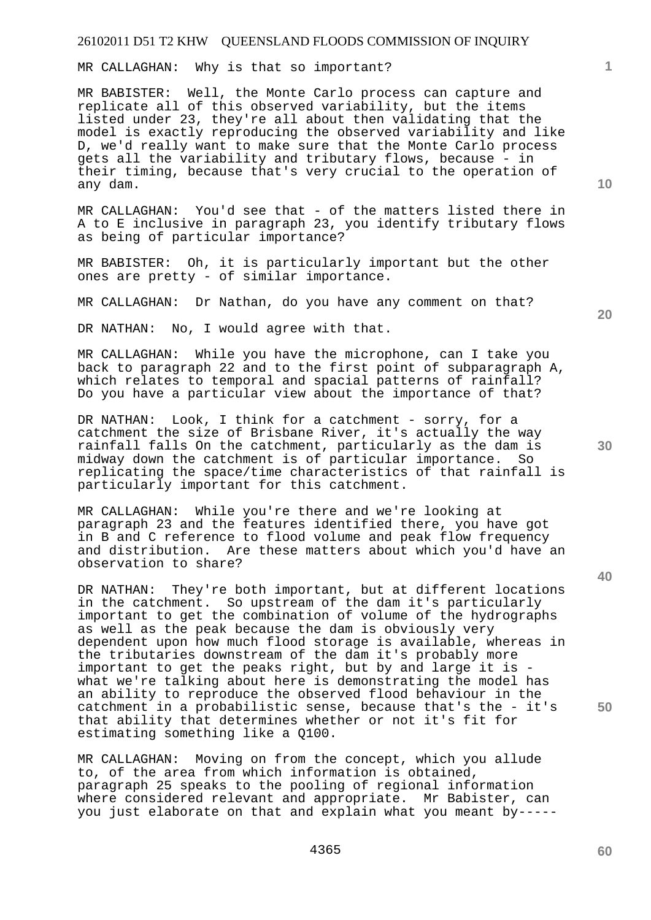MR CALLAGHAN: Why is that so important?

MR BABISTER: Well, the Monte Carlo process can capture and replicate all of this observed variability, but the items listed under 23, they're all about then validating that the model is exactly reproducing the observed variability and like D, we'd really want to make sure that the Monte Carlo process gets all the variability and tributary flows, because - in their timing, because that's very crucial to the operation of any dam.

MR CALLAGHAN: You'd see that - of the matters listed there in A to E inclusive in paragraph 23, you identify tributary flows as being of particular importance?

MR BABISTER: Oh, it is particularly important but the other ones are pretty - of similar importance.

MR CALLAGHAN: Dr Nathan, do you have any comment on that?

DR NATHAN: No, I would agree with that.

MR CALLAGHAN: While you have the microphone, can I take you back to paragraph 22 and to the first point of subparagraph A, which relates to temporal and spacial patterns of rainfall? Do you have a particular view about the importance of that?

DR NATHAN: Look, I think for a catchment - sorry, for a catchment the size of Brisbane River, it's actually the way rainfall falls On the catchment, particularly as the dam is midway down the catchment is of particular importance. So replicating the space/time characteristics of that rainfall is particularly important for this catchment.

MR CALLAGHAN: While you're there and we're looking at paragraph 23 and the features identified there, you have got in B and C reference to flood volume and peak flow frequency and distribution. Are these matters about which you'd have an observation to share?

DR NATHAN: They're both important, but at different locations in the catchment. So upstream of the dam it's particularly important to get the combination of volume of the hydrographs as well as the peak because the dam is obviously very dependent upon how much flood storage is available, whereas in the tributaries downstream of the dam it's probably more important to get the peaks right, but by and large it is - what we're talking about here is demonstrating the model has an ability to reproduce the observed flood behaviour in the catchment in a probabilistic sense, because that's the - it's that ability that determines whether or not it's fit for estimating something like a Q100.

MR CALLAGHAN: Moving on from the concept, which you allude to, of the area from which information is obtained, paragraph 25 speaks to the pooling of regional information where considered relevant and appropriate. Mr Babister, can you just elaborate on that and explain what you meant by-----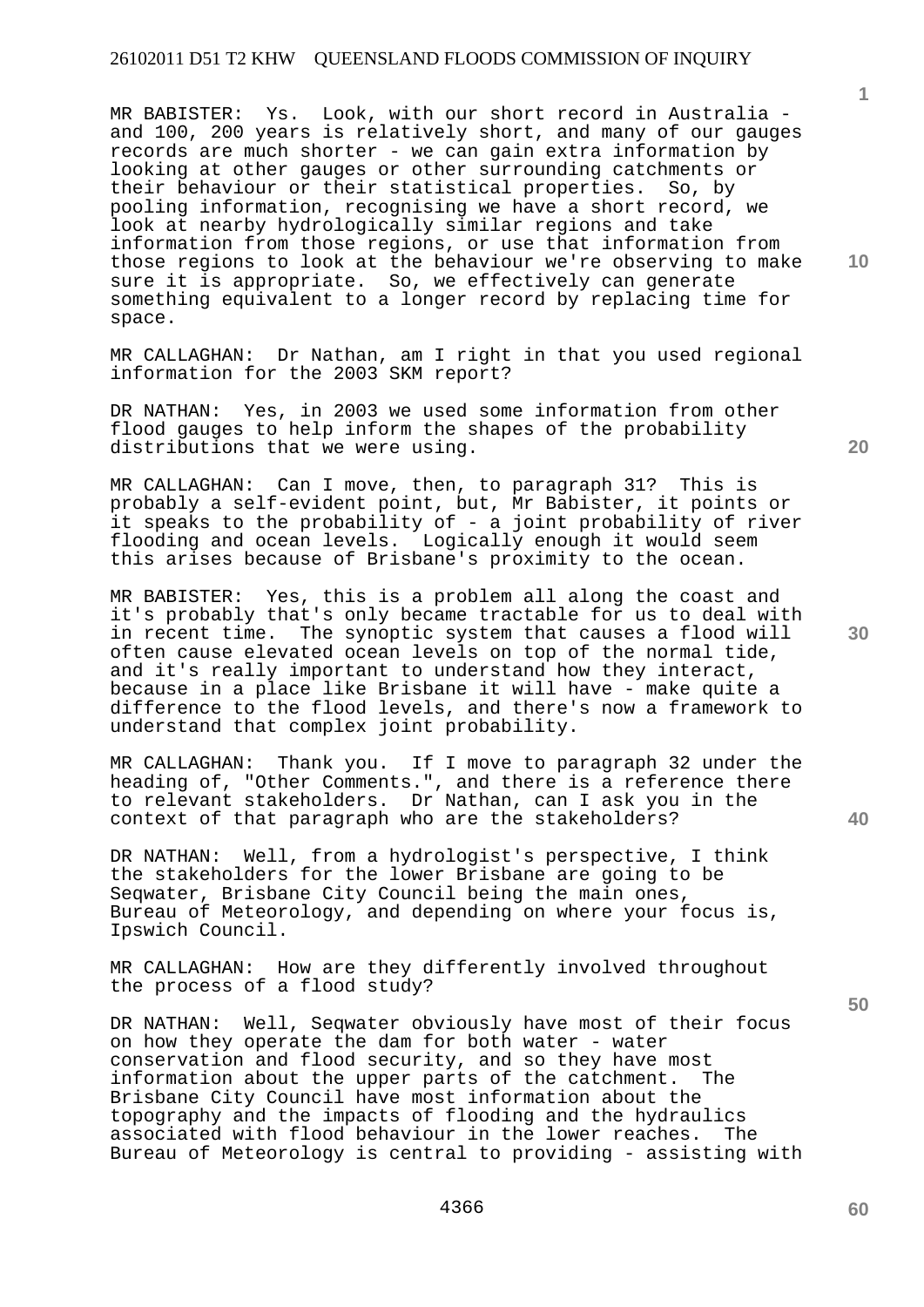MR BABISTER: Ys. Look, with our short record in Australia - and 100, 200 years is relatively short, and many of our gauges records are much shorter - we can gain extra information by looking at other gauges or other surrounding catchments or their behaviour or their statistical properties. So, by pooling information, recognising we have a short record, we look at nearby hydrologically similar regions and take information from those regions, or use that information from those regions to look at the behaviour we're observing to make sure it is appropriate. So, we effectively can generate something equivalent to a longer record by replacing time for space.

MR CALLAGHAN: Dr Nathan, am I right in that you used regional information for the 2003 SKM report?

DR NATHAN: Yes, in 2003 we used some information from other flood gauges to help inform the shapes of the probability distributions that we were using.

MR CALLAGHAN: Can I move, then, to paragraph 31? This is probably a self-evident point, but, Mr Babister, it points or it speaks to the probability of - a joint probability of river flooding and ocean levels. Logically enough it would seem this arises because of Brisbane's proximity to the ocean.

MR BABISTER: Yes, this is a problem all along the coast and it's probably that's only became tractable for us to deal with in recent time. The synoptic system that causes a flood will often cause elevated ocean levels on top of the normal tide, and it's really important to understand how they interact, because in a place like Brisbane it will have - make quite a difference to the flood levels, and there's now a framework to understand that complex joint probability.

MR CALLAGHAN: Thank you. If I move to paragraph 32 under the heading of, "Other Comments.", and there is a reference there to relevant stakeholders. Dr Nathan, can I ask you in the context of that paragraph who are the stakeholders?

DR NATHAN: Well, from a hydrologist's perspective, I think the stakeholders for the lower Brisbane are going to be Seqwater, Brisbane City Council being the main ones, Bureau of Meteorology, and depending on where your focus is, Ipswich Council.

MR CALLAGHAN: How are they differently involved throughout the process of a flood study?

DR NATHAN: Well, Seqwater obviously have most of their focus on how they operate the dam for both water - water conservation and flood security, and so they have most information about the upper parts of the catchment. The Brisbane City Council have most information about the topography and the impacts of flooding and the hydraulics associated with flood behaviour in the lower reaches. The Bureau of Meteorology is central to providing - assisting with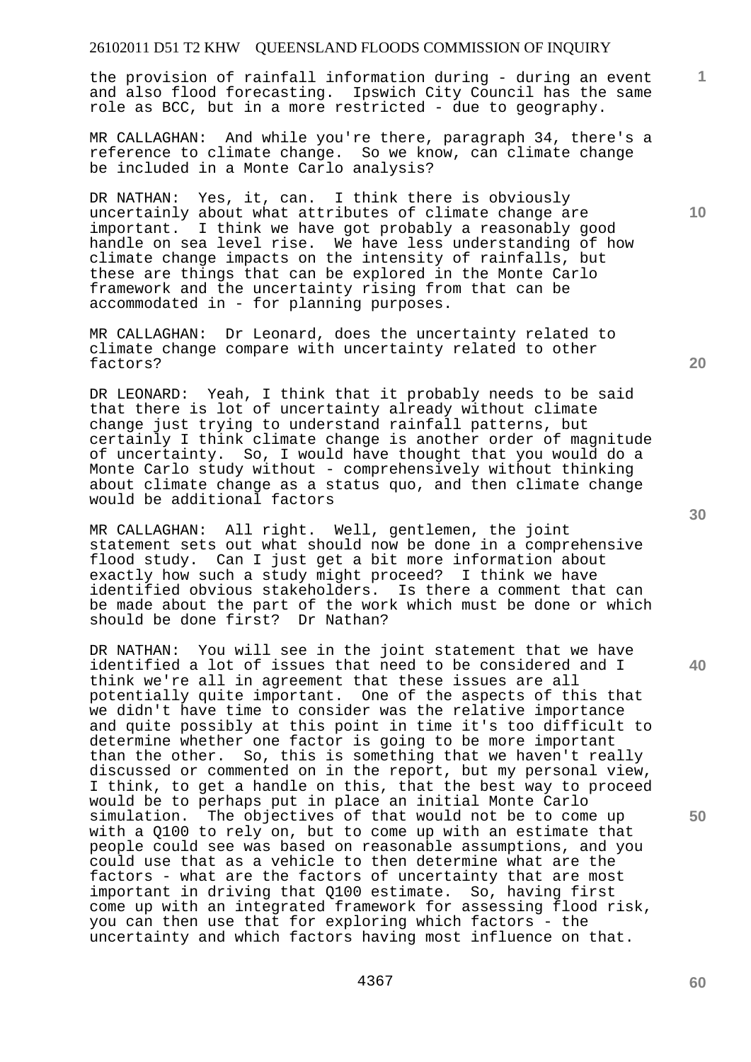the provision of rainfall information during - during an event and also flood forecasting. Ipswich City Council has the same role as BCC, but in a more restricted - due to geography.

MR CALLAGHAN: And while you're there, paragraph 34, there's a reference to climate change. So we know, can climate change be included in a Monte Carlo analysis?

DR NATHAN: Yes, it, can. I think there is obviously uncertainly about what attributes of climate change are important. I think we have got probably a reasonably good handle on sea level rise. We have less understanding of how climate change impacts on the intensity of rainfalls, but these are things that can be explored in the Monte Carlo framework and the uncertainty rising from that can be accommodated in - for planning purposes.

MR CALLAGHAN: Dr Leonard, does the uncertainty related to climate change compare with uncertainty related to other factors?

DR LEONARD: Yeah, I think that it probably needs to be said that there is lot of uncertainty already without climate change just trying to understand rainfall patterns, but certainly I think climate change is another order of magnitude of uncertainty. So, I would have thought that you would do a Monte Carlo study without - comprehensively without thinking about climate change as a status quo, and then climate change would be additional factors

MR CALLAGHAN: All right. Well, gentlemen, the joint statement sets out what should now be done in a comprehensive flood study. Can I just get a bit more information about exactly how such a study might proceed? I think we have identified obvious stakeholders. Is there a comment that can be made about the part of the work which must be done or which should be done first? Dr Nathan?

DR NATHAN: You will see in the joint statement that we have identified a lot of issues that need to be considered and I think we're all in agreement that these issues are all potentially quite important. One of the aspects of this that we didn't have time to consider was the relative importance and quite possibly at this point in time it's too difficult to determine whether one factor is going to be more important than the other. So, this is something that we haven't really discussed or commented on in the report, but my personal view, I think, to get a handle on this, that the best way to proceed would be to perhaps put in place an initial Monte Carlo simulation. The objectives of that would not be to come up with a Q100 to rely on, but to come up with an estimate that people could see was based on reasonable assumptions, and you could use that as a vehicle to then determine what are the factors - what are the factors of uncertainty that are most important in driving that Q100 estimate. So, having first come up with an integrated framework for assessing flood risk, you can then use that for exploring which factors - the uncertainty and which factors having most influence on that.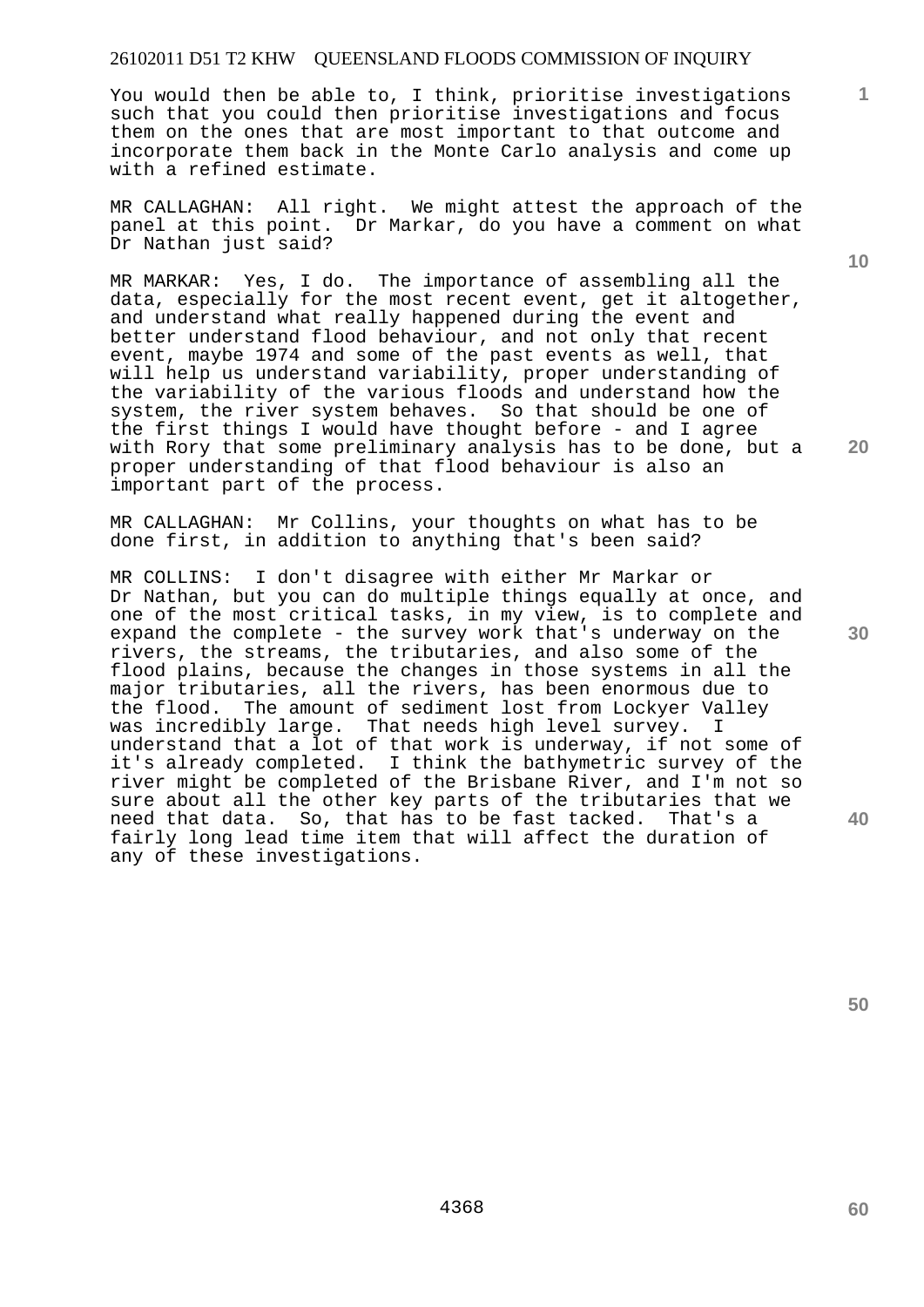You would then be able to, I think, prioritise investigations such that you could then prioritise investigations and focus them on the ones that are most important to that outcome and incorporate them back in the Monte Carlo analysis and come up with a refined estimate.

MR CALLAGHAN: All right. We might attest the approach of the panel at this point. Dr Markar, do you have a comment on what Dr Nathan just said?

MR MARKAR: Yes, I do. The importance of assembling all the data, especially for the most recent event, get it altogether, and understand what really happened during the event and better understand flood behaviour, and not only that recent event, maybe 1974 and some of the past events as well, that will help us understand variability, proper understanding of the variability of the various floods and understand how the system, the river system behaves. So that should be one of the first things I would have thought before - and I agree with Rory that some preliminary analysis has to be done, but a proper understanding of that flood behaviour is also an important part of the process.

MR CALLAGHAN: Mr Collins, your thoughts on what has to be done first, in addition to anything that's been said?

MR COLLINS: I don't disagree with either Mr Markar or Dr Nathan, but you can do multiple things equally at once, and one of the most critical tasks, in my view, is to complete and expand the complete - the survey work that's underway on the rivers, the streams, the tributaries, and also some of the flood plains, because the changes in those systems in all the major tributaries, all the rivers, has been enormous due to the flood. The amount of sediment lost from Lockyer Valley was incredibly large. That needs high level survey. I understand that a lot of that work is underway, if not some of it's already completed. I think the bathymetric survey of the river might be completed of the Brisbane River, and I'm not so sure about all the other key parts of the tributaries that we need that data. So, that has to be fast tacked. That's a fairly long lead time item that will affect the duration of any of these investigations.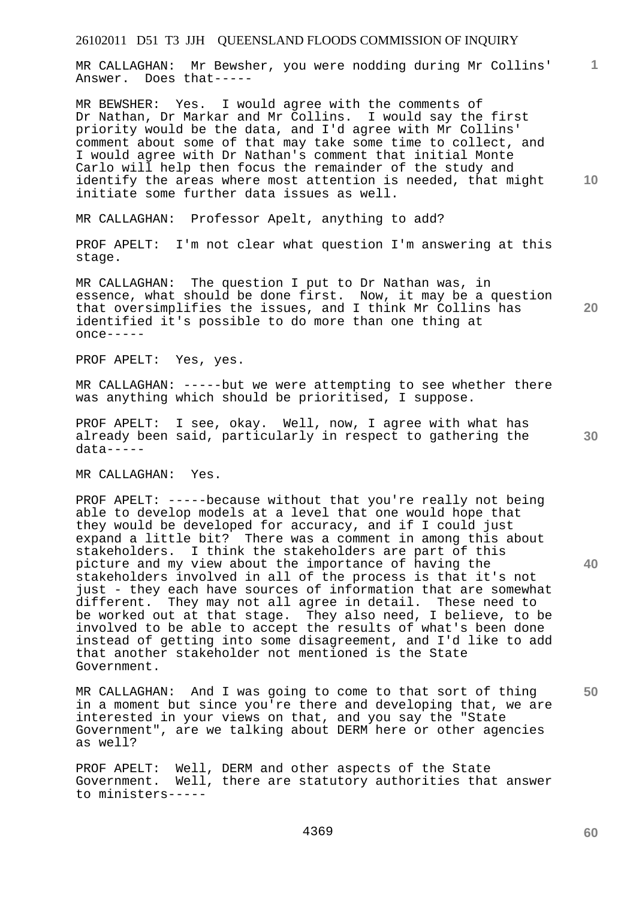MR CALLAGHAN: Mr Bewsher, you were nodding during Mr Collins' Answer. Does that-----

MR BEWSHER: Yes. I would agree with the comments of Dr Nathan, Dr Markar and Mr Collins. I would say the first priority would be the data, and I'd agree with Mr Collins' comment about some of that may take some time to collect, and I would agree with Dr Nathan's comment that initial Monte Carlo will help then focus the remainder of the study and identify the areas where most attention is needed, that might initiate some further data issues as well.

MR CALLAGHAN: Professor Apelt, anything to add?

PROF APELT: I'm not clear what question I'm answering at this stage.

MR CALLAGHAN: The question I put to Dr Nathan was, in essence, what should be done first. Now, it may be a question that oversimplifies the issues, and I think Mr Collins has identified it's possible to do more than one thing at once-----

PROF APELT: Yes, yes.

MR CALLAGHAN: -----but we were attempting to see whether there was anything which should be prioritised, I suppose.

PROF APELT: I see, okay. Well, now, I agree with what has already been said, particularly in respect to gathering the data-----

MR CALLAGHAN: Yes.

PROF APELT: -----because without that you're really not being able to develop models at a level that one would hope that they would be developed for accuracy, and if I could just expand a little bit? There was a comment in among this about stakeholders. I think the stakeholders are part of this picture and my view about the importance of having the stakeholders involved in all of the process is that it's not just - they each have sources of information that are somewhat different. They may not all agree in detail. These need to be worked out at that stage. They also need, I believe, to be involved to be able to accept the results of what's been done instead of getting into some disagreement, and I'd like to add that another stakeholder not mentioned is the State Government.

MR CALLAGHAN: And I was going to come to that sort of thing in a moment but since you're there and developing that, we are interested in your views on that, and you say the "State Government", are we talking about DERM here or other agencies as well?

PROF APELT: Well, DERM and other aspects of the State Government. Well, there are statutory authorities that answer to ministers-----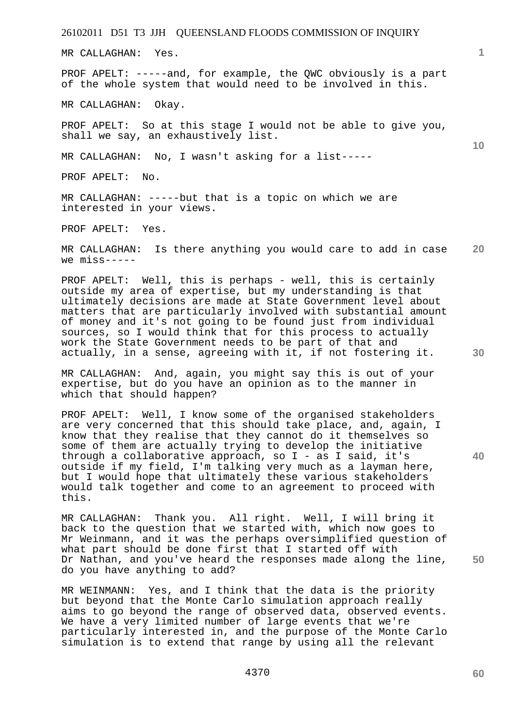MR CALLAGHAN: Yes.

PROF APELT: -----and, for example, the QWC obviously is a part of the whole system that would need to be involved in this.

MR CALLAGHAN: Okay.

PROF APELT: So at this stage I would not be able to give you, shall we say, an exhaustively list.

MR CALLAGHAN: No, I wasn't asking for a list-----

PROF APELT: No.

MR CALLAGHAN: -----but that is a topic on which we are interested in your views.

PROF APELT: Yes.

MR CALLAGHAN: Is there anything you would care to add in case we miss-----

PROF APELT: Well, this is perhaps - well, this is certainly outside my area of expertise, but my understanding is that ultimately decisions are made at State Government level about matters that are particularly involved with substantial amount of money and it's not going to be found just from individual sources, so I would think that for this process to actually work the State Government needs to be part of that and actually, in a sense, agreeing with it, if not fostering it.

MR CALLAGHAN: And, again, you might say this is out of your expertise, but do you have an opinion as to the manner in which that should happen?

PROF APELT: Well, I know some of the organised stakeholders are very concerned that this should take place, and, again, I know that they realise that they cannot do it themselves so some of them are actually trying to develop the initiative through a collaborative approach, so I - as I said, it's outside if my field, I'm talking very much as a layman here, but I would hope that ultimately these various stakeholders would talk together and come to an agreement to proceed with this.

MR CALLAGHAN: Thank you. All right. Well, I will bring it back to the question that we started with, which now goes to Mr Weinmann, and it was the perhaps oversimplified question of what part should be done first that I started off with Dr Nathan, and you've heard the responses made along the line, do you have anything to add?

MR WEINMANN: Yes, and I think that the data is the priority but beyond that the Monte Carlo simulation approach really aims to go beyond the range of observed data, observed events. We have a very limited number of large events that we're particularly interested in, and the purpose of the Monte Carlo simulation is to extend that range by using all the relevant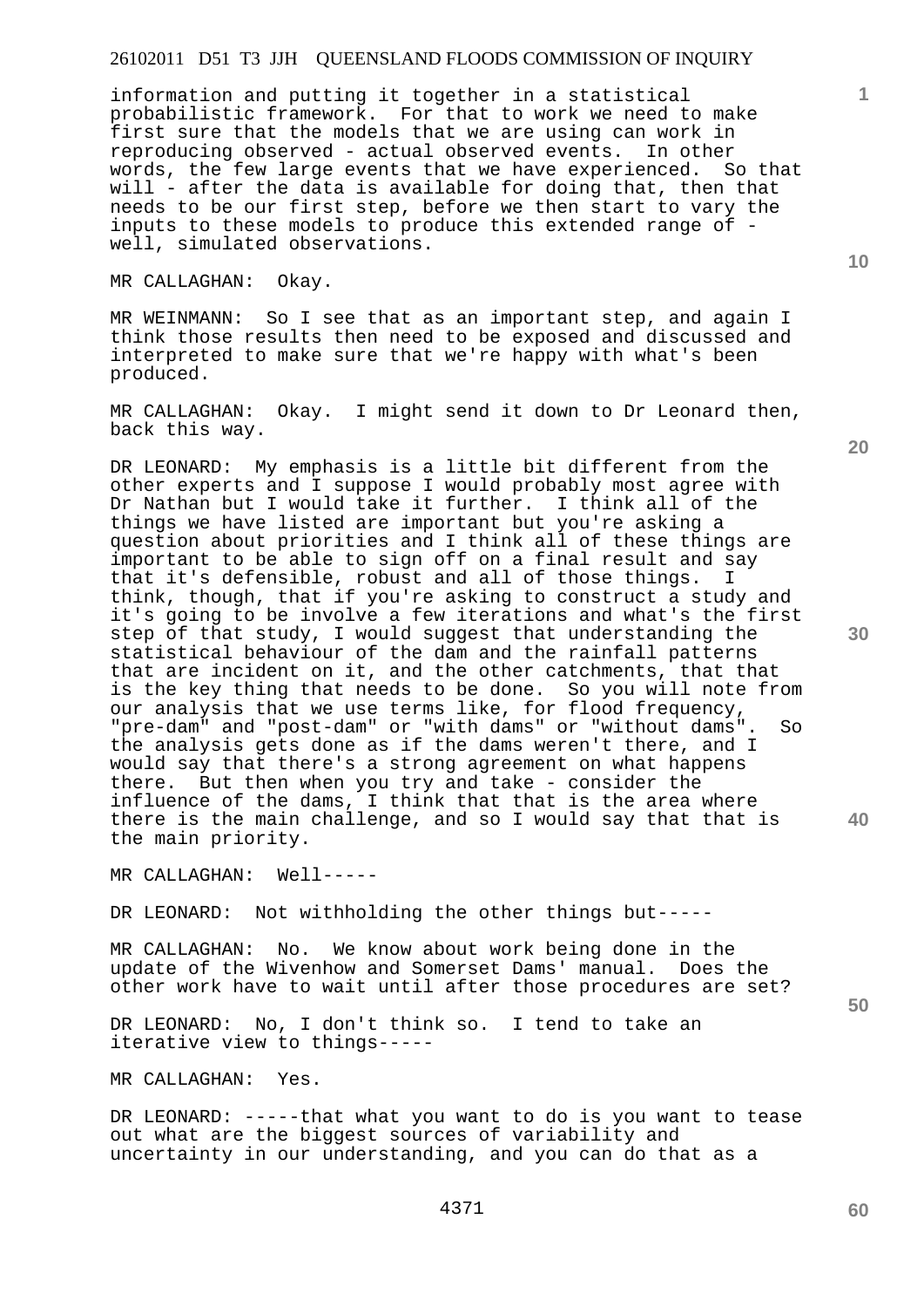information and putting it together in a statistical probabilistic framework. For that to work we need to make first sure that the models that we are using can work in reproducing observed - actual observed events. In other words, the few large events that we have experienced. So that will - after the data is available for doing that, then that needs to be our first step, before we then start to vary the inputs to these models to produce this extended range of - well, simulated observations.

MR CALLAGHAN: Okay.

MR WEINMANN: So I see that as an important step, and again I think those results then need to be exposed and discussed and interpreted to make sure that we're happy with what's been produced.

MR CALLAGHAN: Okay. I might send it down to Dr Leonard then, back this way.

DR LEONARD: My emphasis is a little bit different from the other experts and I suppose I would probably most agree with Dr Nathan but I would take it further. I think all of the things we have listed are important but you're asking a question about priorities and I think all of these things are important to be able to sign off on a final result and say that it's defensible, robust and all of those things. I think, though, that if you're asking to construct a study and it's going to be involve a few iterations and what's the first step of that study, I would suggest that understanding the statistical behaviour of the dam and the rainfall patterns that are incident on it, and the other catchments, that that is the key thing that needs to be done. So you will note from our analysis that we use terms like, for flood frequency, "pre-dam" and "post-dam" or "with dams" or "without dams". So the analysis gets done as if the dams weren't there, and I would say that there's a strong agreement on what happens there. But then when you try and take - consider the influence of the dams, I think that that is the area where there is the main challenge, and so I would say that that is the main priority.

MR CALLAGHAN: Well-----

DR LEONARD: Not withholding the other things but-----

MR CALLAGHAN: No. We know about work being done in the update of the Wivenhow and Somerset Dams' manual. Does the other work have to wait until after those procedures are set?

DR LEONARD: No, I don't think so. I tend to take an iterative view to things-----

MR CALLAGHAN: Yes.

DR LEONARD: -----that what you want to do is you want to tease out what are the biggest sources of variability and uncertainty in our understanding, and you can do that as a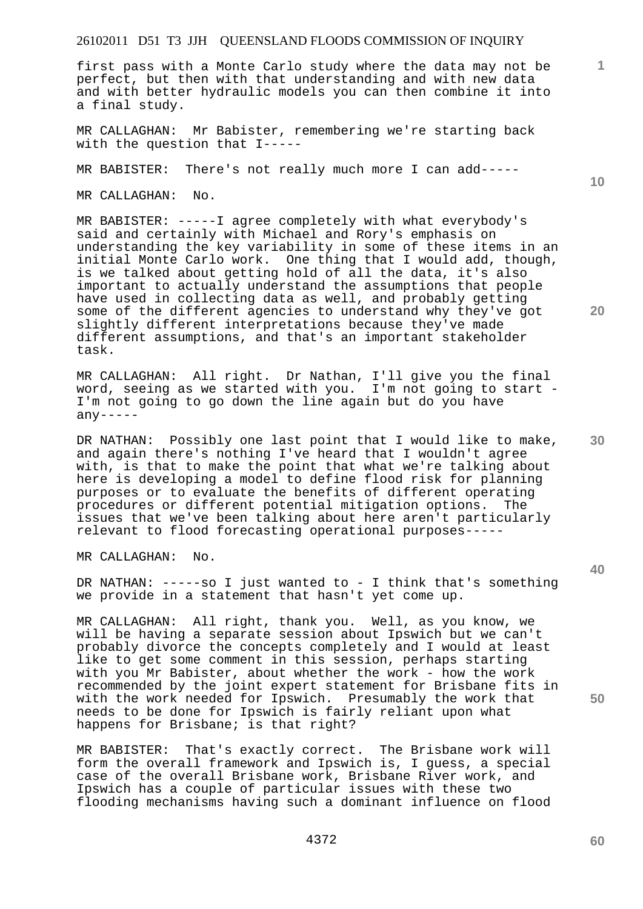first pass with a Monte Carlo study where the data may not be perfect, but then with that understanding and with new data and with better hydraulic models you can then combine it into a final study.

MR CALLAGHAN: Mr Babister, remembering we're starting back with the question that I-----

MR BABISTER: There's not really much more I can add-----

MR CALLAGHAN: No.

MR BABISTER: -----I agree completely with what everybody's said and certainly with Michael and Rory's emphasis on understanding the key variability in some of these items in an initial Monte Carlo work. One thing that I would add, though, is we talked about getting hold of all the data, it's also important to actually understand the assumptions that people have used in collecting data as well, and probably getting some of the different agencies to understand why they've got slightly different interpretations because they've made different assumptions, and that's an important stakeholder task.

MR CALLAGHAN: All right. Dr Nathan, I'll give you the final word, seeing as we started with you. I'm not going to start - I'm not going to go down the line again but do you have any-----

DR NATHAN: Possibly one last point that I would like to make, and again there's nothing I've heard that I wouldn't agree with, is that to make the point that what we're talking about here is developing a model to define flood risk for planning purposes or to evaluate the benefits of different operating procedures or different potential mitigation options. The issues that we've been talking about here aren't particularly relevant to flood forecasting operational purposes-----

MR CALLAGHAN: No.

DR NATHAN: -----so I just wanted to - I think that's something we provide in a statement that hasn't yet come up.

MR CALLAGHAN: All right, thank you. Well, as you know, we will be having a separate session about Ipswich but we can't probably divorce the concepts completely and I would at least like to get some comment in this session, perhaps starting with you Mr Babister, about whether the work - how the work recommended by the joint expert statement for Brisbane fits in with the work needed for Ipswich. Presumably the work that needs to be done for Ipswich is fairly reliant upon what happens for Brisbane; is that right?

MR BABISTER: That's exactly correct. The Brisbane work will form the overall framework and Ipswich is, I guess, a special case of the overall Brisbane work, Brisbane River work, and Ipswich has a couple of particular issues with these two flooding mechanisms having such a dominant influence on flood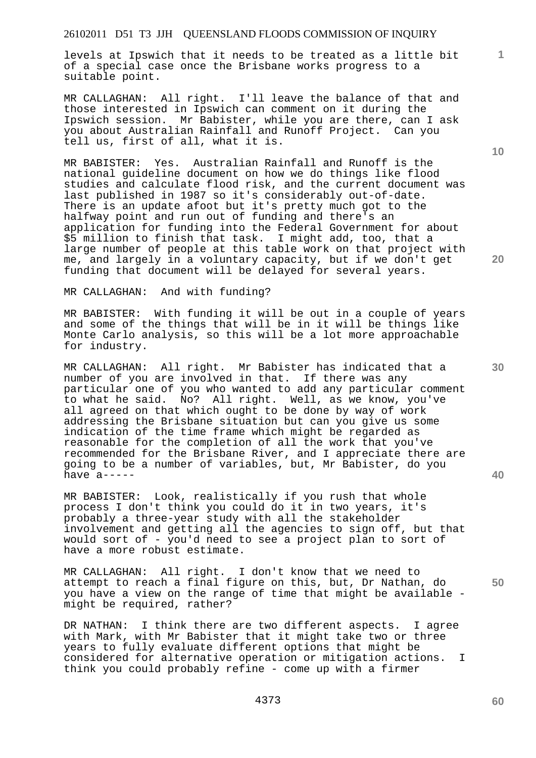levels at Ipswich that it needs to be treated as a little bit of a special case once the Brisbane works progress to a suitable point.

MR CALLAGHAN: All right. I'll leave the balance of that and those interested in Ipswich can comment on it during the Ipswich session. Mr Babister, while you are there, can I ask you about Australian Rainfall and Runoff Project. Can you tell us, first of all, what it is.

MR BABISTER: Yes. Australian Rainfall and Runoff is the national guideline document on how we do things like flood studies and calculate flood risk, and the current document was last published in 1987 so it's considerably out-of-date. There is an update afoot but it's pretty much got to the halfway point and run out of funding and there's an application for funding into the Federal Government for about $5 million to finish that task. I might add, too, that a large number of people at this table work on that project with me, and largely in a voluntary capacity, but if we don't get funding that document will be delayed for several years.

MR CALLAGHAN: And with funding?

MR BABISTER: With funding it will be out in a couple of years and some of the things that will be in it will be things like Monte Carlo analysis, so this will be a lot more approachable for industry.

MR CALLAGHAN: All right. Mr Babister has indicated that a number of you are involved in that. If there was any particular one of you who wanted to add any particular comment to what he said. No? All right. Well, as we know, you've all agreed on that which ought to be done by way of work addressing the Brisbane situation but can you give us some indication of the time frame which might be regarded as reasonable for the completion of all the work that you've recommended for the Brisbane River, and I appreciate there are going to be a number of variables, but, Mr Babister, do you have a-----

MR BABISTER: Look, realistically if you rush that whole process I don't think you could do it in two years, it's probably a three-year study with all the stakeholder involvement and getting all the agencies to sign off, but that would sort of - you'd need to see a project plan to sort of have a more robust estimate.

MR CALLAGHAN: All right. I don't know that we need to attempt to reach a final figure on this, but, Dr Nathan, do you have a view on the range of time that might be available - might be required, rather?

DR NATHAN: I think there are two different aspects. I agree with Mark, with Mr Babister that it might take two or three years to fully evaluate different options that might be considered for alternative operation or mitigation actions. I think you could probably refine - come up with a firmer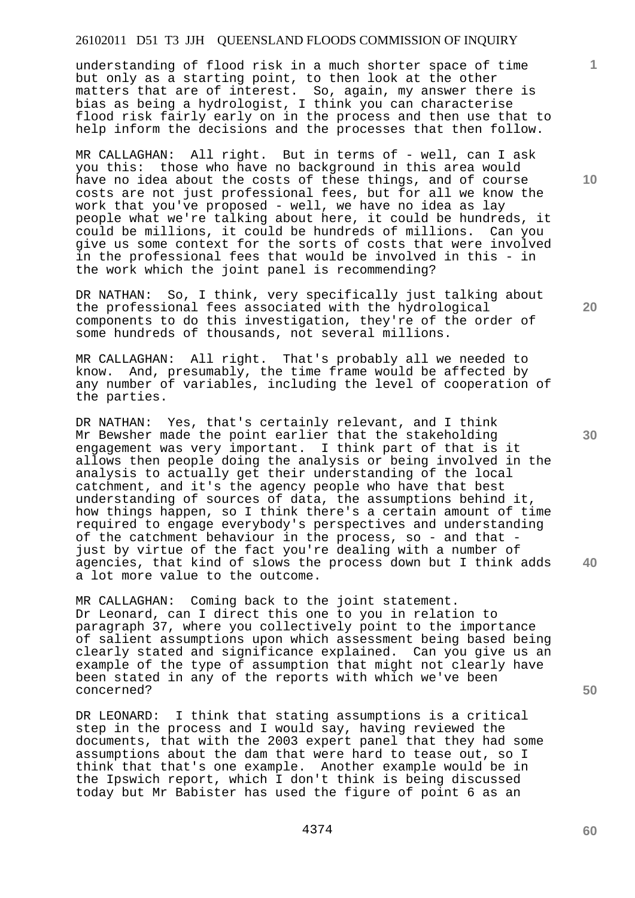understanding of flood risk in a much shorter space of time but only as a starting point, to then look at the other matters that are of interest. So, again, my answer there is bias as being a hydrologist, I think you can characterise flood risk fairly early on in the process and then use that to help inform the decisions and the processes that then follow.

MR CALLAGHAN: All right. But in terms of - well, can I ask you this: those who have no background in this area would have no idea about the costs of these things, and of course costs are not just professional fees, but for all we know the work that you've proposed - well, we have no idea as lay people what we're talking about here, it could be hundreds, it could be millions, it could be hundreds of millions. Can you give us some context for the sorts of costs that were involved in the professional fees that would be involved in this - in the work which the joint panel is recommending?

DR NATHAN: So, I think, very specifically just talking about the professional fees associated with the hydrological components to do this investigation, they're of the order of some hundreds of thousands, not several millions.

MR CALLAGHAN: All right. That's probably all we needed to know. And, presumably, the time frame would be affected by any number of variables, including the level of cooperation of the parties.

DR NATHAN: Yes, that's certainly relevant, and I think Mr Bewsher made the point earlier that the stakeholding engagement was very important. I think part of that is it allows then people doing the analysis or being involved in the analysis to actually get their understanding of the local catchment, and it's the agency people who have that best understanding of sources of data, the assumptions behind it, how things happen, so I think there's a certain amount of time required to engage everybody's perspectives and understanding of the catchment behaviour in the process, so - and that - just by virtue of the fact you're dealing with a number of agencies, that kind of slows the process down but I think adds a lot more value to the outcome.

MR CALLAGHAN: Coming back to the joint statement. Dr Leonard, can I direct this one to you in relation to paragraph 37, where you collectively point to the importance of salient assumptions upon which assessment being based being clearly stated and significance explained. Can you give us an example of the type of assumption that might not clearly have been stated in any of the reports with which we've been concerned?

DR LEONARD: I think that stating assumptions is a critical step in the process and I would say, having reviewed the documents, that with the 2003 expert panel that they had some assumptions about the dam that were hard to tease out, so I think that that's one example. Another example would be in the Ipswich report, which I don't think is being discussed today but Mr Babister has used the figure of point 6 as an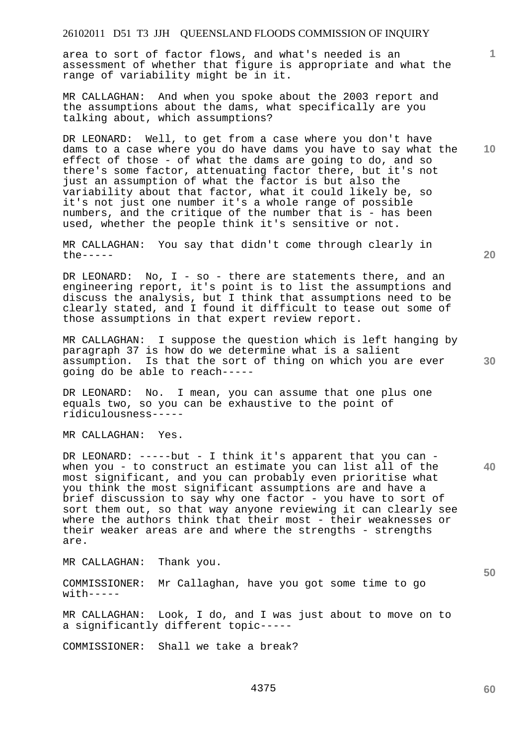area to sort of factor flows, and what's needed is an assessment of whether that figure is appropriate and what the range of variability might be in it.

MR CALLAGHAN: And when you spoke about the 2003 report and the assumptions about the dams, what specifically are you talking about, which assumptions?

DR LEONARD: Well, to get from a case where you don't have dams to a case where you do have dams you have to say what the effect of those - of what the dams are going to do, and so there's some factor, attenuating factor there, but it's not just an assumption of what the factor is but also the variability about that factor, what it could likely be, so it's not just one number it's a whole range of possible numbers, and the critique of the number that is - has been used, whether the people think it's sensitive or not.

MR CALLAGHAN: You say that didn't come through clearly in the-----

DR LEONARD: No, I - so - there are statements there, and an engineering report, it's point is to list the assumptions and discuss the analysis, but I think that assumptions need to be clearly stated, and I found it difficult to tease out some of those assumptions in that expert review report.

MR CALLAGHAN: I suppose the question which is left hanging by paragraph 37 is how do we determine what is a salient assumption. Is that the sort of thing on which you are ever going do be able to reach-----

DR LEONARD: No. I mean, you can assume that one plus one equals two, so you can be exhaustive to the point of ridiculousness-----

MR CALLAGHAN: Yes.

DR LEONARD: -----but - I think it's apparent that you can - when you - to construct an estimate you can list all of the most significant, and you can probably even prioritise what you think the most significant assumptions are and have a brief discussion to say why one factor - you have to sort of sort them out, so that way anyone reviewing it can clearly see where the authors think that their most - their weaknesses or their weaker areas are and where the strengths - strengths are.

MR CALLAGHAN: Thank you.

COMMISSIONER: Mr Callaghan, have you got some time to go with-----

MR CALLAGHAN: Look, I do, and I was just about to move on to a significantly different topic-----

COMMISSIONER: Shall we take a break?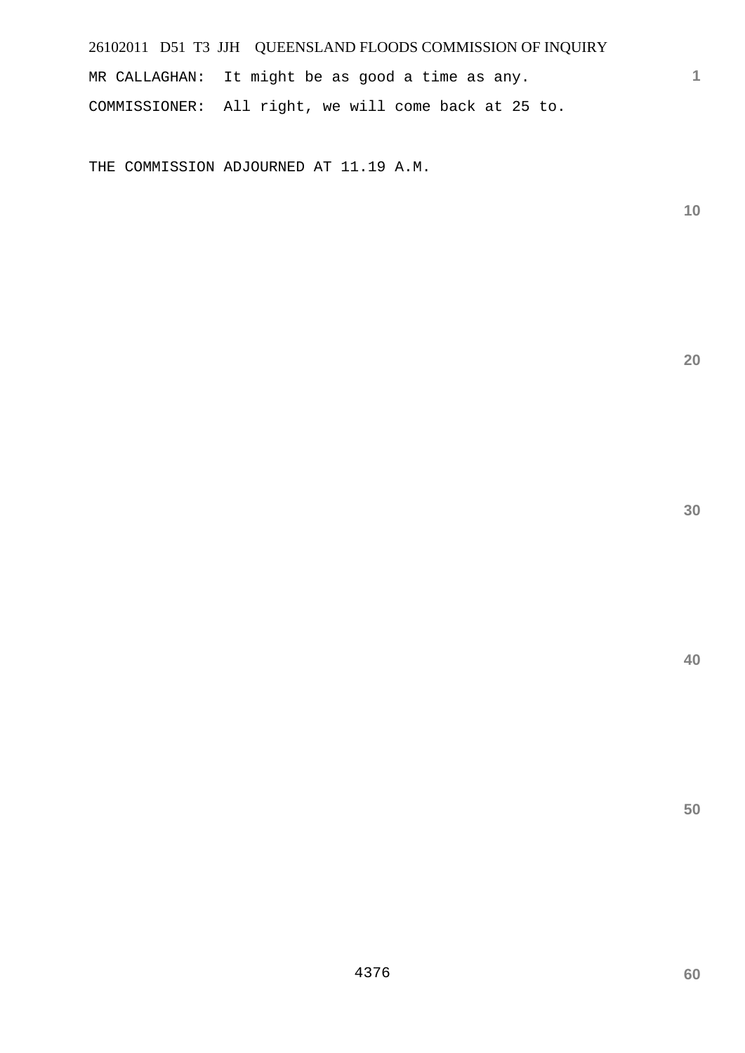MR CALLAGHAN:  It might be as good a time as any.

COMMISSIONER:  All right, we will come back at 25 to.

THE COMMISSION ADJOURNED AT 11.19 A.M.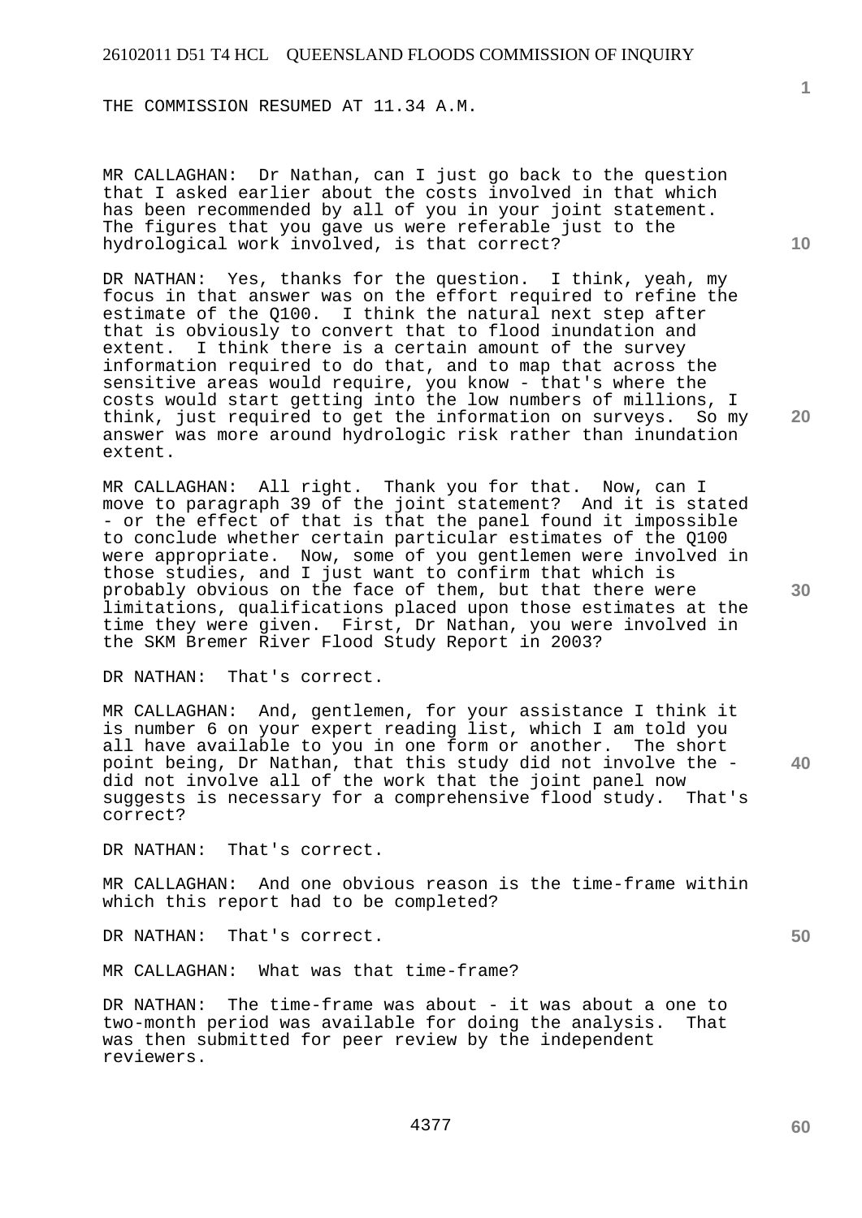THE COMMISSION RESUMED AT 11.34 A.M.

MR CALLAGHAN: Dr Nathan, can I just go back to the question that I asked earlier about the costs involved in that which has been recommended by all of you in your joint statement. The figures that you gave us were referable just to the hydrological work involved, is that correct?

DR NATHAN: Yes, thanks for the question. I think, yeah, my focus in that answer was on the effort required to refine the estimate of the Q100. I think the natural next step after that is obviously to convert that to flood inundation and extent. I think there is a certain amount of the survey information required to do that, and to map that across the sensitive areas would require, you know - that's where the costs would start getting into the low numbers of millions, I think, just required to get the information on surveys. So my answer was more around hydrologic risk rather than inundation extent.

MR CALLAGHAN: All right. Thank you for that. Now, can I move to paragraph 39 of the joint statement? And it is stated - or the effect of that is that the panel found it impossible to conclude whether certain particular estimates of the Q100 were appropriate. Now, some of you gentlemen were involved in those studies, and I just want to confirm that which is probably obvious on the face of them, but that there were limitations, qualifications placed upon those estimates at the time they were given. First, Dr Nathan, you were involved in the SKM Bremer River Flood Study Report in 2003?

DR NATHAN: That's correct.

MR CALLAGHAN: And, gentlemen, for your assistance I think it is number 6 on your expert reading list, which I am told you all have available to you in one form or another. The short point being, Dr Nathan, that this study did not involve the - did not involve all of the work that the joint panel now suggests is necessary for a comprehensive flood study. That's correct?

DR NATHAN: That's correct.

MR CALLAGHAN: And one obvious reason is the time-frame within which this report had to be completed?

DR NATHAN: That's correct.

MR CALLAGHAN: What was that time-frame?

DR NATHAN: The time-frame was about - it was about a one to two-month period was available for doing the analysis. That was then submitted for peer review by the independent reviewers.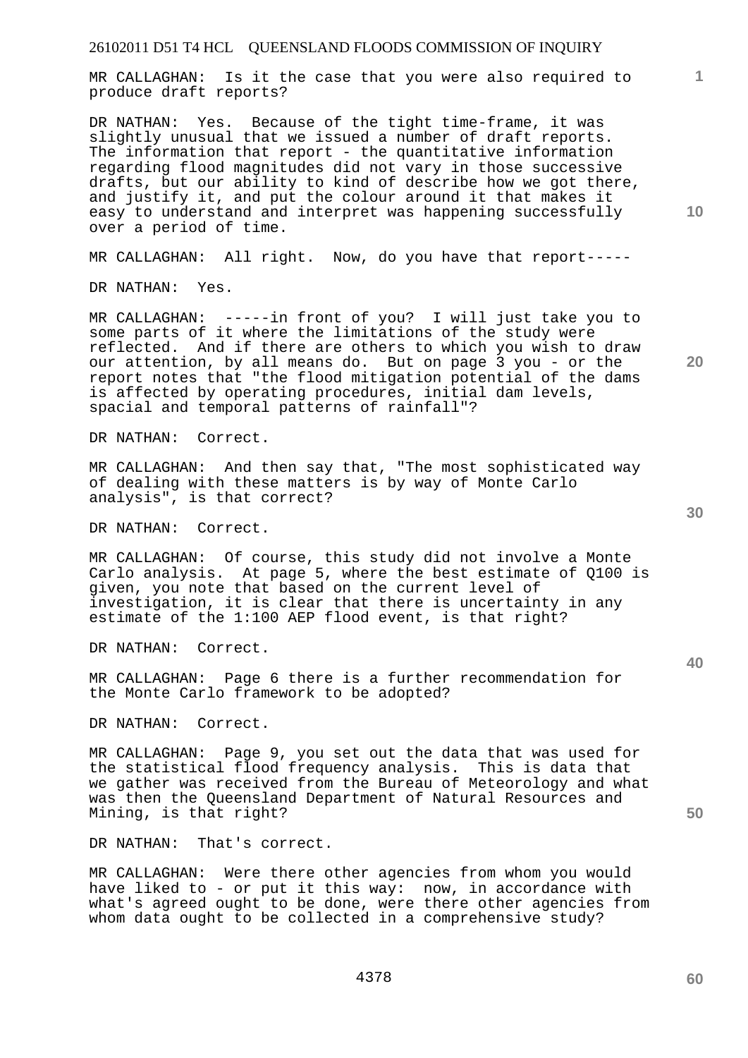MR CALLAGHAN: Is it the case that you were also required to produce draft reports?

DR NATHAN: Yes. Because of the tight time-frame, it was slightly unusual that we issued a number of draft reports. The information that report - the quantitative information regarding flood magnitudes did not vary in those successive drafts, but our ability to kind of describe how we got there, and justify it, and put the colour around it that makes it easy to understand and interpret was happening successfully over a period of time.

MR CALLAGHAN: All right. Now, do you have that report-----

DR NATHAN: Yes.

MR CALLAGHAN: -----in front of you? I will just take you to some parts of it where the limitations of the study were reflected. And if there are others to which you wish to draw our attention, by all means do. But on page 3 you - or the report notes that "the flood mitigation potential of the dams is affected by operating procedures, initial dam levels, spacial and temporal patterns of rainfall"?

DR NATHAN: Correct.

MR CALLAGHAN: And then say that, "The most sophisticated way of dealing with these matters is by way of Monte Carlo analysis", is that correct?

DR NATHAN: Correct.

MR CALLAGHAN: Of course, this study did not involve a Monte Carlo analysis. At page 5, where the best estimate of Q100 is given, you note that based on the current level of investigation, it is clear that there is uncertainty in any estimate of the 1:100 AEP flood event, is that right?

DR NATHAN: Correct.

MR CALLAGHAN: Page 6 there is a further recommendation for the Monte Carlo framework to be adopted?

DR NATHAN: Correct.

MR CALLAGHAN: Page 9, you set out the data that was used for the statistical flood frequency analysis. This is data that we gather was received from the Bureau of Meteorology and what was then the Queensland Department of Natural Resources and Mining, is that right?

DR NATHAN: That's correct.

MR CALLAGHAN: Were there other agencies from whom you would have liked to - or put it this way: now, in accordance with what's agreed ought to be done, were there other agencies from whom data ought to be collected in a comprehensive study?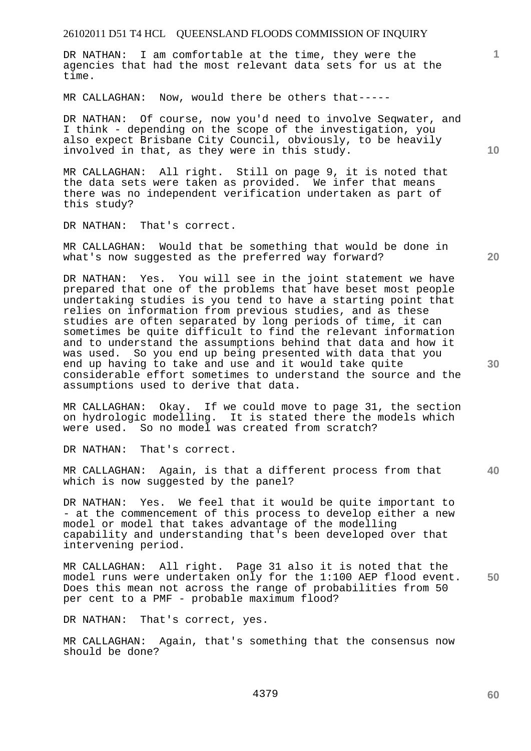DR NATHAN: I am comfortable at the time, they were the agencies that had the most relevant data sets for us at the time.

MR CALLAGHAN: Now, would there be others that-----

DR NATHAN: Of course, now you'd need to involve Seqwater, and I think - depending on the scope of the investigation, you also expect Brisbane City Council, obviously, to be heavily involved in that, as they were in this study.

MR CALLAGHAN: All right. Still on page 9, it is noted that the data sets were taken as provided. We infer that means there was no independent verification undertaken as part of this study?

DR NATHAN: That's correct.

MR CALLAGHAN: Would that be something that would be done in what's now suggested as the preferred way forward?

DR NATHAN: Yes. You will see in the joint statement we have prepared that one of the problems that have beset most people undertaking studies is you tend to have a starting point that relies on information from previous studies, and as these studies are often separated by long periods of time, it can sometimes be quite difficult to find the relevant information and to understand the assumptions behind that data and how it was used. So you end up being presented with data that you end up having to take and use and it would take quite considerable effort sometimes to understand the source and the assumptions used to derive that data.

MR CALLAGHAN: Okay. If we could move to page 31, the section on hydrologic modelling. It is stated there the models which were used. So no model was created from scratch?

DR NATHAN: That's correct.

MR CALLAGHAN: Again, is that a different process from that which is now suggested by the panel?

DR NATHAN: Yes. We feel that it would be quite important to - at the commencement of this process to develop either a new model or model that takes advantage of the modelling capability and understanding that's been developed over that intervening period.

MR CALLAGHAN: All right. Page 31 also it is noted that the model runs were undertaken only for the 1:100 AEP flood event. Does this mean not across the range of probabilities from 50 per cent to a PMF - probable maximum flood?

DR NATHAN: That's correct, yes.

MR CALLAGHAN: Again, that's something that the consensus now should be done?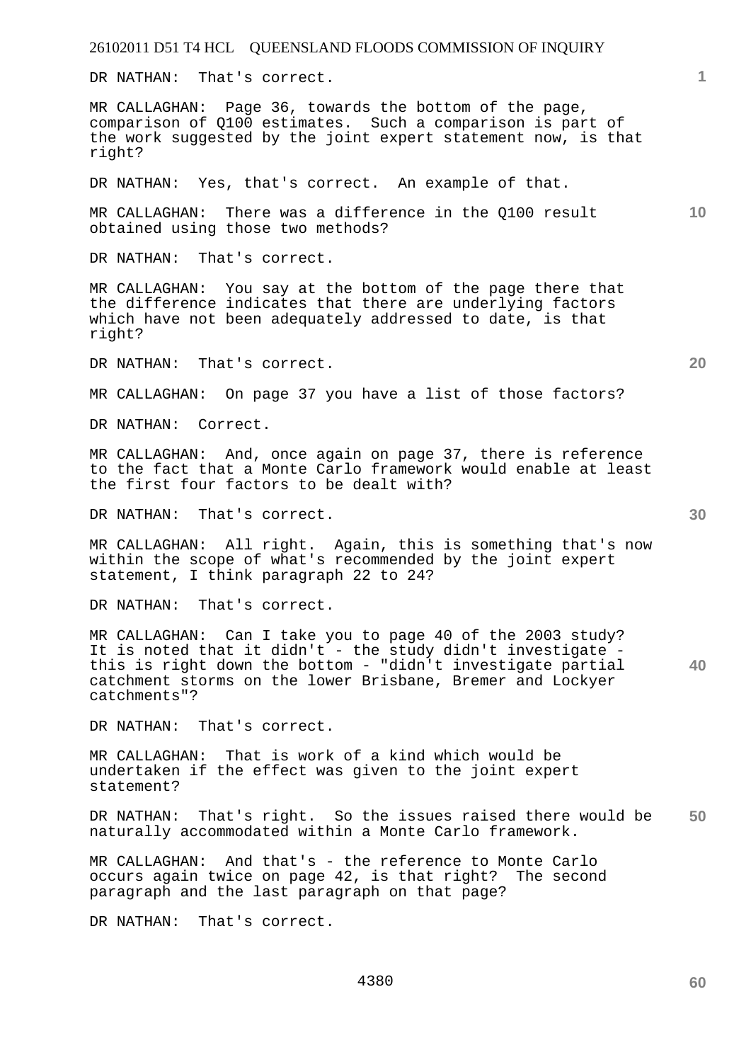DR NATHAN: That's correct.

MR CALLAGHAN: Page 36, towards the bottom of the page, comparison of Q100 estimates. Such a comparison is part of the work suggested by the joint expert statement now, is that right?

DR NATHAN: Yes, that's correct. An example of that.

MR CALLAGHAN: There was a difference in the Q100 result obtained using those two methods?

DR NATHAN: That's correct.

MR CALLAGHAN: You say at the bottom of the page there that the difference indicates that there are underlying factors which have not been adequately addressed to date, is that right?

DR NATHAN: That's correct.

MR CALLAGHAN: On page 37 you have a list of those factors?

DR NATHAN: Correct.

MR CALLAGHAN: And, once again on page 37, there is reference to the fact that a Monte Carlo framework would enable at least the first four factors to be dealt with?

DR NATHAN: That's correct.

MR CALLAGHAN: All right. Again, this is something that's now within the scope of what's recommended by the joint expert statement, I think paragraph 22 to 24?

DR NATHAN: That's correct.

MR CALLAGHAN: Can I take you to page 40 of the 2003 study? It is noted that it didn't - the study didn't investigate - this is right down the bottom - "didn't investigate partial catchment storms on the lower Brisbane, Bremer and Lockyer catchments"?

DR NATHAN: That's correct.

MR CALLAGHAN: That is work of a kind which would be undertaken if the effect was given to the joint expert statement?

DR NATHAN: That's right. So the issues raised there would be naturally accommodated within a Monte Carlo framework.

MR CALLAGHAN: And that's - the reference to Monte Carlo occurs again twice on page 42, is that right? The second paragraph and the last paragraph on that page?

DR NATHAN: That's correct.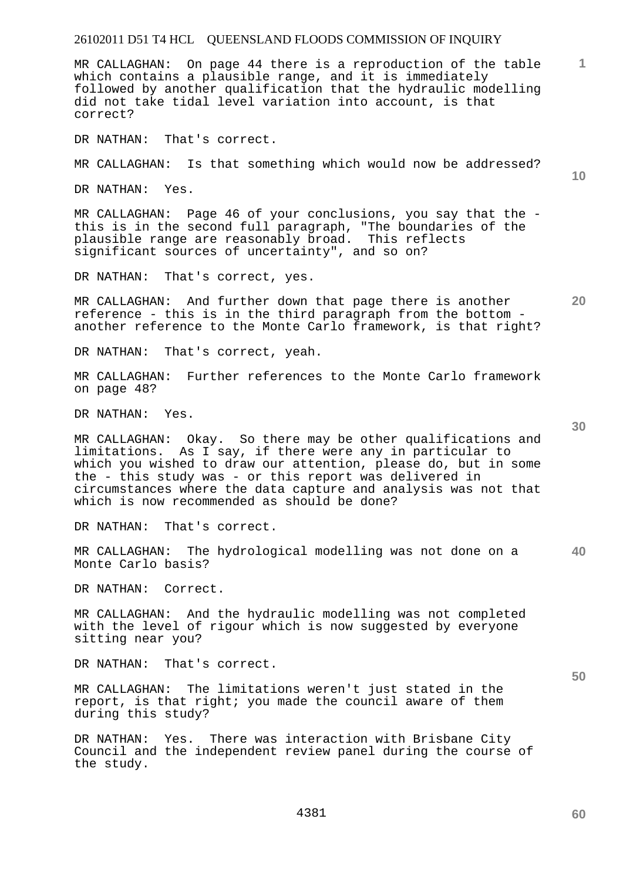MR CALLAGHAN: On page 44 there is a reproduction of the table which contains a plausible range, and it is immediately followed by another qualification that the hydraulic modelling did not take tidal level variation into account, is that correct?

DR NATHAN: That's correct.

MR CALLAGHAN: Is that something which would now be addressed?

DR NATHAN: Yes.

MR CALLAGHAN: Page 46 of your conclusions, you say that the - this is in the second full paragraph, "The boundaries of the plausible range are reasonably broad. This reflects significant sources of uncertainty", and so on?

DR NATHAN: That's correct, yes.

MR CALLAGHAN: And further down that page there is another reference - this is in the third paragraph from the bottom - another reference to the Monte Carlo framework, is that right?

DR NATHAN: That's correct, yeah.

MR CALLAGHAN: Further references to the Monte Carlo framework on page 48?

DR NATHAN: Yes.

MR CALLAGHAN: Okay. So there may be other qualifications and limitations. As I say, if there were any in particular to which you wished to draw our attention, please do, but in some the - this study was - or this report was delivered in circumstances where the data capture and analysis was not that which is now recommended as should be done?

DR NATHAN: That's correct.

MR CALLAGHAN: The hydrological modelling was not done on a Monte Carlo basis?

DR NATHAN: Correct.

MR CALLAGHAN: And the hydraulic modelling was not completed with the level of rigour which is now suggested by everyone sitting near you?

DR NATHAN: That's correct.

MR CALLAGHAN: The limitations weren't just stated in the report, is that right; you made the council aware of them during this study?

DR NATHAN: Yes. There was interaction with Brisbane City Council and the independent review panel during the course of the study.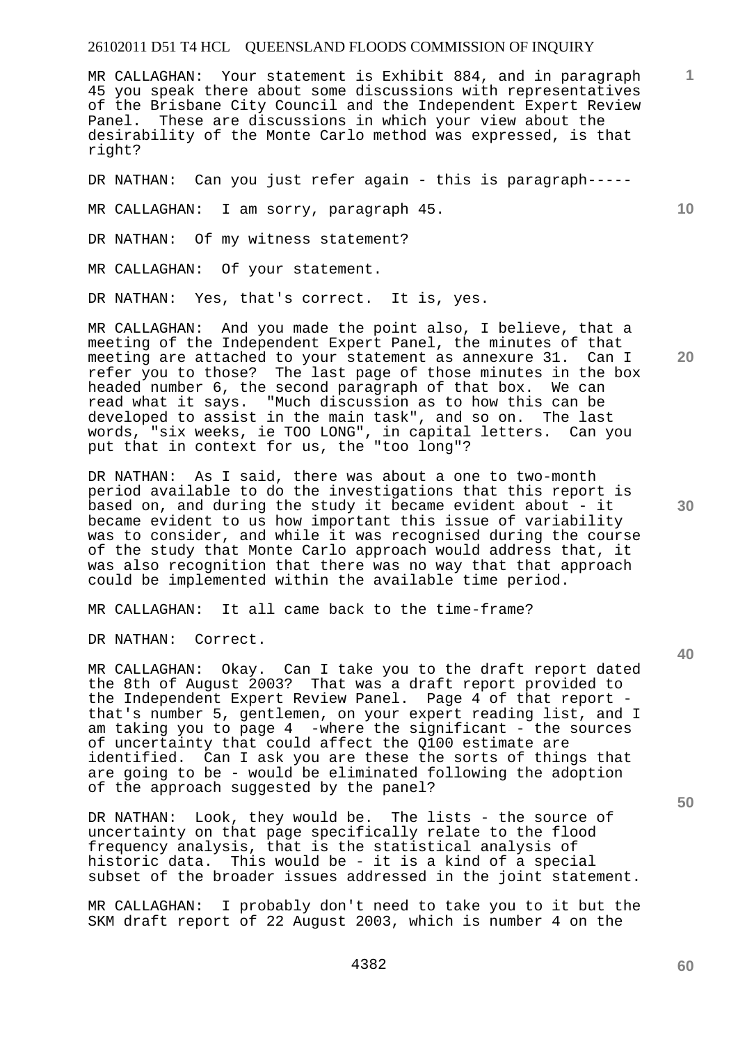MR CALLAGHAN: Your statement is Exhibit 884, and in paragraph 45 you speak there about some discussions with representatives of the Brisbane City Council and the Independent Expert Review Panel. These are discussions in which your view about the desirability of the Monte Carlo method was expressed, is that right?

DR NATHAN: Can you just refer again - this is paragraph-----

MR CALLAGHAN: I am sorry, paragraph 45.

DR NATHAN: Of my witness statement?

MR CALLAGHAN: Of your statement.

DR NATHAN: Yes, that's correct. It is, yes.

MR CALLAGHAN: And you made the point also, I believe, that a meeting of the Independent Expert Panel, the minutes of that meeting are attached to your statement as annexure 31. Can I refer you to those? The last page of those minutes in the box headed number 6, the second paragraph of that box. We can read what it says. "Much discussion as to how this can be developed to assist in the main task", and so on. The last words, "six weeks, ie TOO LONG", in capital letters. Can you put that in context for us, the "too long"?

DR NATHAN: As I said, there was about a one to two-month period available to do the investigations that this report is based on, and during the study it became evident about - it became evident to us how important this issue of variability was to consider, and while it was recognised during the course of the study that Monte Carlo approach would address that, it was also recognition that there was no way that that approach could be implemented within the available time period.

MR CALLAGHAN: It all came back to the time-frame?

DR NATHAN: Correct.

MR CALLAGHAN: Okay. Can I take you to the draft report dated the 8th of August 2003? That was a draft report provided to the Independent Expert Review Panel. Page 4 of that report - that's number 5, gentlemen, on your expert reading list, and I am taking you to page 4 -where the significant - the sources of uncertainty that could affect the Q100 estimate are identified. Can I ask you are these the sorts of things that are going to be - would be eliminated following the adoption of the approach suggested by the panel?

DR NATHAN: Look, they would be. The lists - the source of uncertainty on that page specifically relate to the flood frequency analysis, that is the statistical analysis of historic data. This would be - it is a kind of a special subset of the broader issues addressed in the joint statement.

MR CALLAGHAN: I probably don't need to take you to it but the SKM draft report of 22 August 2003, which is number 4 on the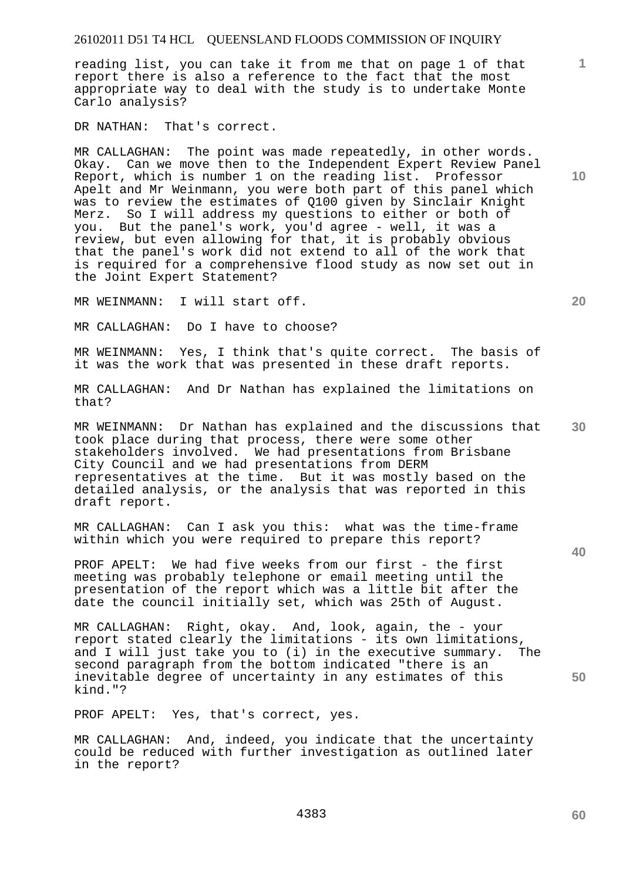reading list, you can take it from me that on page 1 of that report there is also a reference to the fact that the most appropriate way to deal with the study is to undertake Monte Carlo analysis?

DR NATHAN: That's correct.

MR CALLAGHAN: The point was made repeatedly, in other words. Okay. Can we move then to the Independent Expert Review Panel Report, which is number 1 on the reading list. Professor Apelt and Mr Weinmann, you were both part of this panel which was to review the estimates of Q100 given by Sinclair Knight Merz. So I will address my questions to either or both of you. But the panel's work, you'd agree - well, it was a review, but even allowing for that, it is probably obvious that the panel's work did not extend to all of the work that is required for a comprehensive flood study as now set out in the Joint Expert Statement?

MR WEINMANN: I will start off.

MR CALLAGHAN: Do I have to choose?

MR WEINMANN: Yes, I think that's quite correct. The basis of it was the work that was presented in these draft reports.

MR CALLAGHAN: And Dr Nathan has explained the limitations on that?

MR WEINMANN: Dr Nathan has explained and the discussions that took place during that process, there were some other stakeholders involved. We had presentations from Brisbane City Council and we had presentations from DERM representatives at the time. But it was mostly based on the detailed analysis, or the analysis that was reported in this draft report.

MR CALLAGHAN: Can I ask you this: what was the time-frame within which you were required to prepare this report?

PROF APELT: We had five weeks from our first - the first meeting was probably telephone or email meeting until the presentation of the report which was a little bit after the date the council initially set, which was 25th of August.

MR CALLAGHAN: Right, okay. And, look, again, the - your report stated clearly the limitations - its own limitations, and I will just take you to (i) in the executive summary. The second paragraph from the bottom indicated "there is an inevitable degree of uncertainty in any estimates of this kind."?

PROF APELT: Yes, that's correct, yes.

MR CALLAGHAN: And, indeed, you indicate that the uncertainty could be reduced with further investigation as outlined later in the report?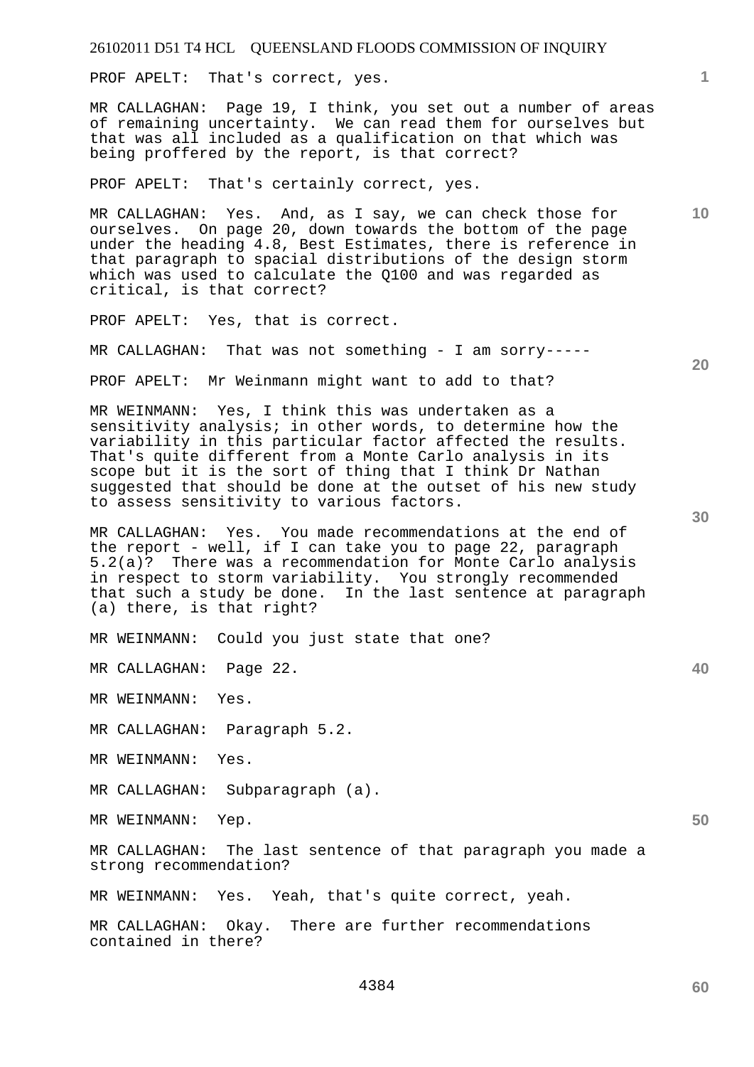PROF APELT: That's correct, yes.

MR CALLAGHAN: Page 19, I think, you set out a number of areas of remaining uncertainty. We can read them for ourselves but that was all included as a qualification on that which was being proffered by the report, is that correct?

PROF APELT: That's certainly correct, yes.

MR CALLAGHAN: Yes. And, as I say, we can check those for ourselves. On page 20, down towards the bottom of the page under the heading 4.8, Best Estimates, there is reference in that paragraph to spacial distributions of the design storm which was used to calculate the Q100 and was regarded as critical, is that correct?

PROF APELT: Yes, that is correct.

MR CALLAGHAN: That was not something - I am sorry-----

PROF APELT: Mr Weinmann might want to add to that?

MR WEINMANN: Yes, I think this was undertaken as a sensitivity analysis; in other words, to determine how the variability in this particular factor affected the results. That's quite different from a Monte Carlo analysis in its scope but it is the sort of thing that I think Dr Nathan suggested that should be done at the outset of his new study to assess sensitivity to various factors.

MR CALLAGHAN: Yes. You made recommendations at the end of the report - well, if I can take you to page 22, paragraph 5.2(a)? There was a recommendation for Monte Carlo analysis in respect to storm variability. You strongly recommended that such a study be done. In the last sentence at paragraph (a) there, is that right?

MR WEINMANN: Could you just state that one?

MR CALLAGHAN: Page 22.

MR WEINMANN: Yes.

MR CALLAGHAN: Paragraph 5.2.

MR WEINMANN: Yes.

MR CALLAGHAN: Subparagraph (a).

MR WEINMANN: Yep.

MR CALLAGHAN: The last sentence of that paragraph you made a strong recommendation?

MR WEINMANN: Yes. Yeah, that's quite correct, yeah.

MR CALLAGHAN: Okay. There are further recommendations contained in there?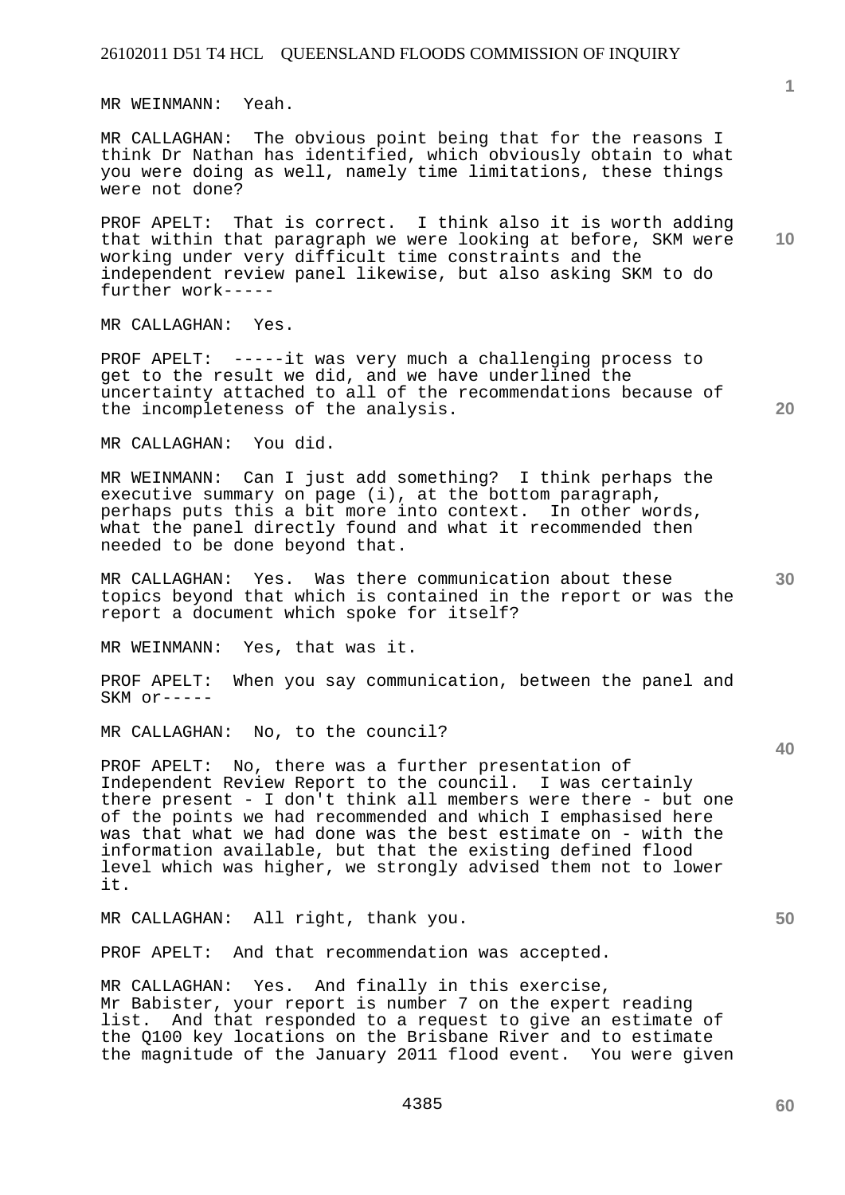MR WEINMANN: Yeah.

MR CALLAGHAN: The obvious point being that for the reasons I think Dr Nathan has identified, which obviously obtain to what you were doing as well, namely time limitations, these things were not done?

PROF APELT: That is correct. I think also it is worth adding that within that paragraph we were looking at before, SKM were working under very difficult time constraints and the independent review panel likewise, but also asking SKM to do further work-----

MR CALLAGHAN: Yes.

PROF APELT: -----it was very much a challenging process to get to the result we did, and we have underlined the uncertainty attached to all of the recommendations because of the incompleteness of the analysis.

MR CALLAGHAN: You did.

MR WEINMANN: Can I just add something? I think perhaps the executive summary on page (i), at the bottom paragraph, perhaps puts this a bit more into context. In other words, what the panel directly found and what it recommended then needed to be done beyond that.

MR CALLAGHAN: Yes. Was there communication about these topics beyond that which is contained in the report or was the report a document which spoke for itself?

MR WEINMANN: Yes, that was it.

PROF APELT: When you say communication, between the panel and SKM or-----

MR CALLAGHAN: No, to the council?

PROF APELT: No, there was a further presentation of Independent Review Report to the council. I was certainly there present - I don't think all members were there - but one of the points we had recommended and which I emphasised here was that what we had done was the best estimate on - with the information available, but that the existing defined flood level which was higher, we strongly advised them not to lower it.

MR CALLAGHAN: All right, thank you.

PROF APELT: And that recommendation was accepted.

MR CALLAGHAN: Yes. And finally in this exercise, Mr Babister, your report is number 7 on the expert reading list. And that responded to a request to give an estimate of the Q100 key locations on the Brisbane River and to estimate the magnitude of the January 2011 flood event. You were given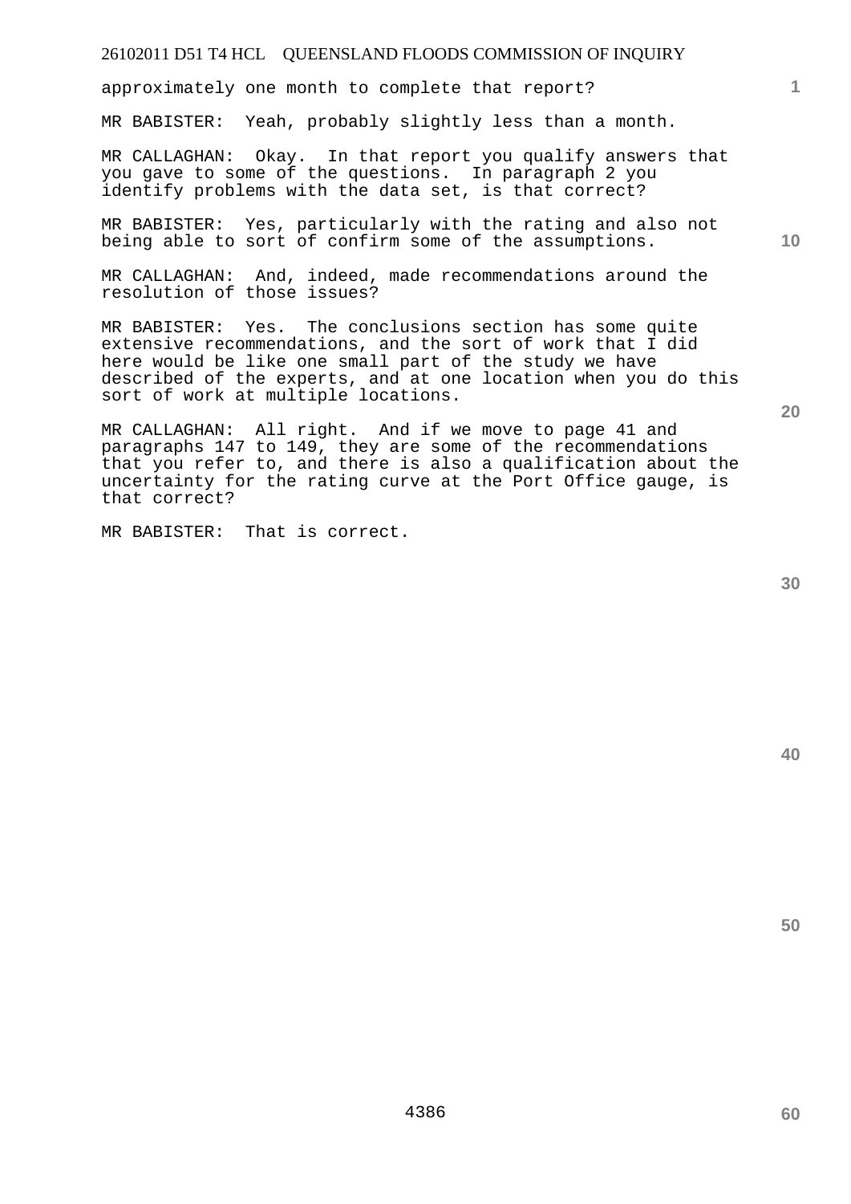approximately one month to complete that report?

MR BABISTER: Yeah, probably slightly less than a month.

MR CALLAGHAN: Okay. In that report you qualify answers that you gave to some of the questions. In paragraph 2 you identify problems with the data set, is that correct?

MR BABISTER: Yes, particularly with the rating and also not being able to sort of confirm some of the assumptions.

MR CALLAGHAN: And, indeed, made recommendations around the resolution of those issues?

MR BABISTER: Yes. The conclusions section has some quite extensive recommendations, and the sort of work that I did here would be like one small part of the study we have described of the experts, and at one location when you do this sort of work at multiple locations.

MR CALLAGHAN: All right. And if we move to page 41 and paragraphs 147 to 149, they are some of the recommendations that you refer to, and there is also a qualification about the uncertainty for the rating curve at the Port Office gauge, is that correct?

MR BABISTER: That is correct.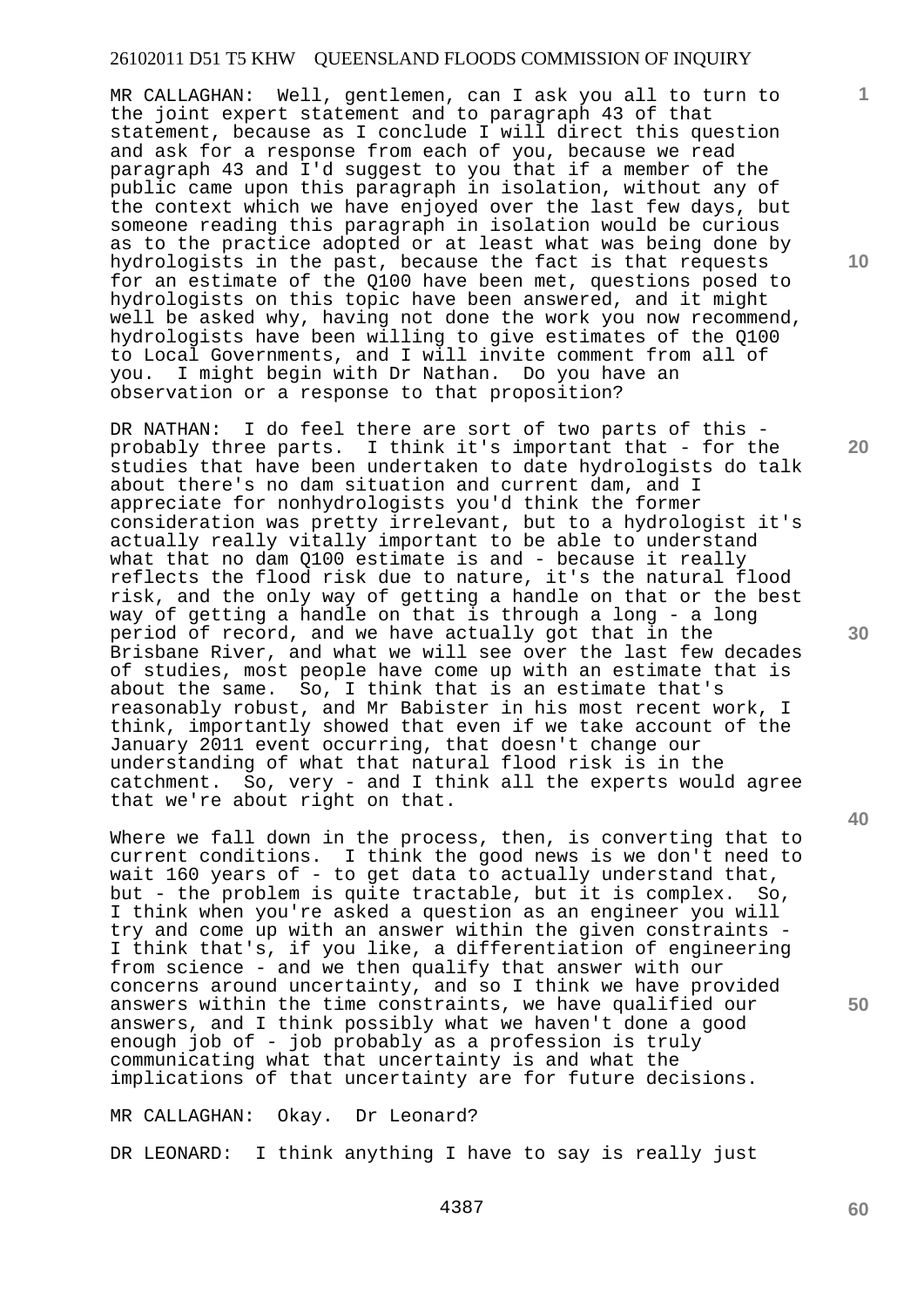MR CALLAGHAN: Well, gentlemen, can I ask you all to turn to the joint expert statement and to paragraph 43 of that statement, because as I conclude I will direct this question and ask for a response from each of you, because we read paragraph 43 and I'd suggest to you that if a member of the public came upon this paragraph in isolation, without any of the context which we have enjoyed over the last few days, but someone reading this paragraph in isolation would be curious as to the practice adopted or at least what was being done by hydrologists in the past, because the fact is that requests for an estimate of the Q100 have been met, questions posed to hydrologists on this topic have been answered, and it might well be asked why, having not done the work you now recommend, hydrologists have been willing to give estimates of the Q100 to Local Governments, and I will invite comment from all of you. I might begin with Dr Nathan. Do you have an observation or a response to that proposition?

DR NATHAN: I do feel there are sort of two parts of this - probably three parts. I think it's important that - for the studies that have been undertaken to date hydrologists do talk about there's no dam situation and current dam, and I appreciate for nonhydrologists you'd think the former consideration was pretty irrelevant, but to a hydrologist it's actually really vitally important to be able to understand what that no dam Q100 estimate is and - because it really reflects the flood risk due to nature, it's the natural flood risk, and the only way of getting a handle on that or the best way of getting a handle on that is through a long - a long period of record, and we have actually got that in the Brisbane River, and what we will see over the last few decades of studies, most people have come up with an estimate that is about the same. So, I think that is an estimate that's reasonably robust, and Mr Babister in his most recent work, I think, importantly showed that even if we take account of the January 2011 event occurring, that doesn't change our understanding of what that natural flood risk is in the catchment. So, very - and I think all the experts would agree that we're about right on that.

Where we fall down in the process, then, is converting that to current conditions. I think the good news is we don't need to wait 160 years of - to get data to actually understand that, but - the problem is quite tractable, but it is complex. So, I think when you're asked a question as an engineer you will try and come up with an answer within the given constraints - I think that's, if you like, a differentiation of engineering from science - and we then qualify that answer with our concerns around uncertainty, and so I think we have provided answers within the time constraints, we have qualified our answers, and I think possibly what we haven't done a good enough job of - job probably as a profession is truly communicating what that uncertainty is and what the implications of that uncertainty are for future decisions.

MR CALLAGHAN: Okay. Dr Leonard?

DR LEONARD: I think anything I have to say is really just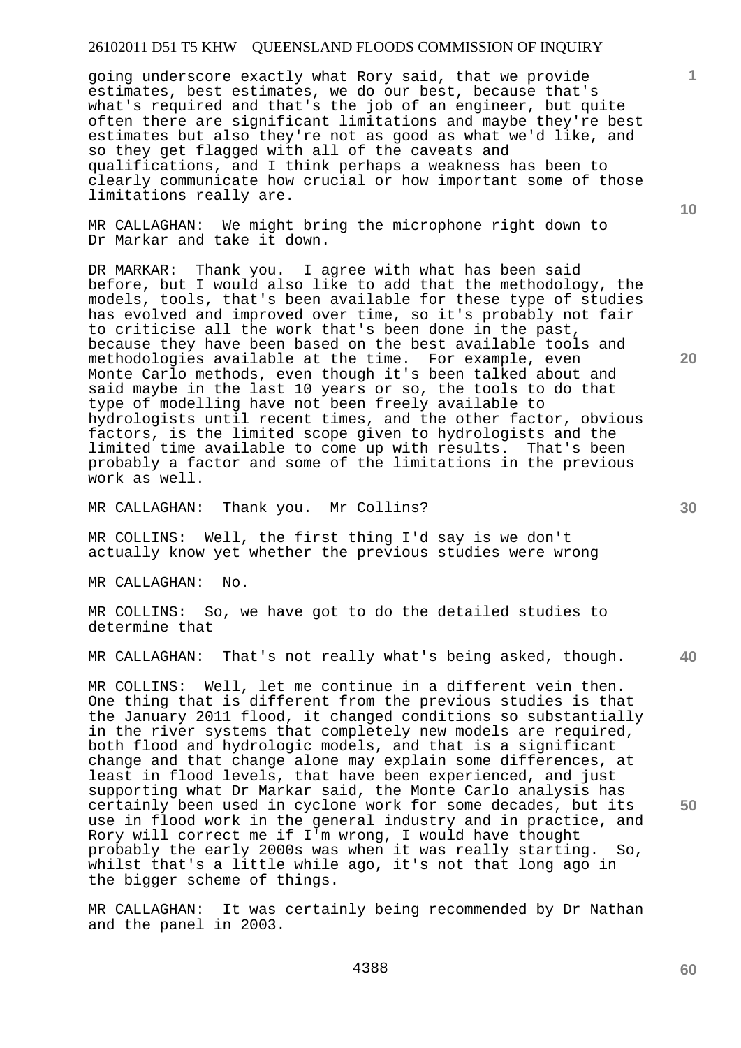going underscore exactly what Rory said, that we provide estimates, best estimates, we do our best, because that's what's required and that's the job of an engineer, but quite often there are significant limitations and maybe they're best estimates but also they're not as good as what we'd like, and so they get flagged with all of the caveats and qualifications, and I think perhaps a weakness has been to clearly communicate how crucial or how important some of those limitations really are.

MR CALLAGHAN: We might bring the microphone right down to Dr Markar and take it down.

DR MARKAR: Thank you. I agree with what has been said before, but I would also like to add that the methodology, the models, tools, that's been available for these type of studies has evolved and improved over time, so it's probably not fair to criticise all the work that's been done in the past, because they have been based on the best available tools and methodologies available at the time. For example, even Monte Carlo methods, even though it's been talked about and said maybe in the last 10 years or so, the tools to do that type of modelling have not been freely available to hydrologists until recent times, and the other factor, obvious factors, is the limited scope given to hydrologists and the limited time available to come up with results. That's been probably a factor and some of the limitations in the previous work as well.

MR CALLAGHAN: Thank you. Mr Collins?

MR COLLINS: Well, the first thing I'd say is we don't actually know yet whether the previous studies were wrong

MR CALLAGHAN: No.

MR COLLINS: So, we have got to do the detailed studies to determine that

MR CALLAGHAN: That's not really what's being asked, though.

MR COLLINS: Well, let me continue in a different vein then. One thing that is different from the previous studies is that the January 2011 flood, it changed conditions so substantially in the river systems that completely new models are required, both flood and hydrologic models, and that is a significant change and that change alone may explain some differences, at least in flood levels, that have been experienced, and just supporting what Dr Markar said, the Monte Carlo analysis has certainly been used in cyclone work for some decades, but its use in flood work in the general industry and in practice, and Rory will correct me if I'm wrong, I would have thought probably the early 2000s was when it was really starting. So, whilst that's a little while ago, it's not that long ago in the bigger scheme of things.

MR CALLAGHAN: It was certainly being recommended by Dr Nathan and the panel in 2003.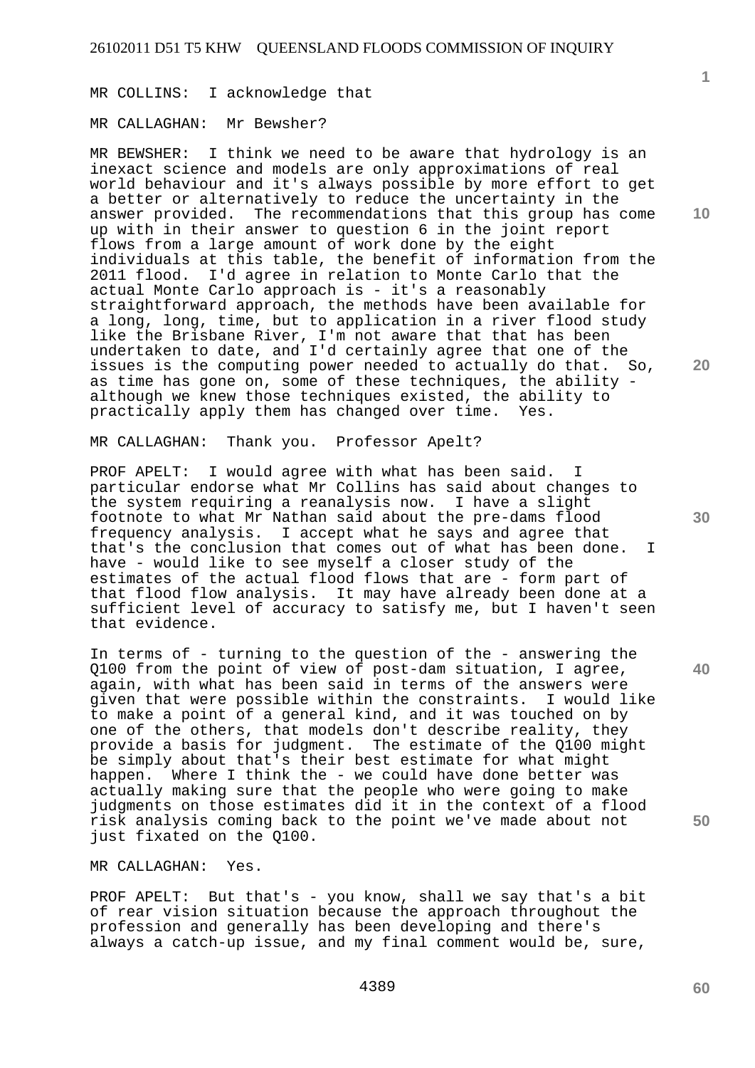MR COLLINS: I acknowledge that

MR CALLAGHAN: Mr Bewsher?

MR BEWSHER: I think we need to be aware that hydrology is an inexact science and models are only approximations of real world behaviour and it's always possible by more effort to get a better or alternatively to reduce the uncertainty in the answer provided. The recommendations that this group has come up with in their answer to question 6 in the joint report flows from a large amount of work done by the eight individuals at this table, the benefit of information from the 2011 flood. I'd agree in relation to Monte Carlo that the actual Monte Carlo approach is - it's a reasonably straightforward approach, the methods have been available for a long, long, time, but to application in a river flood study like the Brisbane River, I'm not aware that that has been undertaken to date, and I'd certainly agree that one of the issues is the computing power needed to actually do that. So, as time has gone on, some of these techniques, the ability - although we knew those techniques existed, the ability to practically apply them has changed over time. Yes.

MR CALLAGHAN: Thank you. Professor Apelt?

PROF APELT: I would agree with what has been said. I particular endorse what Mr Collins has said about changes to the system requiring a reanalysis now. I have a slight footnote to what Mr Nathan said about the pre-dams flood frequency analysis. I accept what he says and agree that that's the conclusion that comes out of what has been done. I have - would like to see myself a closer study of the estimates of the actual flood flows that are - form part of that flood flow analysis. It may have already been done at a sufficient level of accuracy to satisfy me, but I haven't seen that evidence.

In terms of - turning to the question of the - answering the Q100 from the point of view of post-dam situation, I agree, again, with what has been said in terms of the answers were given that were possible within the constraints. I would like to make a point of a general kind, and it was touched on by one of the others, that models don't describe reality, they provide a basis for judgment. The estimate of the Q100 might be simply about that's their best estimate for what might happen. Where I think the - we could have done better was actually making sure that the people who were going to make judgments on those estimates did it in the context of a flood risk analysis coming back to the point we've made about not just fixated on the Q100.

MR CALLAGHAN: Yes.

PROF APELT: But that's - you know, shall we say that's a bit of rear vision situation because the approach throughout the profession and generally has been developing and there's always a catch-up issue, and my final comment would be, sure,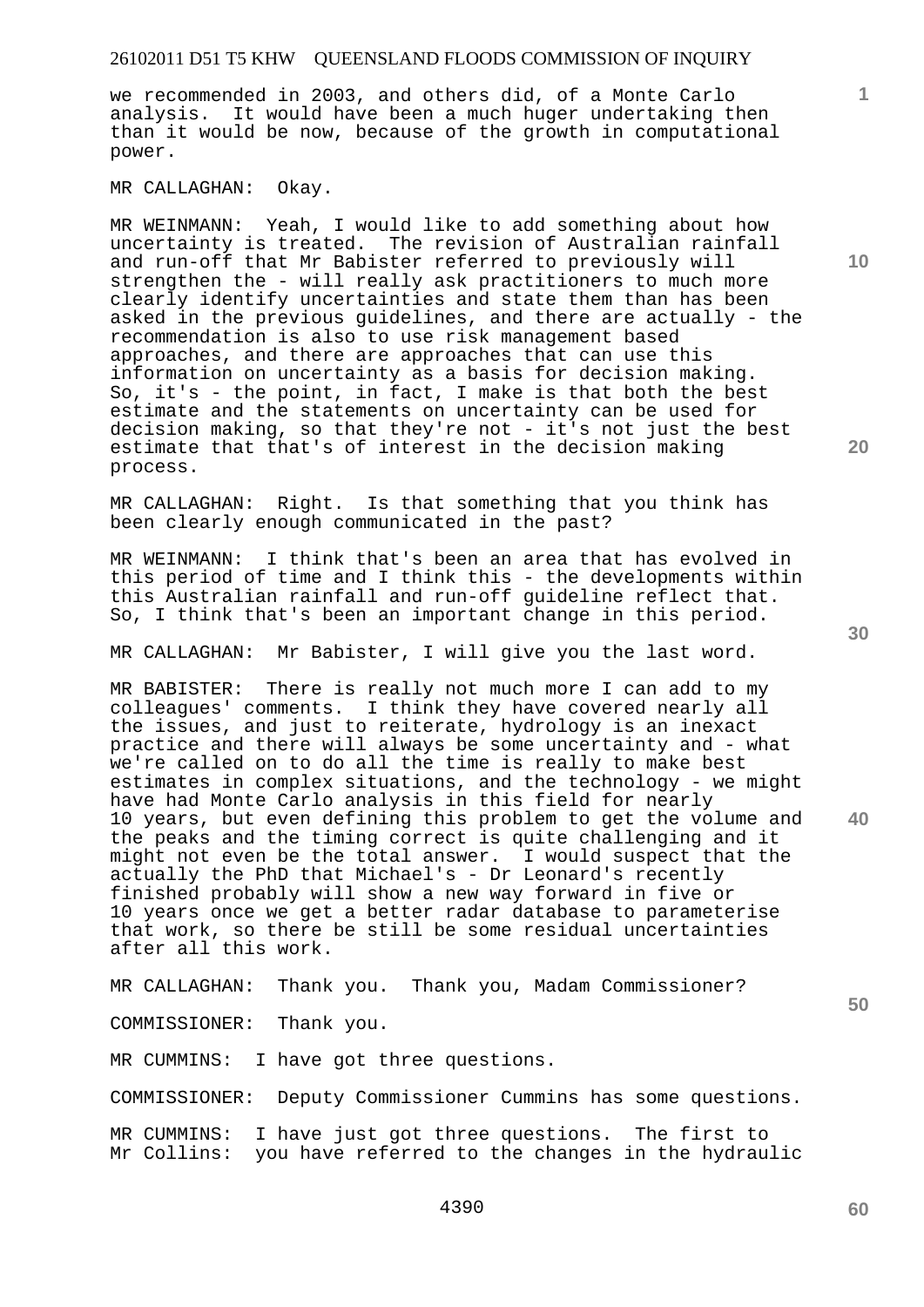we recommended in 2003, and others did, of a Monte Carlo analysis. It would have been a much huger undertaking then than it would be now, because of the growth in computational power.

MR CALLAGHAN: Okay.

MR WEINMANN: Yeah, I would like to add something about how uncertainty is treated. The revision of Australian rainfall and run-off that Mr Babister referred to previously will strengthen the - will really ask practitioners to much more clearly identify uncertainties and state them than has been asked in the previous guidelines, and there are actually - the recommendation is also to use risk management based approaches, and there are approaches that can use this information on uncertainty as a basis for decision making. So, it's - the point, in fact, I make is that both the best estimate and the statements on uncertainty can be used for decision making, so that they're not - it's not just the best estimate that that's of interest in the decision making process.

MR CALLAGHAN: Right. Is that something that you think has been clearly enough communicated in the past?

MR WEINMANN: I think that's been an area that has evolved in this period of time and I think this - the developments within this Australian rainfall and run-off guideline reflect that. So, I think that's been an important change in this period.

MR CALLAGHAN: Mr Babister, I will give you the last word.

MR BABISTER: There is really not much more I can add to my colleagues' comments. I think they have covered nearly all the issues, and just to reiterate, hydrology is an inexact practice and there will always be some uncertainty and - what we're called on to do all the time is really to make best estimates in complex situations, and the technology - we might have had Monte Carlo analysis in this field for nearly 10 years, but even defining this problem to get the volume and the peaks and the timing correct is quite challenging and it might not even be the total answer. I would suspect that the actually the PhD that Michael's - Dr Leonard's recently finished probably will show a new way forward in five or 10 years once we get a better radar database to parameterise that work, so there be still be some residual uncertainties after all this work.

MR CALLAGHAN: Thank you. Thank you, Madam Commissioner?

COMMISSIONER: Thank you.

MR CUMMINS: I have got three questions.

COMMISSIONER: Deputy Commissioner Cummins has some questions.

MR CUMMINS: I have just got three questions. The first to Mr Collins: you have referred to the changes in the hydraulic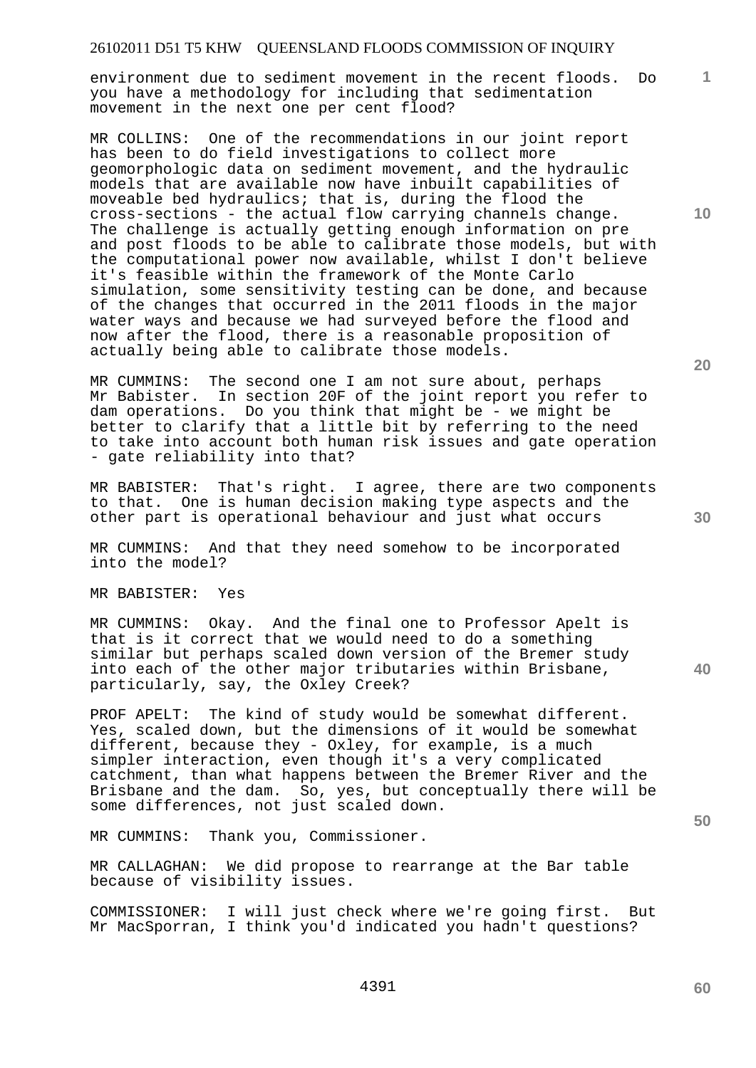environment due to sediment movement in the recent floods. Do you have a methodology for including that sedimentation movement in the next one per cent flood?

MR COLLINS: One of the recommendations in our joint report has been to do field investigations to collect more geomorphologic data on sediment movement, and the hydraulic models that are available now have inbuilt capabilities of moveable bed hydraulics; that is, during the flood the cross-sections - the actual flow carrying channels change. The challenge is actually getting enough information on pre and post floods to be able to calibrate those models, but with the computational power now available, whilst I don't believe it's feasible within the framework of the Monte Carlo simulation, some sensitivity testing can be done, and because of the changes that occurred in the 2011 floods in the major water ways and because we had surveyed before the flood and now after the flood, there is a reasonable proposition of actually being able to calibrate those models.

MR CUMMINS: The second one I am not sure about, perhaps Mr Babister. In section 20F of the joint report you refer to dam operations. Do you think that might be - we might be better to clarify that a little bit by referring to the need to take into account both human risk issues and gate operation - gate reliability into that?

MR BABISTER: That's right. I agree, there are two components to that. One is human decision making type aspects and the other part is operational behaviour and just what occurs

MR CUMMINS: And that they need somehow to be incorporated into the model?

MR BABISTER: Yes

MR CUMMINS: Okay. And the final one to Professor Apelt is that is it correct that we would need to do a something similar but perhaps scaled down version of the Bremer study into each of the other major tributaries within Brisbane, particularly, say, the Oxley Creek?

PROF APELT: The kind of study would be somewhat different. Yes, scaled down, but the dimensions of it would be somewhat different, because they - Oxley, for example, is a much simpler interaction, even though it's a very complicated catchment, than what happens between the Bremer River and the Brisbane and the dam. So, yes, but conceptually there will be some differences, not just scaled down.

MR CUMMINS: Thank you, Commissioner.

MR CALLAGHAN: We did propose to rearrange at the Bar table because of visibility issues.

COMMISSIONER: I will just check where we're going first. But Mr MacSporran, I think you'd indicated you hadn't questions?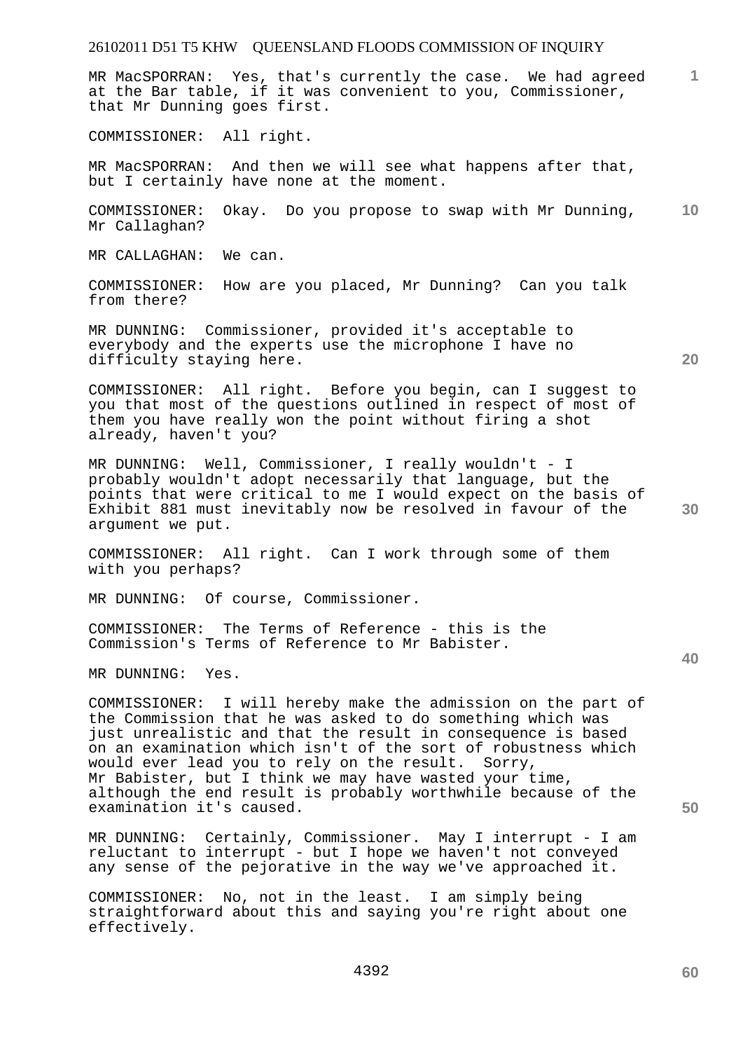MR MacSPORRAN: Yes, that's currently the case. We had agreed at the Bar table, if it was convenient to you, Commissioner, that Mr Dunning goes first.

COMMISSIONER: All right.

MR MacSPORRAN: And then we will see what happens after that, but I certainly have none at the moment.

COMMISSIONER: Okay. Do you propose to swap with Mr Dunning, Mr Callaghan?

MR CALLAGHAN: We can.

COMMISSIONER: How are you placed, Mr Dunning? Can you talk from there?

MR DUNNING: Commissioner, provided it's acceptable to everybody and the experts use the microphone I have no difficulty staying here.

COMMISSIONER: All right. Before you begin, can I suggest to you that most of the questions outlined in respect of most of them you have really won the point without firing a shot already, haven't you?

MR DUNNING: Well, Commissioner, I really wouldn't - I probably wouldn't adopt necessarily that language, but the points that were critical to me I would expect on the basis of Exhibit 881 must inevitably now be resolved in favour of the argument we put.

COMMISSIONER: All right. Can I work through some of them with you perhaps?

MR DUNNING: Of course, Commissioner.

COMMISSIONER: The Terms of Reference - this is the Commission's Terms of Reference to Mr Babister.

MR DUNNING: Yes.

COMMISSIONER: I will hereby make the admission on the part of the Commission that he was asked to do something which was just unrealistic and that the result in consequence is based on an examination which isn't of the sort of robustness which would ever lead you to rely on the result. Sorry, Mr Babister, but I think we may have wasted your time, although the end result is probably worthwhile because of the examination it's caused.

MR DUNNING: Certainly, Commissioner. May I interrupt - I am reluctant to interrupt - but I hope we haven't not conveyed any sense of the pejorative in the way we've approached it.

COMMISSIONER: No, not in the least. I am simply being straightforward about this and saying you're right about one effectively.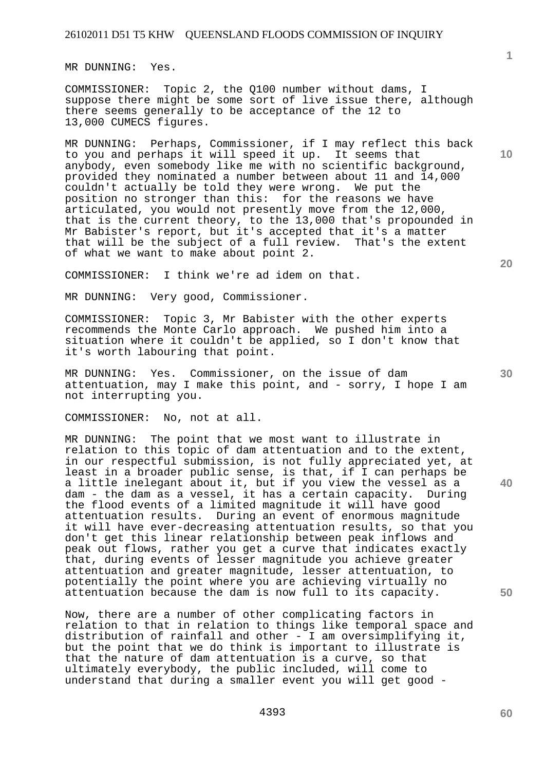MR DUNNING: Yes.

COMMISSIONER: Topic 2, the Q100 number without dams, I suppose there might be some sort of live issue there, although there seems generally to be acceptance of the 12 to 13,000 CUMECS figures.

MR DUNNING: Perhaps, Commissioner, if I may reflect this back to you and perhaps it will speed it up. It seems that anybody, even somebody like me with no scientific background, provided they nominated a number between about 11 and 14,000 couldn't actually be told they were wrong. We put the position no stronger than this: for the reasons we have articulated, you would not presently move from the 12,000, that is the current theory, to the 13,000 that's propounded in Mr Babister's report, but it's accepted that it's a matter that will be the subject of a full review. That's the extent of what we want to make about point 2.

COMMISSIONER: I think we're ad idem on that.

MR DUNNING: Very good, Commissioner.

COMMISSIONER: Topic 3, Mr Babister with the other experts recommends the Monte Carlo approach. We pushed him into a situation where it couldn't be applied, so I don't know that it's worth labouring that point.

MR DUNNING: Yes. Commissioner, on the issue of dam attentuation, may I make this point, and - sorry, I hope I am not interrupting you.

COMMISSIONER: No, not at all.

MR DUNNING: The point that we most want to illustrate in relation to this topic of dam attentuation and to the extent, in our respectful submission, is not fully appreciated yet, at least in a broader public sense, is that, if I can perhaps be a little inelegant about it, but if you view the vessel as a dam - the dam as a vessel, it has a certain capacity. During the flood events of a limited magnitude it will have good attentuation results. During an event of enormous magnitude it will have ever-decreasing attentuation results, so that you don't get this linear relationship between peak inflows and peak out flows, rather you get a curve that indicates exactly that, during events of lesser magnitude you achieve greater attentuation and greater magnitude, lesser attentuation, to potentially the point where you are achieving virtually no attentuation because the dam is now full to its capacity.

Now, there are a number of other complicating factors in relation to that in relation to things like temporal space and distribution of rainfall and other - I am oversimplifying it, but the point that we do think is important to illustrate is that the nature of dam attentuation is a curve, so that ultimately everybody, the public included, will come to understand that during a smaller event you will get good -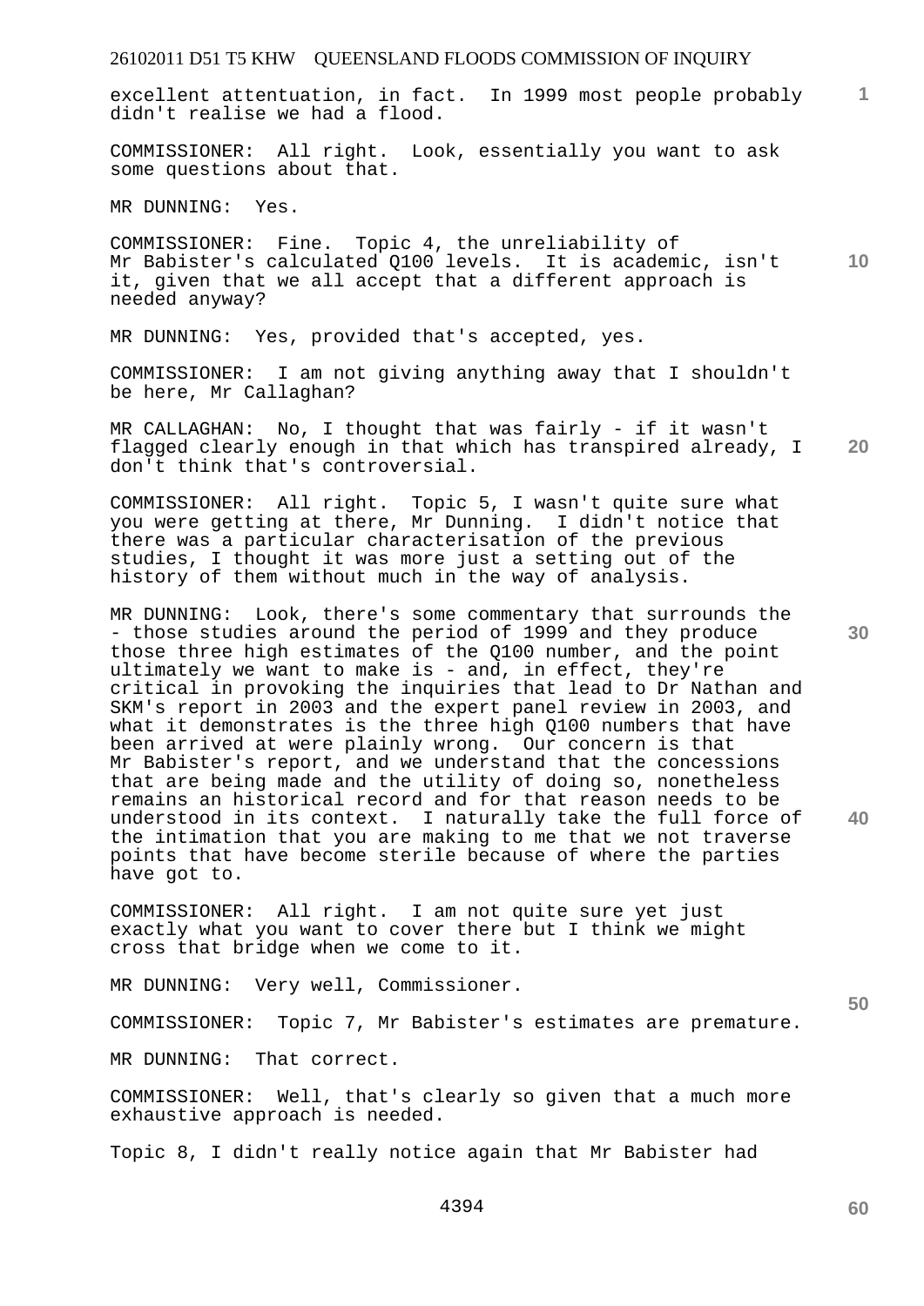excellent attentuation, in fact. In 1999 most people probably didn't realise we had a flood.

COMMISSIONER: All right. Look, essentially you want to ask some questions about that.

MR DUNNING: Yes.

COMMISSIONER: Fine. Topic 4, the unreliability of Mr Babister's calculated Q100 levels. It is academic, isn't it, given that we all accept that a different approach is needed anyway?

MR DUNNING: Yes, provided that's accepted, yes.

COMMISSIONER: I am not giving anything away that I shouldn't be here, Mr Callaghan?

MR CALLAGHAN: No, I thought that was fairly - if it wasn't flagged clearly enough in that which has transpired already, I don't think that's controversial.

COMMISSIONER: All right. Topic 5, I wasn't quite sure what you were getting at there, Mr Dunning. I didn't notice that there was a particular characterisation of the previous studies, I thought it was more just a setting out of the history of them without much in the way of analysis.

MR DUNNING: Look, there's some commentary that surrounds the - those studies around the period of 1999 and they produce those three high estimates of the Q100 number, and the point ultimately we want to make is - and, in effect, they're critical in provoking the inquiries that lead to Dr Nathan and SKM's report in 2003 and the expert panel review in 2003, and what it demonstrates is the three high Q100 numbers that have been arrived at were plainly wrong. Our concern is that Mr Babister's report, and we understand that the concessions that are being made and the utility of doing so, nonetheless remains an historical record and for that reason needs to be understood in its context. I naturally take the full force of the intimation that you are making to me that we not traverse points that have become sterile because of where the parties have got to.

COMMISSIONER: All right. I am not quite sure yet just exactly what you want to cover there but I think we might cross that bridge when we come to it.

MR DUNNING: Very well, Commissioner.

COMMISSIONER: Topic 7, Mr Babister's estimates are premature.

MR DUNNING: That correct.

COMMISSIONER: Well, that's clearly so given that a much more exhaustive approach is needed.

Topic 8, I didn't really notice again that Mr Babister had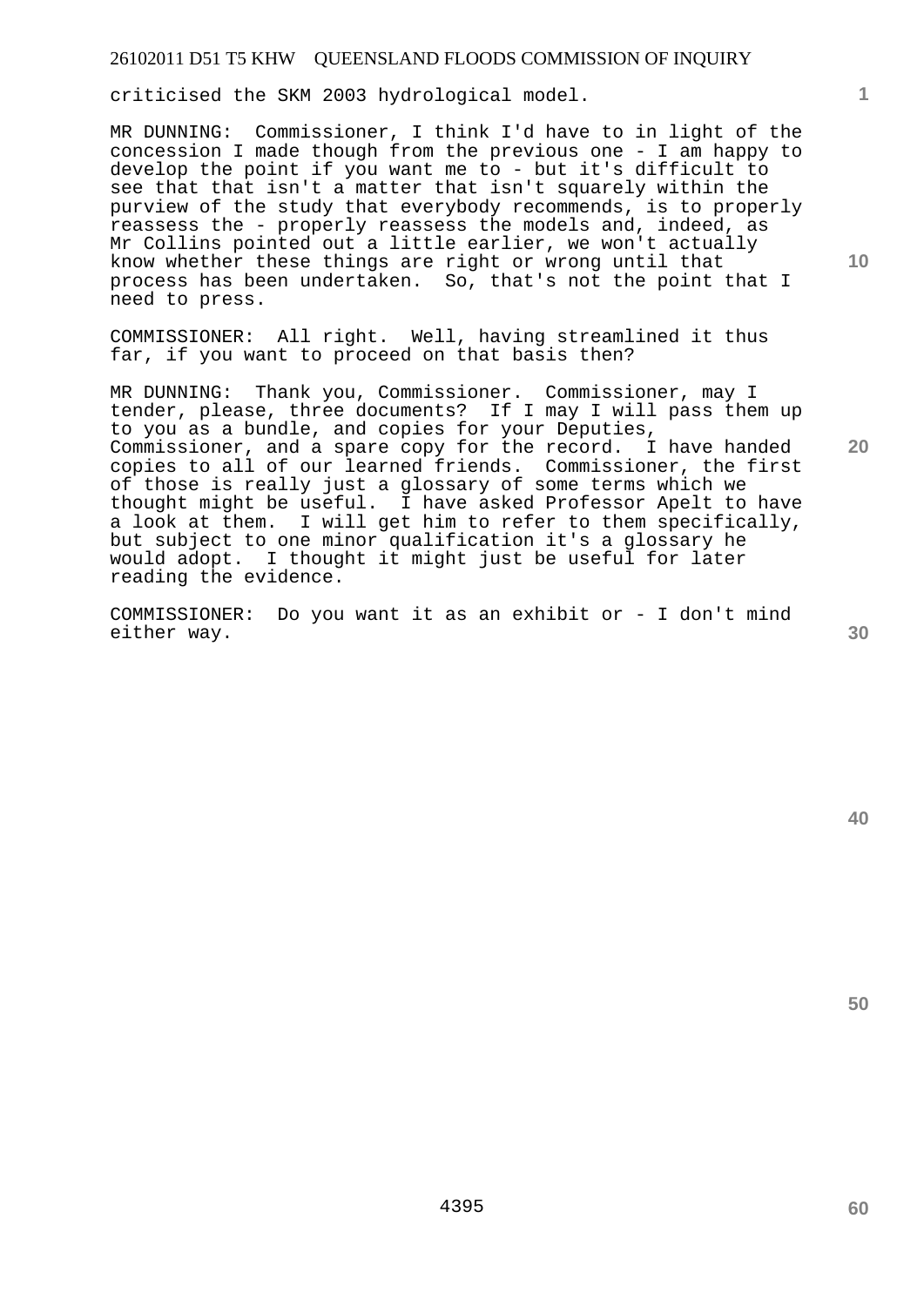criticised the SKM 2003 hydrological model.

MR DUNNING: Commissioner, I think I'd have to in light of the concession I made though from the previous one - I am happy to develop the point if you want me to - but it's difficult to see that that isn't a matter that isn't squarely within the purview of the study that everybody recommends, is to properly reassess the - properly reassess the models and, indeed, as Mr Collins pointed out a little earlier, we won't actually know whether these things are right or wrong until that process has been undertaken. So, that's not the point that I need to press.

COMMISSIONER: All right. Well, having streamlined it thus far, if you want to proceed on that basis then?

MR DUNNING: Thank you, Commissioner. Commissioner, may I tender, please, three documents? If I may I will pass them up to you as a bundle, and copies for your Deputies, Commissioner, and a spare copy for the record. I have handed copies to all of our learned friends. Commissioner, the first of those is really just a glossary of some terms which we thought might be useful. I have asked Professor Apelt to have a look at them. I will get him to refer to them specifically, but subject to one minor qualification it's a glossary he would adopt. I thought it might just be useful for later reading the evidence.

COMMISSIONER: Do you want it as an exhibit or - I don't mind either way.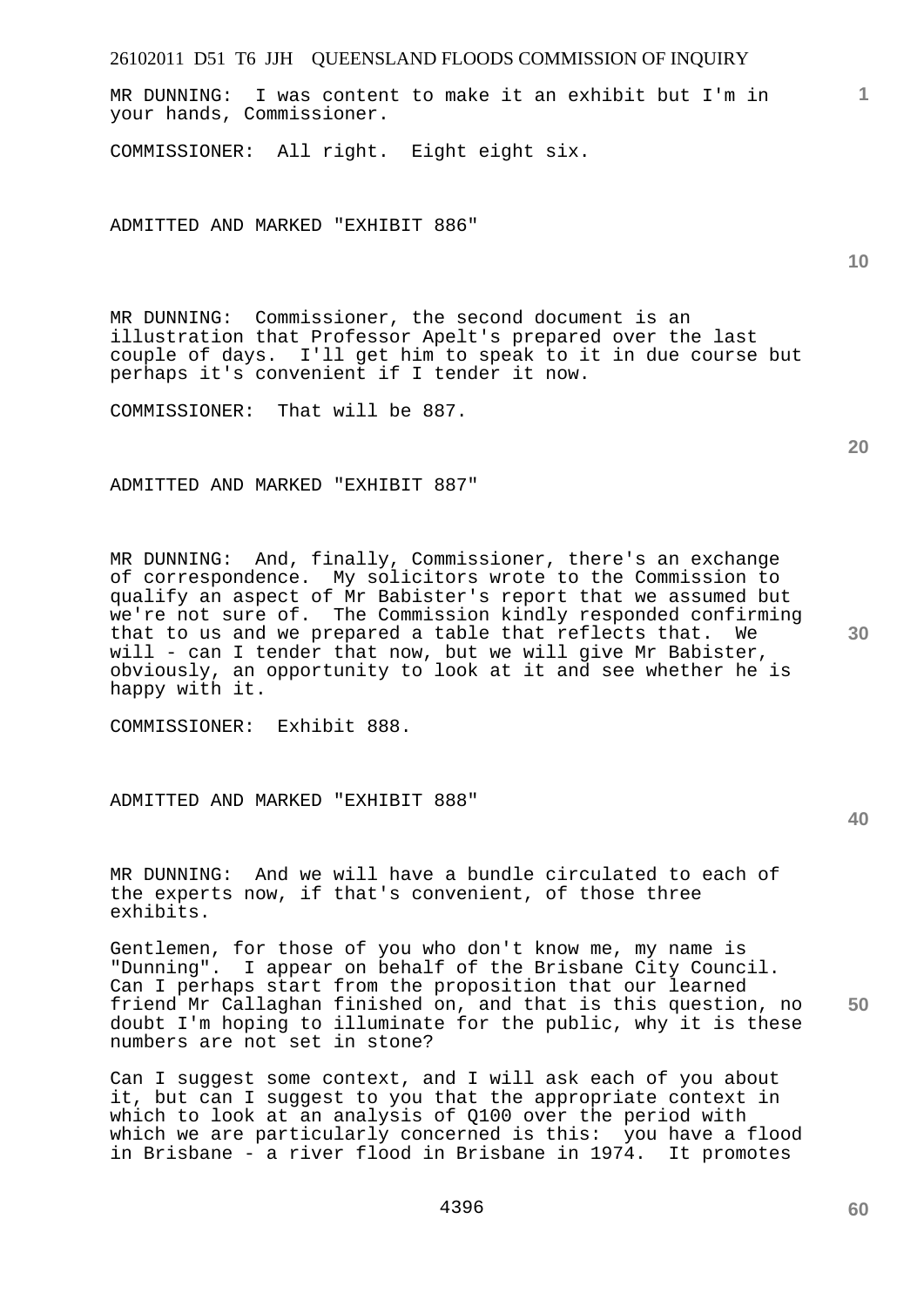MR DUNNING: I was content to make it an exhibit but I'm in your hands, Commissioner.

COMMISSIONER: All right. Eight eight six.

ADMITTED AND MARKED "EXHIBIT 886"

MR DUNNING: Commissioner, the second document is an illustration that Professor Apelt's prepared over the last couple of days. I'll get him to speak to it in due course but perhaps it's convenient if I tender it now.

COMMISSIONER: That will be 887.

ADMITTED AND MARKED "EXHIBIT 887"

MR DUNNING: And, finally, Commissioner, there's an exchange of correspondence. My solicitors wrote to the Commission to qualify an aspect of Mr Babister's report that we assumed but we're not sure of. The Commission kindly responded confirming that to us and we prepared a table that reflects that. We will - can I tender that now, but we will give Mr Babister, obviously, an opportunity to look at it and see whether he is happy with it.

COMMISSIONER: Exhibit 888.

ADMITTED AND MARKED "EXHIBIT 888"

MR DUNNING: And we will have a bundle circulated to each of the experts now, if that's convenient, of those three exhibits.

Gentlemen, for those of you who don't know me, my name is "Dunning". I appear on behalf of the Brisbane City Council. Can I perhaps start from the proposition that our learned friend Mr Callaghan finished on, and that is this question, no doubt I'm hoping to illuminate for the public, why it is these numbers are not set in stone?

Can I suggest some context, and I will ask each of you about it, but can I suggest to you that the appropriate context in which to look at an analysis of Q100 over the period with which we are particularly concerned is this: you have a flood in Brisbane - a river flood in Brisbane in 1974. It promotes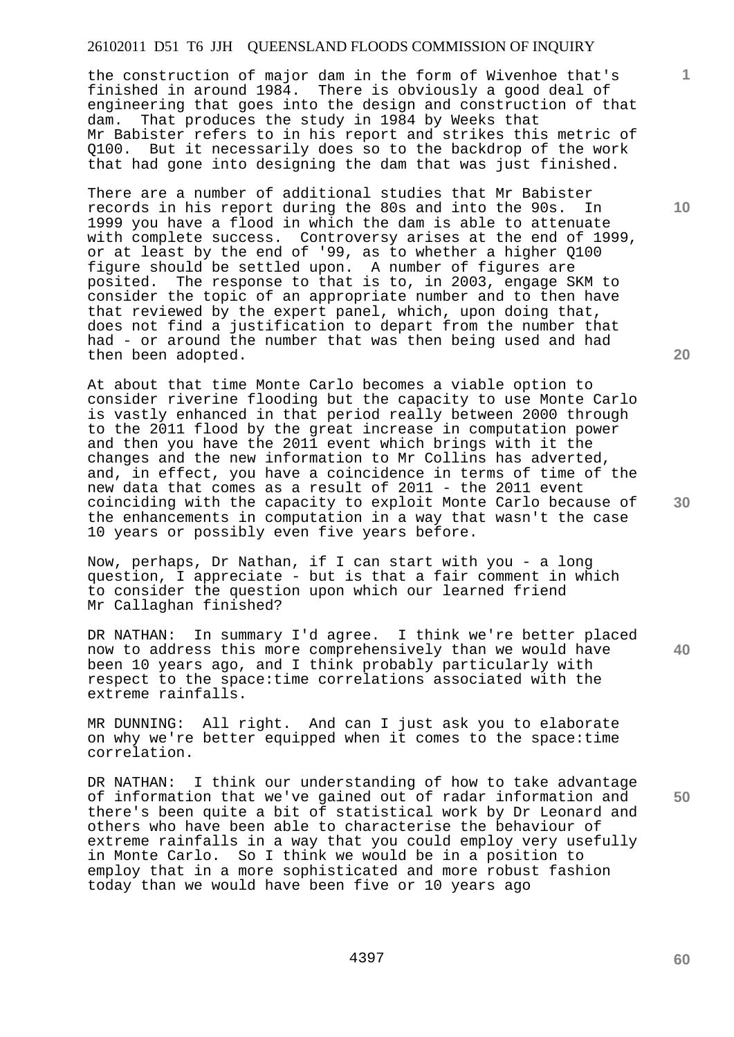the construction of major dam in the form of Wivenhoe that's finished in around 1984. There is obviously a good deal of engineering that goes into the design and construction of that dam. That produces the study in 1984 by Weeks that Mr Babister refers to in his report and strikes this metric of Q100. But it necessarily does so to the backdrop of the work that had gone into designing the dam that was just finished.

There are a number of additional studies that Mr Babister records in his report during the 80s and into the 90s. In 1999 you have a flood in which the dam is able to attenuate with complete success. Controversy arises at the end of 1999, or at least by the end of '99, as to whether a higher Q100 figure should be settled upon. A number of figures are posited. The response to that is to, in 2003, engage SKM to consider the topic of an appropriate number and to then have that reviewed by the expert panel, which, upon doing that, does not find a justification to depart from the number that had - or around the number that was then being used and had then been adopted.

At about that time Monte Carlo becomes a viable option to consider riverine flooding but the capacity to use Monte Carlo is vastly enhanced in that period really between 2000 through to the 2011 flood by the great increase in computation power and then you have the 2011 event which brings with it the changes and the new information to Mr Collins has adverted, and, in effect, you have a coincidence in terms of time of the new data that comes as a result of 2011 - the 2011 event coinciding with the capacity to exploit Monte Carlo because of the enhancements in computation in a way that wasn't the case 10 years or possibly even five years before.

Now, perhaps, Dr Nathan, if I can start with you - a long question, I appreciate - but is that a fair comment in which to consider the question upon which our learned friend Mr Callaghan finished?

DR NATHAN: In summary I'd agree. I think we're better placed now to address this more comprehensively than we would have been 10 years ago, and I think probably particularly with respect to the space:time correlations associated with the extreme rainfalls.

MR DUNNING: All right. And can I just ask you to elaborate on why we're better equipped when it comes to the space:time correlation.

DR NATHAN: I think our understanding of how to take advantage of information that we've gained out of radar information and there's been quite a bit of statistical work by Dr Leonard and others who have been able to characterise the behaviour of extreme rainfalls in a way that you could employ very usefully in Monte Carlo. So I think we would be in a position to employ that in a more sophisticated and more robust fashion today than we would have been five or 10 years ago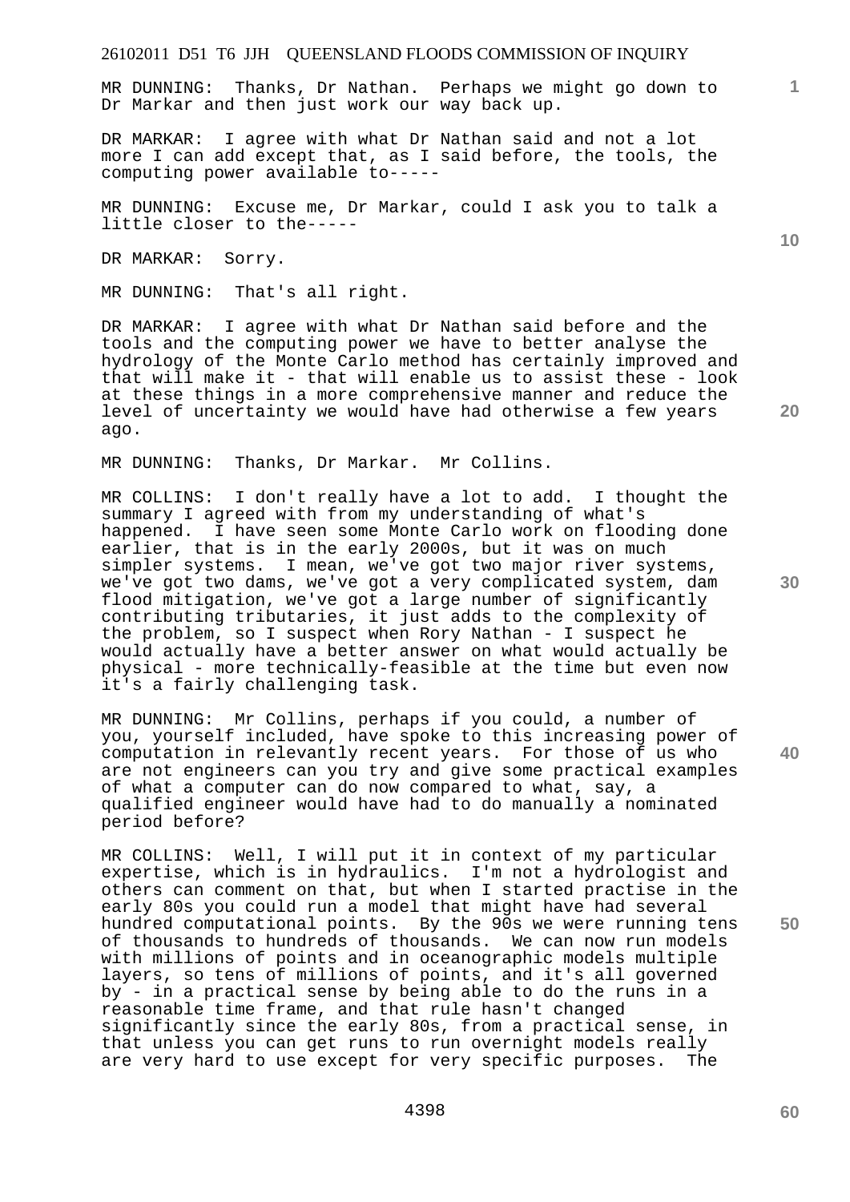MR DUNNING: Thanks, Dr Nathan. Perhaps we might go down to Dr Markar and then just work our way back up.

DR MARKAR: I agree with what Dr Nathan said and not a lot more I can add except that, as I said before, the tools, the computing power available to-----

MR DUNNING: Excuse me, Dr Markar, could I ask you to talk a little closer to the-----

DR MARKAR: Sorry.

MR DUNNING: That's all right.

DR MARKAR: I agree with what Dr Nathan said before and the tools and the computing power we have to better analyse the hydrology of the Monte Carlo method has certainly improved and that will make it - that will enable us to assist these - look at these things in a more comprehensive manner and reduce the level of uncertainty we would have had otherwise a few years ago.

MR DUNNING: Thanks, Dr Markar. Mr Collins.

MR COLLINS: I don't really have a lot to add. I thought the summary I agreed with from my understanding of what's happened. I have seen some Monte Carlo work on flooding done earlier, that is in the early 2000s, but it was on much simpler systems. I mean, we've got two major river systems, we've got two dams, we've got a very complicated system, dam flood mitigation, we've got a large number of significantly contributing tributaries, it just adds to the complexity of the problem, so I suspect when Rory Nathan - I suspect he would actually have a better answer on what would actually be physical - more technically-feasible at the time but even now it's a fairly challenging task.

MR DUNNING: Mr Collins, perhaps if you could, a number of you, yourself included, have spoke to this increasing power of computation in relevantly recent years. For those of us who are not engineers can you try and give some practical examples of what a computer can do now compared to what, say, a qualified engineer would have had to do manually a nominated period before?

MR COLLINS: Well, I will put it in context of my particular expertise, which is in hydraulics. I'm not a hydrologist and others can comment on that, but when I started practise in the early 80s you could run a model that might have had several hundred computational points. By the 90s we were running tens of thousands to hundreds of thousands. We can now run models with millions of points and in oceanographic models multiple layers, so tens of millions of points, and it's all governed by - in a practical sense by being able to do the runs in a reasonable time frame, and that rule hasn't changed significantly since the early 80s, from a practical sense, in that unless you can get runs to run overnight models really are very hard to use except for very specific purposes. The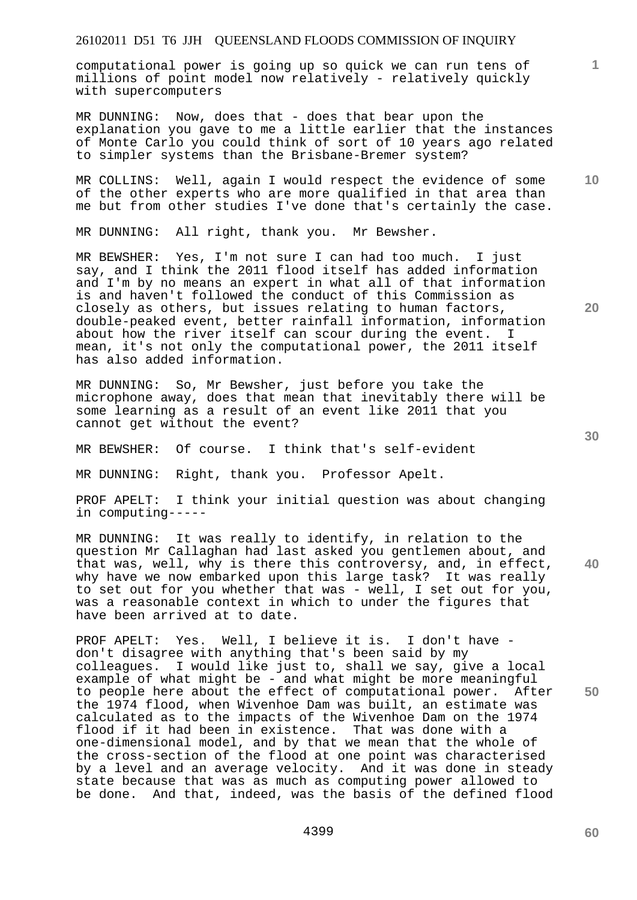computational power is going up so quick we can run tens of millions of point model now relatively - relatively quickly with supercomputers

MR DUNNING: Now, does that - does that bear upon the explanation you gave to me a little earlier that the instances of Monte Carlo you could think of sort of 10 years ago related to simpler systems than the Brisbane-Bremer system?

MR COLLINS: Well, again I would respect the evidence of some of the other experts who are more qualified in that area than me but from other studies I've done that's certainly the case.

MR DUNNING: All right, thank you. Mr Bewsher.

MR BEWSHER: Yes, I'm not sure I can had too much. I just say, and I think the 2011 flood itself has added information and I'm by no means an expert in what all of that information is and haven't followed the conduct of this Commission as closely as others, but issues relating to human factors, double-peaked event, better rainfall information, information about how the river itself can scour during the event. I mean, it's not only the computational power, the 2011 itself has also added information.

MR DUNNING: So, Mr Bewsher, just before you take the microphone away, does that mean that inevitably there will be some learning as a result of an event like 2011 that you cannot get without the event?

MR BEWSHER: Of course. I think that's self-evident

MR DUNNING: Right, thank you. Professor Apelt.

PROF APELT: I think your initial question was about changing in computing-----

MR DUNNING: It was really to identify, in relation to the question Mr Callaghan had last asked you gentlemen about, and that was, well, why is there this controversy, and, in effect, why have we now embarked upon this large task? It was really to set out for you whether that was - well, I set out for you, was a reasonable context in which to under the figures that have been arrived at to date.

PROF APELT: Yes. Well, I believe it is. I don't have - don't disagree with anything that's been said by my colleagues. I would like just to, shall we say, give a local example of what might be - and what might be more meaningful to people here about the effect of computational power. After the 1974 flood, when Wivenhoe Dam was built, an estimate was calculated as to the impacts of the Wivenhoe Dam on the 1974 flood if it had been in existence. That was done with a one-dimensional model, and by that we mean that the whole of the cross-section of the flood at one point was characterised by a level and an average velocity. And it was done in steady state because that was as much as computing power allowed to be done. And that, indeed, was the basis of the defined flood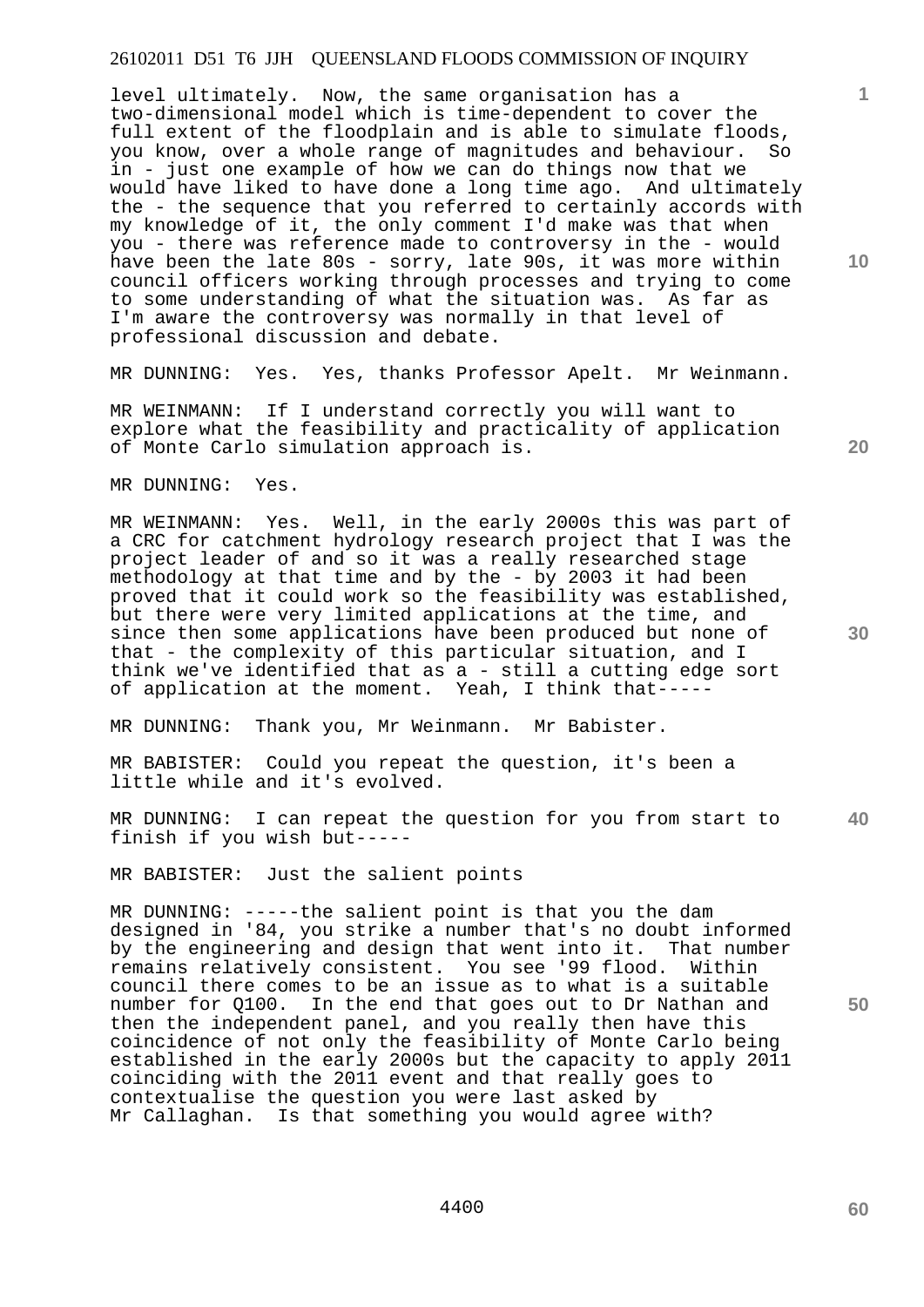level ultimately. Now, the same organisation has a two-dimensional model which is time-dependent to cover the full extent of the floodplain and is able to simulate floods, you know, over a whole range of magnitudes and behaviour. So in - just one example of how we can do things now that we would have liked to have done a long time ago. And ultimately the - the sequence that you referred to certainly accords with my knowledge of it, the only comment I'd make was that when you - there was reference made to controversy in the - would have been the late 80s - sorry, late 90s, it was more within council officers working through processes and trying to come to some understanding of what the situation was. As far as I'm aware the controversy was normally in that level of professional discussion and debate.

MR DUNNING: Yes. Yes, thanks Professor Apelt. Mr Weinmann.

MR WEINMANN: If I understand correctly you will want to explore what the feasibility and practicality of application of Monte Carlo simulation approach is.

MR DUNNING: Yes.

MR WEINMANN: Yes. Well, in the early 2000s this was part of a CRC for catchment hydrology research project that I was the project leader of and so it was a really researched stage methodology at that time and by the - by 2003 it had been proved that it could work so the feasibility was established, but there were very limited applications at the time, and since then some applications have been produced but none of that - the complexity of this particular situation, and I think we've identified that as a - still a cutting edge sort of application at the moment. Yeah, I think that-----

MR DUNNING: Thank you, Mr Weinmann. Mr Babister.

MR BABISTER: Could you repeat the question, it's been a little while and it's evolved.

MR DUNNING: I can repeat the question for you from start to finish if you wish but-----

MR BABISTER: Just the salient points

MR DUNNING: -----the salient point is that you the dam designed in '84, you strike a number that's no doubt informed by the engineering and design that went into it. That number remains relatively consistent. You see '99 flood. Within council there comes to be an issue as to what is a suitable number for Q100. In the end that goes out to Dr Nathan and then the independent panel, and you really then have this coincidence of not only the feasibility of Monte Carlo being established in the early 2000s but the capacity to apply 2011 coinciding with the 2011 event and that really goes to contextualise the question you were last asked by Mr Callaghan. Is that something you would agree with?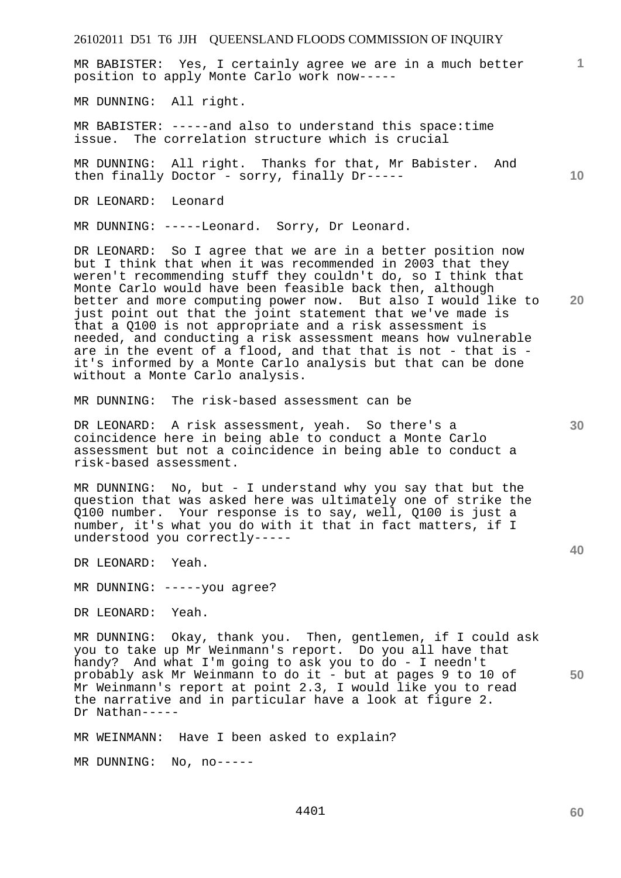MR BABISTER: Yes, I certainly agree we are in a much better position to apply Monte Carlo work now-----

MR DUNNING: All right.

MR BABISTER: -----and also to understand this space:time issue. The correlation structure which is crucial

MR DUNNING: All right. Thanks for that, Mr Babister. And then finally Doctor - sorry, finally Dr-----

DR LEONARD: Leonard

MR DUNNING: -----Leonard. Sorry, Dr Leonard.

DR LEONARD: So I agree that we are in a better position now but I think that when it was recommended in 2003 that they weren't recommending stuff they couldn't do, so I think that Monte Carlo would have been feasible back then, although better and more computing power now. But also I would like to just point out that the joint statement that we've made is that a Q100 is not appropriate and a risk assessment is needed, and conducting a risk assessment means how vulnerable are in the event of a flood, and that that is not - that is - it's informed by a Monte Carlo analysis but that can be done without a Monte Carlo analysis.

MR DUNNING: The risk-based assessment can be

DR LEONARD: A risk assessment, yeah. So there's a coincidence here in being able to conduct a Monte Carlo assessment but not a coincidence in being able to conduct a risk-based assessment.

MR DUNNING: No, but - I understand why you say that but the question that was asked here was ultimately one of strike the Q100 number. Your response is to say, well, Q100 is just a number, it's what you do with it that in fact matters, if I understood you correctly-----

DR LEONARD: Yeah.

MR DUNNING: -----you agree?

DR LEONARD: Yeah.

MR DUNNING: Okay, thank you. Then, gentlemen, if I could ask you to take up Mr Weinmann's report. Do you all have that handy? And what I'm going to ask you to do - I needn't probably ask Mr Weinmann to do it - but at pages 9 to 10 of Mr Weinmann's report at point 2.3, I would like you to read the narrative and in particular have a look at figure 2. Dr Nathan-----

MR WEINMANN: Have I been asked to explain?

MR DUNNING: No, no-----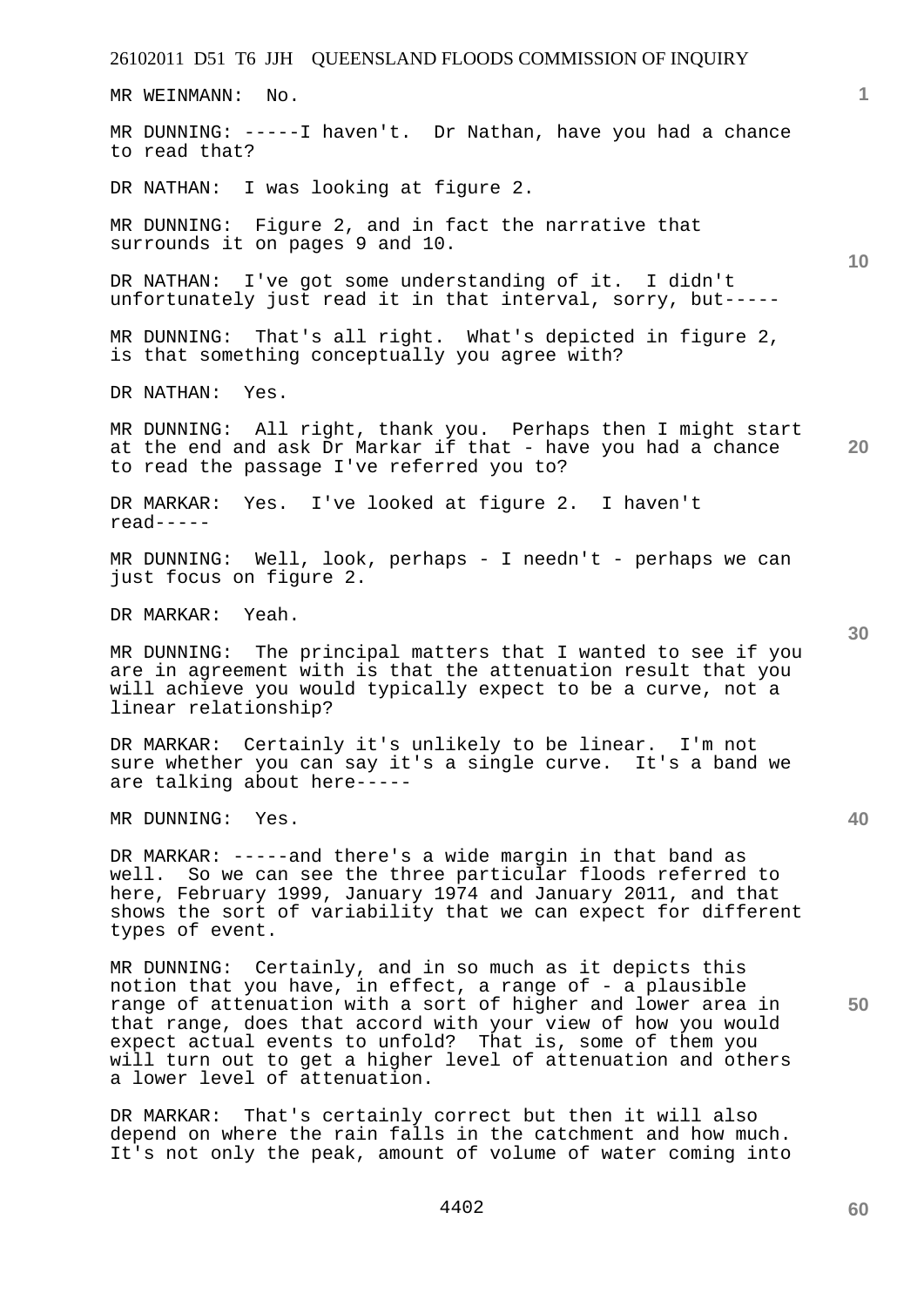MR WEINMANN: No.

MR DUNNING: -----I haven't. Dr Nathan, have you had a chance to read that?

DR NATHAN: I was looking at figure 2.

MR DUNNING: Figure 2, and in fact the narrative that surrounds it on pages 9 and 10.

DR NATHAN: I've got some understanding of it. I didn't unfortunately just read it in that interval, sorry, but-----

MR DUNNING: That's all right. What's depicted in figure 2, is that something conceptually you agree with?

DR NATHAN: Yes.

MR DUNNING: All right, thank you. Perhaps then I might start at the end and ask Dr Markar if that - have you had a chance to read the passage I've referred you to?

DR MARKAR: Yes. I've looked at figure 2. I haven't read-----

MR DUNNING: Well, look, perhaps - I needn't - perhaps we can just focus on figure 2.

DR MARKAR: Yeah.

MR DUNNING: The principal matters that I wanted to see if you are in agreement with is that the attenuation result that you will achieve you would typically expect to be a curve, not a linear relationship?

DR MARKAR: Certainly it's unlikely to be linear. I'm not sure whether you can say it's a single curve. It's a band we are talking about here-----

MR DUNNING: Yes.

DR MARKAR: -----and there's a wide margin in that band as well. So we can see the three particular floods referred to here, February 1999, January 1974 and January 2011, and that shows the sort of variability that we can expect for different types of event.

MR DUNNING: Certainly, and in so much as it depicts this notion that you have, in effect, a range of - a plausible range of attenuation with a sort of higher and lower area in that range, does that accord with your view of how you would expect actual events to unfold? That is, some of them you will turn out to get a higher level of attenuation and others a lower level of attenuation.

DR MARKAR: That's certainly correct but then it will also depend on where the rain falls in the catchment and how much. It's not only the peak, amount of volume of water coming into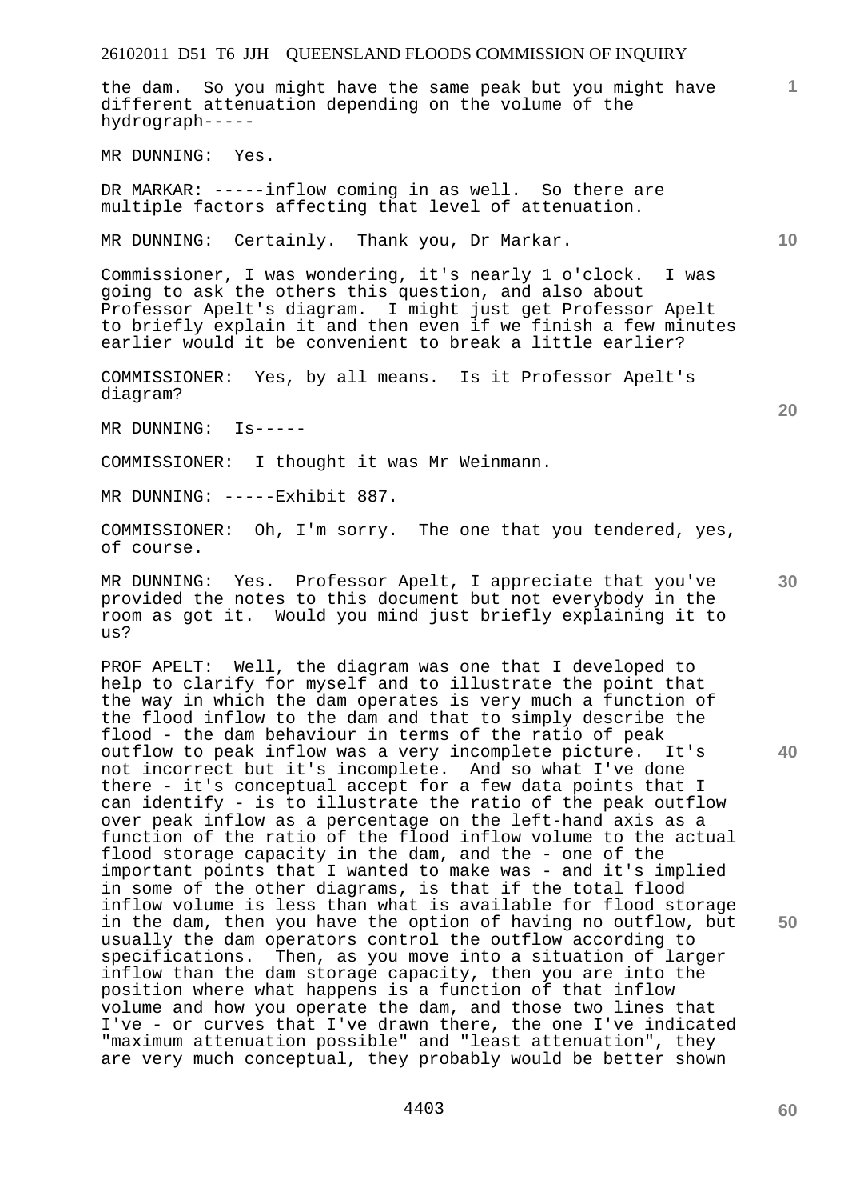the dam. So you might have the same peak but you might have different attenuation depending on the volume of the hydrograph-----

MR DUNNING: Yes.

DR MARKAR: -----inflow coming in as well. So there are multiple factors affecting that level of attenuation.

MR DUNNING: Certainly. Thank you, Dr Markar.

Commissioner, I was wondering, it's nearly 1 o'clock. I was going to ask the others this question, and also about Professor Apelt's diagram. I might just get Professor Apelt to briefly explain it and then even if we finish a few minutes earlier would it be convenient to break a little earlier?

COMMISSIONER: Yes, by all means. Is it Professor Apelt's diagram?

MR DUNNING: Is-----

COMMISSIONER: I thought it was Mr Weinmann.

MR DUNNING: -----Exhibit 887.

COMMISSIONER: Oh, I'm sorry. The one that you tendered, yes, of course.

MR DUNNING: Yes. Professor Apelt, I appreciate that you've provided the notes to this document but not everybody in the room as got it. Would you mind just briefly explaining it to us?

PROF APELT: Well, the diagram was one that I developed to help to clarify for myself and to illustrate the point that the way in which the dam operates is very much a function of the flood inflow to the dam and that to simply describe the flood - the dam behaviour in terms of the ratio of peak outflow to peak inflow was a very incomplete picture. It's not incorrect but it's incomplete. And so what I've done there - it's conceptual accept for a few data points that I can identify - is to illustrate the ratio of the peak outflow over peak inflow as a percentage on the left-hand axis as a function of the ratio of the flood inflow volume to the actual flood storage capacity in the dam, and the - one of the important points that I wanted to make was - and it's implied in some of the other diagrams, is that if the total flood inflow volume is less than what is available for flood storage in the dam, then you have the option of having no outflow, but usually the dam operators control the outflow according to specifications. Then, as you move into a situation of larger inflow than the dam storage capacity, then you are into the position where what happens is a function of that inflow volume and how you operate the dam, and those two lines that I've - or curves that I've drawn there, the one I've indicated "maximum attenuation possible" and "least attenuation", they are very much conceptual, they probably would be better shown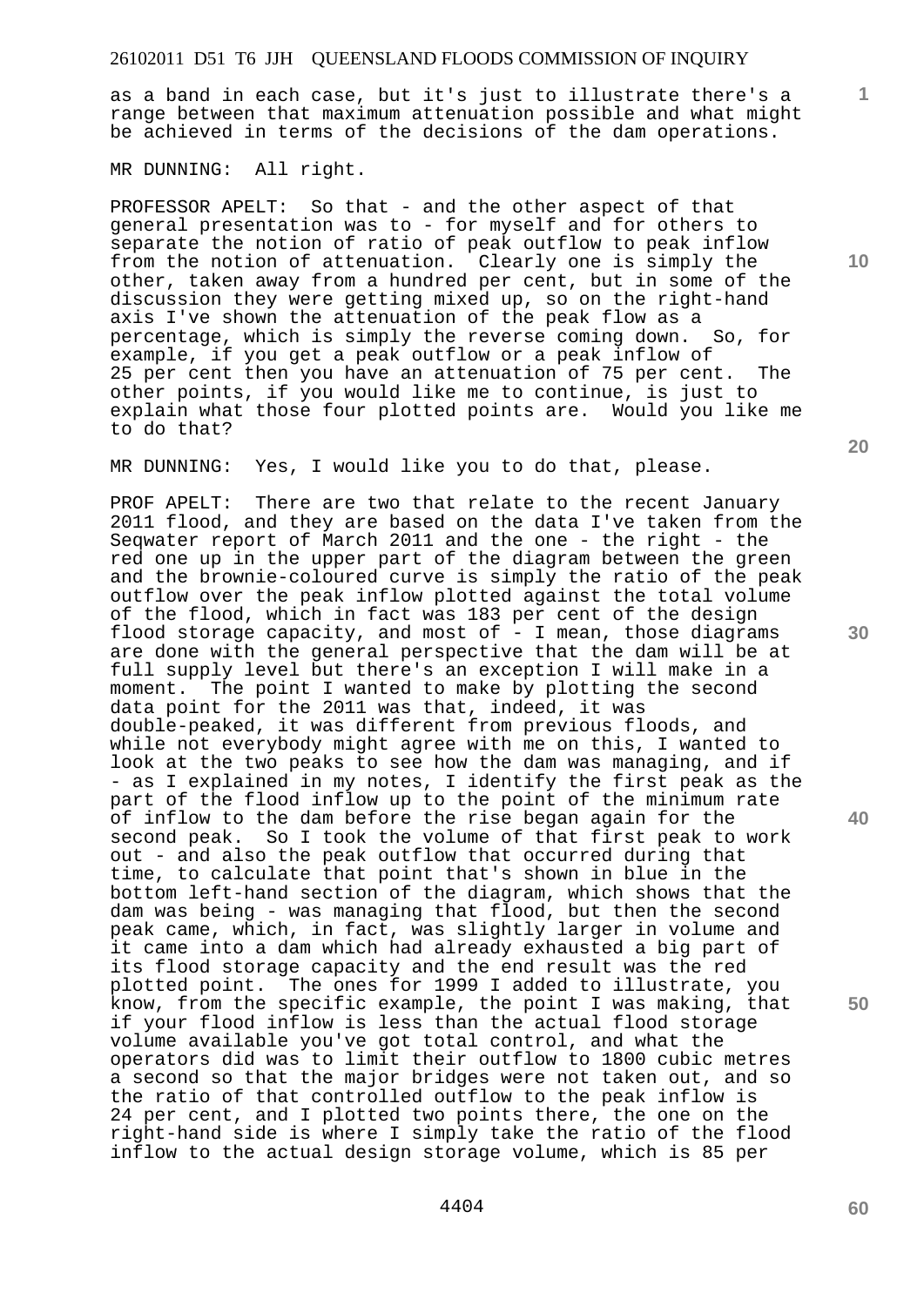as a band in each case, but it's just to illustrate there's a range between that maximum attenuation possible and what might be achieved in terms of the decisions of the dam operations.

MR DUNNING: All right.

PROFESSOR APELT: So that - and the other aspect of that general presentation was to - for myself and for others to separate the notion of ratio of peak outflow to peak inflow from the notion of attenuation. Clearly one is simply the other, taken away from a hundred per cent, but in some of the discussion they were getting mixed up, so on the right-hand axis I've shown the attenuation of the peak flow as a percentage, which is simply the reverse coming down. So, for example, if you get a peak outflow or a peak inflow of 25 per cent then you have an attenuation of 75 per cent. The other points, if you would like me to continue, is just to explain what those four plotted points are. Would you like me to do that?

MR DUNNING: Yes, I would like you to do that, please.

PROF APELT: There are two that relate to the recent January 2011 flood, and they are based on the data I've taken from the Seqwater report of March 2011 and the one - the right - the red one up in the upper part of the diagram between the green and the brownie-coloured curve is simply the ratio of the peak outflow over the peak inflow plotted against the total volume of the flood, which in fact was 183 per cent of the design flood storage capacity, and most of - I mean, those diagrams are done with the general perspective that the dam will be at full supply level but there's an exception I will make in a moment. The point I wanted to make by plotting the second data point for the 2011 was that, indeed, it was double-peaked, it was different from previous floods, and while not everybody might agree with me on this, I wanted to look at the two peaks to see how the dam was managing, and if - as I explained in my notes, I identify the first peak as the part of the flood inflow up to the point of the minimum rate of inflow to the dam before the rise began again for the second peak. So I took the volume of that first peak to work out - and also the peak outflow that occurred during that time, to calculate that point that's shown in blue in the bottom left-hand section of the diagram, which shows that the dam was being - was managing that flood, but then the second peak came, which, in fact, was slightly larger in volume and it came into a dam which had already exhausted a big part of its flood storage capacity and the end result was the red plotted point. The ones for 1999 I added to illustrate, you know, from the specific example, the point I was making, that if your flood inflow is less than the actual flood storage volume available you've got total control, and what the operators did was to limit their outflow to 1800 cubic metres a second so that the major bridges were not taken out, and so the ratio of that controlled outflow to the peak inflow is 24 per cent, and I plotted two points there, the one on the right-hand side is where I simply take the ratio of the flood inflow to the actual design storage volume, which is 85 per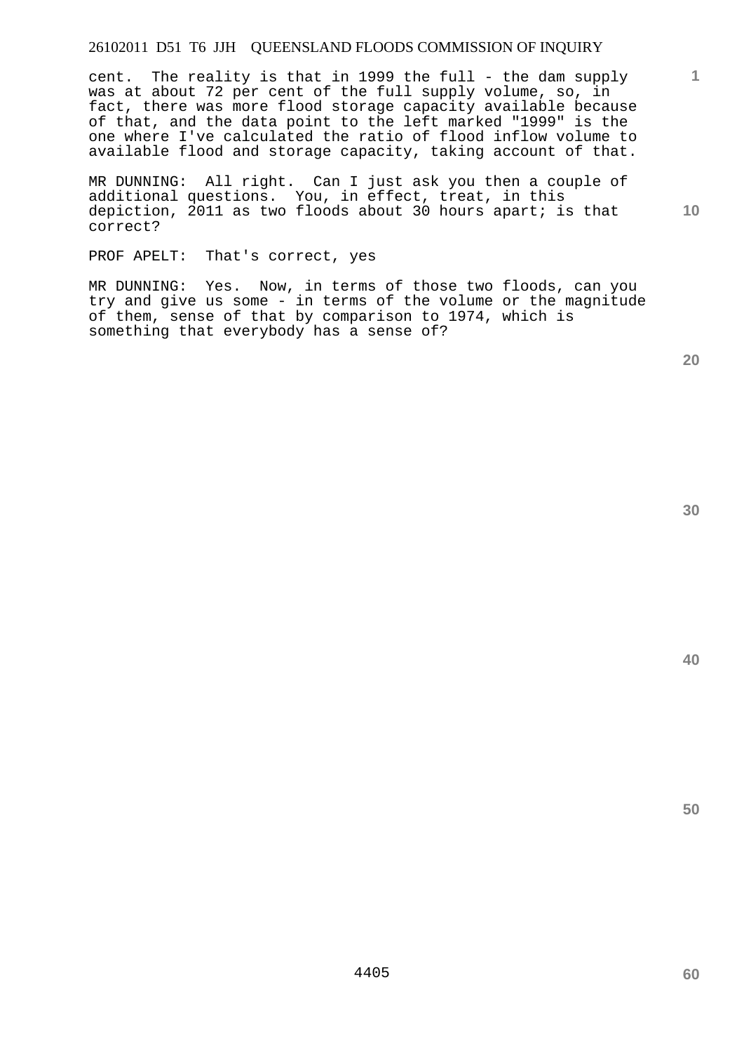cent. The reality is that in 1999 the full - the dam supply was at about 72 per cent of the full supply volume, so, in fact, there was more flood storage capacity available because of that, and the data point to the left marked "1999" is the one where I've calculated the ratio of flood inflow volume to available flood and storage capacity, taking account of that.

MR DUNNING: All right. Can I just ask you then a couple of additional questions. You, in effect, treat, in this depiction, 2011 as two floods about 30 hours apart; is that correct?

PROF APELT: That's correct, yes

MR DUNNING: Yes. Now, in terms of those two floods, can you try and give us some - in terms of the volume or the magnitude of them, sense of that by comparison to 1974, which is something that everybody has a sense of?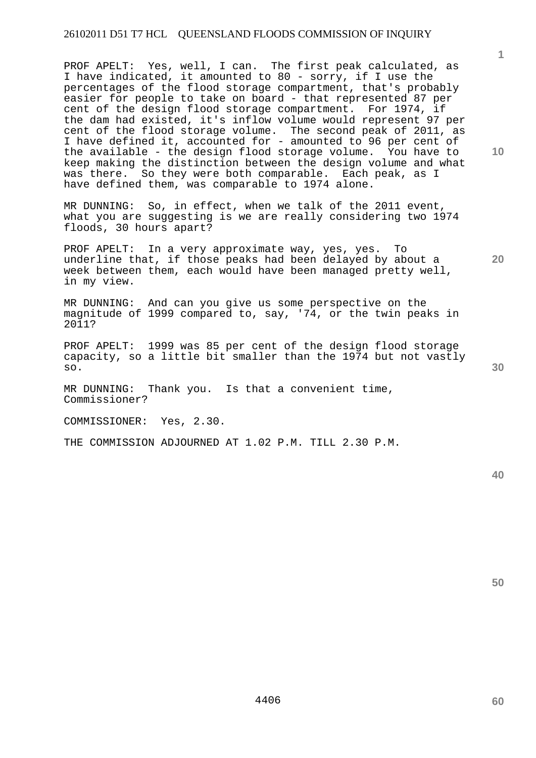PROF APELT: Yes, well, I can. The first peak calculated, as I have indicated, it amounted to 80 - sorry, if I use the percentages of the flood storage compartment, that's probably easier for people to take on board - that represented 87 per cent of the design flood storage compartment. For 1974, if the dam had existed, it's inflow volume would represent 97 per cent of the flood storage volume. The second peak of 2011, as I have defined it, accounted for - amounted to 96 per cent of the available - the design flood storage volume. You have to keep making the distinction between the design volume and what was there. So they were both comparable. Each peak, as I have defined them, was comparable to 1974 alone.

MR DUNNING: So, in effect, when we talk of the 2011 event, what you are suggesting is we are really considering two 1974 floods, 30 hours apart?

PROF APELT: In a very approximate way, yes, yes. To underline that, if those peaks had been delayed by about a week between them, each would have been managed pretty well, in my view.

MR DUNNING: And can you give us some perspective on the magnitude of 1999 compared to, say, '74, or the twin peaks in 2011?

PROF APELT: 1999 was 85 per cent of the design flood storage capacity, so a little bit smaller than the 1974 but not vastly so.

MR DUNNING: Thank you. Is that a convenient time, Commissioner?

COMMISSIONER: Yes, 2.30.

THE COMMISSION ADJOURNED AT 1.02 P.M. TILL 2.30 P.M.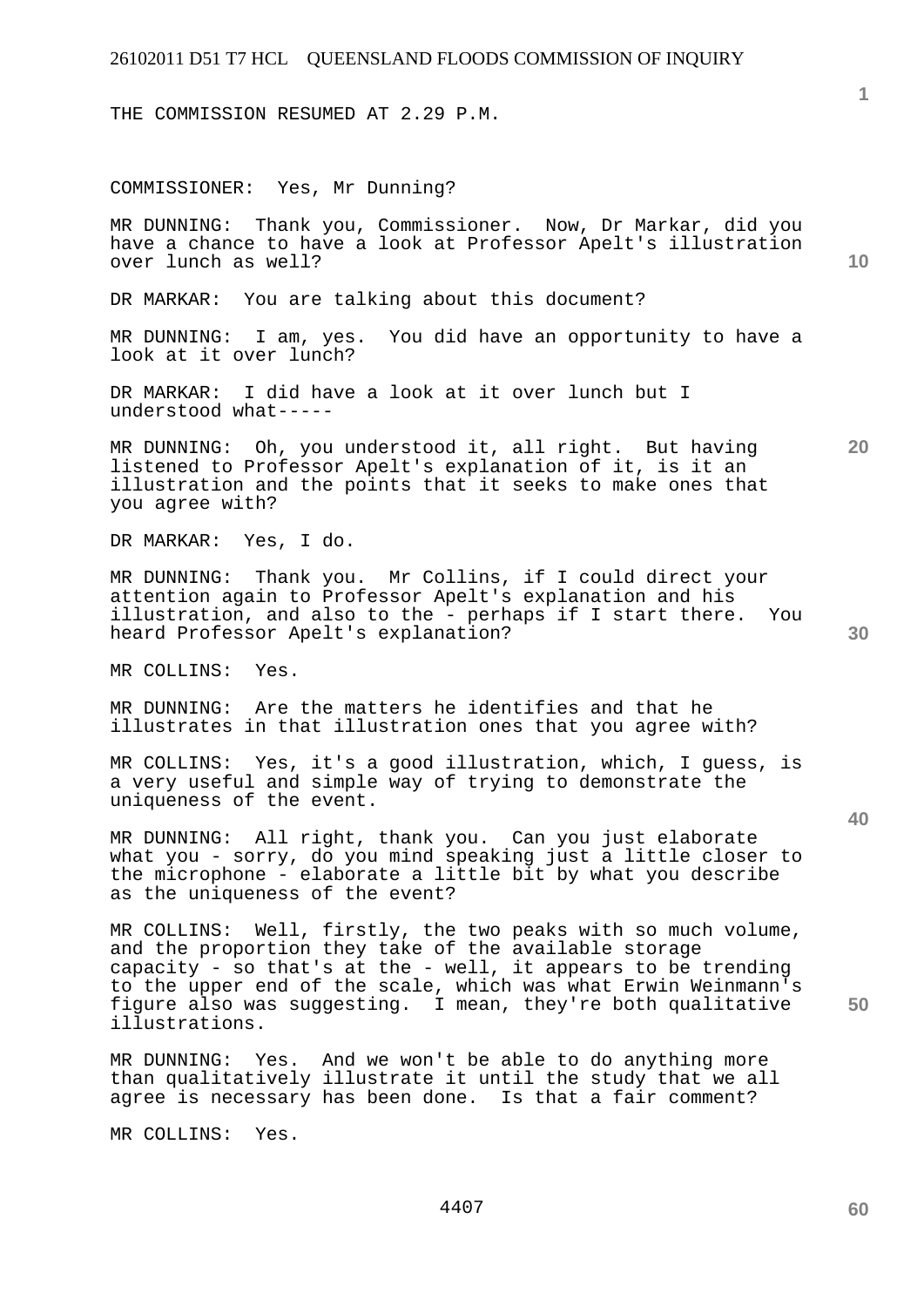THE COMMISSION RESUMED AT 2.29 P.M.

COMMISSIONER: Yes, Mr Dunning?

MR DUNNING: Thank you, Commissioner. Now, Dr Markar, did you have a chance to have a look at Professor Apelt's illustration over lunch as well?

DR MARKAR: You are talking about this document?

MR DUNNING: I am, yes. You did have an opportunity to have a look at it over lunch?

DR MARKAR: I did have a look at it over lunch but I understood what-----

MR DUNNING: Oh, you understood it, all right. But having listened to Professor Apelt's explanation of it, is it an illustration and the points that it seeks to make ones that you agree with?

DR MARKAR: Yes, I do.

MR DUNNING: Thank you. Mr Collins, if I could direct your attention again to Professor Apelt's explanation and his illustration, and also to the - perhaps if I start there. You heard Professor Apelt's explanation?

MR COLLINS: Yes.

MR DUNNING: Are the matters he identifies and that he illustrates in that illustration ones that you agree with?

MR COLLINS: Yes, it's a good illustration, which, I guess, is a very useful and simple way of trying to demonstrate the uniqueness of the event.

MR DUNNING: All right, thank you. Can you just elaborate what you - sorry, do you mind speaking just a little closer to the microphone - elaborate a little bit by what you describe as the uniqueness of the event?

MR COLLINS: Well, firstly, the two peaks with so much volume, and the proportion they take of the available storage capacity - so that's at the - well, it appears to be trending to the upper end of the scale, which was what Erwin Weinmann's figure also was suggesting. I mean, they're both qualitative illustrations.

MR DUNNING: Yes. And we won't be able to do anything more than qualitatively illustrate it until the study that we all agree is necessary has been done. Is that a fair comment?

MR COLLINS: Yes.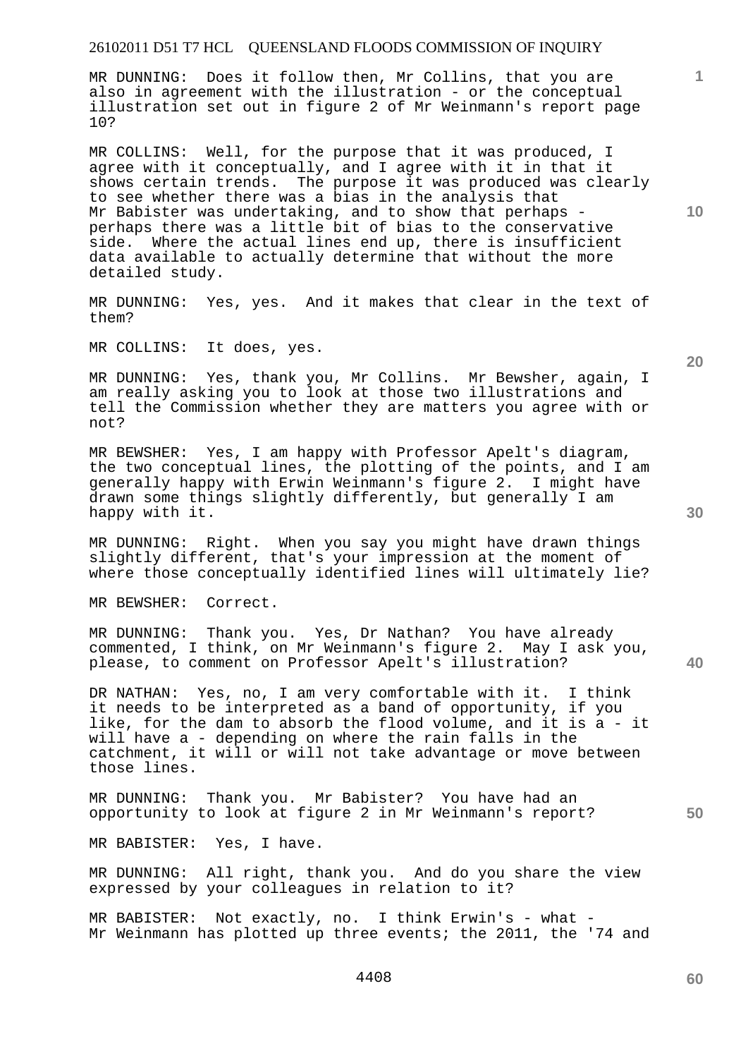MR DUNNING: Does it follow then, Mr Collins, that you are also in agreement with the illustration - or the conceptual illustration set out in figure 2 of Mr Weinmann's report page 10?

MR COLLINS: Well, for the purpose that it was produced, I agree with it conceptually, and I agree with it in that it shows certain trends. The purpose it was produced was clearly to see whether there was a bias in the analysis that Mr Babister was undertaking, and to show that perhaps - perhaps there was a little bit of bias to the conservative side. Where the actual lines end up, there is insufficient data available to actually determine that without the more detailed study.

MR DUNNING: Yes, yes. And it makes that clear in the text of them?

MR COLLINS: It does, yes.

MR DUNNING: Yes, thank you, Mr Collins. Mr Bewsher, again, I am really asking you to look at those two illustrations and tell the Commission whether they are matters you agree with or not?

MR BEWSHER: Yes, I am happy with Professor Apelt's diagram, the two conceptual lines, the plotting of the points, and I am generally happy with Erwin Weinmann's figure 2. I might have drawn some things slightly differently, but generally I am happy with it.

MR DUNNING: Right. When you say you might have drawn things slightly different, that's your impression at the moment of where those conceptually identified lines will ultimately lie?

MR BEWSHER: Correct.

MR DUNNING: Thank you. Yes, Dr Nathan? You have already commented, I think, on Mr Weinmann's figure 2. May I ask you, please, to comment on Professor Apelt's illustration?

DR NATHAN: Yes, no, I am very comfortable with it. I think it needs to be interpreted as a band of opportunity, if you like, for the dam to absorb the flood volume, and it is a - it will have a - depending on where the rain falls in the catchment, it will or will not take advantage or move between those lines.

MR DUNNING: Thank you. Mr Babister? You have had an opportunity to look at figure 2 in Mr Weinmann's report?

MR BABISTER: Yes, I have.

MR DUNNING: All right, thank you. And do you share the view expressed by your colleagues in relation to it?

MR BABISTER: Not exactly, no. I think Erwin's - what - Mr Weinmann has plotted up three events; the 2011, the '74 and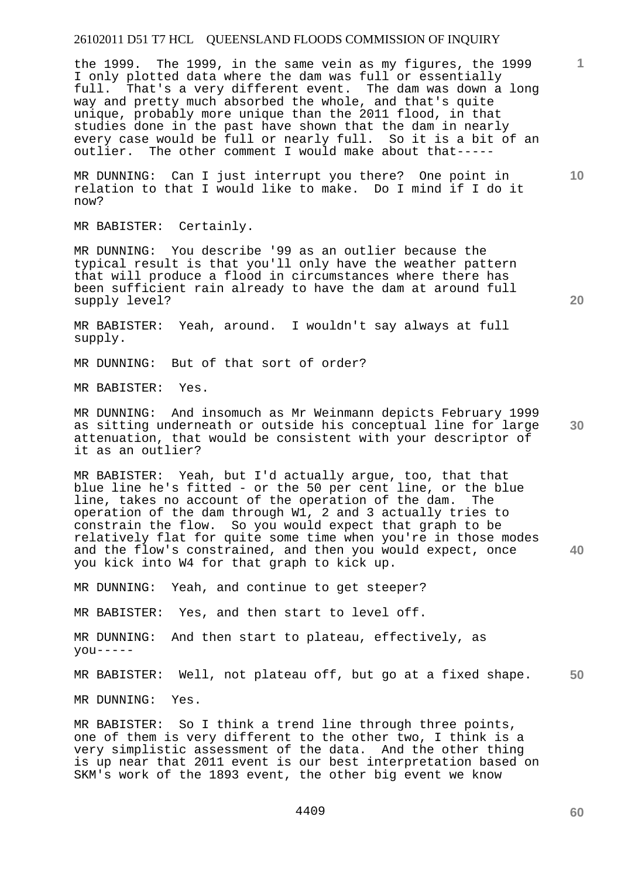the 1999. The 1999, in the same vein as my figures, the 1999 I only plotted data where the dam was full or essentially full. That's a very different event. The dam was down a long way and pretty much absorbed the whole, and that's quite unique, probably more unique than the 2011 flood, in that studies done in the past have shown that the dam in nearly every case would be full or nearly full. So it is a bit of an outlier. The other comment I would make about that-----

MR DUNNING: Can I just interrupt you there? One point in relation to that I would like to make. Do I mind if I do it now?

MR BABISTER: Certainly.

MR DUNNING: You describe '99 as an outlier because the typical result is that you'll only have the weather pattern that will produce a flood in circumstances where there has been sufficient rain already to have the dam at around full supply level?

MR BABISTER: Yeah, around. I wouldn't say always at full supply.

MR DUNNING: But of that sort of order?

MR BABISTER: Yes.

MR DUNNING: And insomuch as Mr Weinmann depicts February 1999 as sitting underneath or outside his conceptual line for large attenuation, that would be consistent with your descriptor of it as an outlier?

MR BABISTER: Yeah, but I'd actually argue, too, that that blue line he's fitted - or the 50 per cent line, or the blue line, takes no account of the operation of the dam. The operation of the dam through W1, 2 and 3 actually tries to constrain the flow. So you would expect that graph to be relatively flat for quite some time when you're in those modes and the flow's constrained, and then you would expect, once you kick into W4 for that graph to kick up.

MR DUNNING: Yeah, and continue to get steeper?

MR BABISTER: Yes, and then start to level off.

MR DUNNING: And then start to plateau, effectively, as you-----

MR BABISTER: Well, not plateau off, but go at a fixed shape.

MR DUNNING: Yes.

MR BABISTER: So I think a trend line through three points, one of them is very different to the other two, I think is a very simplistic assessment of the data. And the other thing is up near that 2011 event is our best interpretation based on SKM's work of the 1893 event, the other big event we know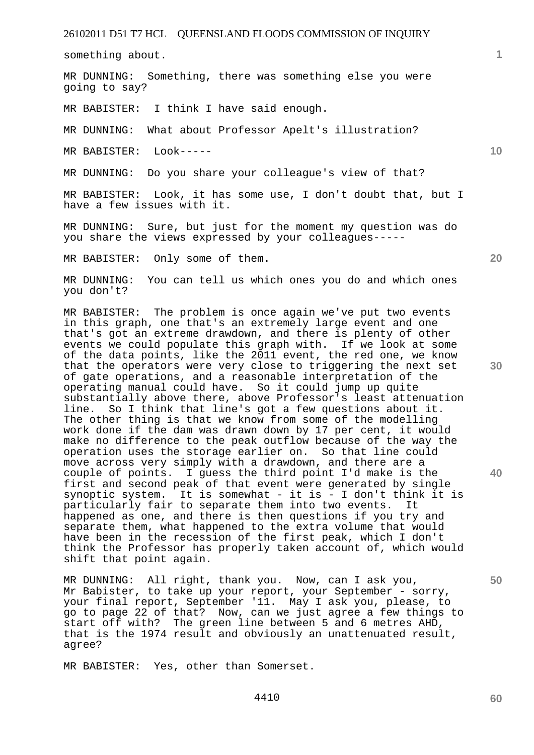something about.

MR DUNNING: Something, there was something else you were going to say?

MR BABISTER: I think I have said enough.

MR DUNNING: What about Professor Apelt's illustration?

MR BABISTER: Look-----

MR DUNNING: Do you share your colleague's view of that?

MR BABISTER: Look, it has some use, I don't doubt that, but I have a few issues with it.

MR DUNNING: Sure, but just for the moment my question was do you share the views expressed by your colleagues-----

MR BABISTER: Only some of them.

MR DUNNING: You can tell us which ones you do and which ones you don't?

MR BABISTER: The problem is once again we've put two events in this graph, one that's an extremely large event and one that's got an extreme drawdown, and there is plenty of other events we could populate this graph with. If we look at some of the data points, like the 2011 event, the red one, we know that the operators were very close to triggering the next set of gate operations, and a reasonable interpretation of the operating manual could have. So it could jump up quite substantially above there, above Professor's least attenuation line. So I think that line's got a few questions about it. The other thing is that we know from some of the modelling work done if the dam was drawn down by 17 per cent, it would make no difference to the peak outflow because of the way the operation uses the storage earlier on. So that line could move across very simply with a drawdown, and there are a couple of points. I guess the third point I'd make is the first and second peak of that event were generated by single synoptic system. It is somewhat - it is - I don't think it is particularly fair to separate them into two events. It happened as one, and there is then questions if you try and separate them, what happened to the extra volume that would have been in the recession of the first peak, which I don't think the Professor has properly taken account of, which would shift that point again.

MR DUNNING: All right, thank you. Now, can I ask you, Mr Babister, to take up your report, your September - sorry, your final report, September '11. May I ask you, please, to go to page 22 of that? Now, can we just agree a few things to start off with? The green line between 5 and 6 metres AHD, that is the 1974 result and obviously an unattenuated result, agree?

MR BABISTER: Yes, other than Somerset.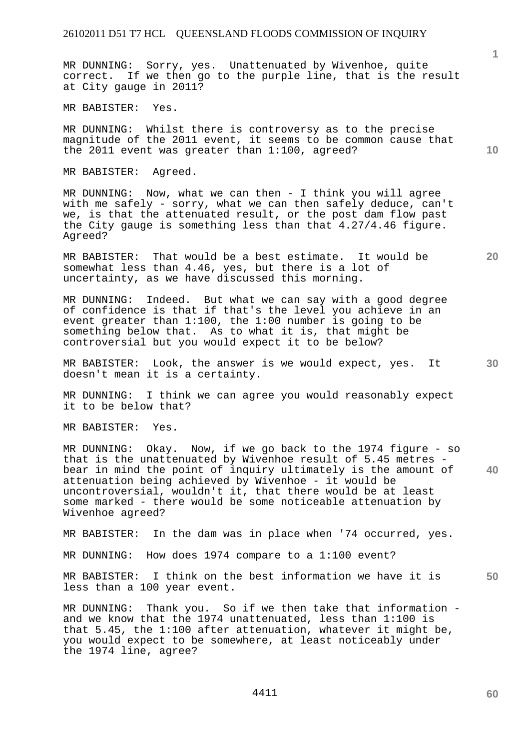MR DUNNING: Sorry, yes. Unattenuated by Wivenhoe, quite correct. If we then go to the purple line, that is the result at City gauge in 2011?

MR BABISTER: Yes.

MR DUNNING: Whilst there is controversy as to the precise magnitude of the 2011 event, it seems to be common cause that the 2011 event was greater than 1:100, agreed?

MR BABISTER: Agreed.

MR DUNNING: Now, what we can then - I think you will agree with me safely - sorry, what we can then safely deduce, can't we, is that the attenuated result, or the post dam flow past the City gauge is something less than that 4.27/4.46 figure. Agreed?

MR BABISTER: That would be a best estimate. It would be somewhat less than 4.46, yes, but there is a lot of uncertainty, as we have discussed this morning.

MR DUNNING: Indeed. But what we can say with a good degree of confidence is that if that's the level you achieve in an event greater than 1:100, the 1:00 number is going to be something below that. As to what it is, that might be controversial but you would expect it to be below?

MR BABISTER: Look, the answer is we would expect, yes. It doesn't mean it is a certainty.

MR DUNNING: I think we can agree you would reasonably expect it to be below that?

MR BABISTER: Yes.

MR DUNNING: Okay. Now, if we go back to the 1974 figure - so that is the unattenuated by Wivenhoe result of 5.45 metres - bear in mind the point of inquiry ultimately is the amount of attenuation being achieved by Wivenhoe - it would be uncontroversial, wouldn't it, that there would be at least some marked - there would be some noticeable attenuation by Wivenhoe agreed?

MR BABISTER: In the dam was in place when '74 occurred, yes.

MR DUNNING: How does 1974 compare to a 1:100 event?

MR BABISTER: I think on the best information we have it is less than a 100 year event.

MR DUNNING: Thank you. So if we then take that information - and we know that the 1974 unattenuated, less than 1:100 is that 5.45, the 1:100 after attenuation, whatever it might be, you would expect to be somewhere, at least noticeably under the 1974 line, agree?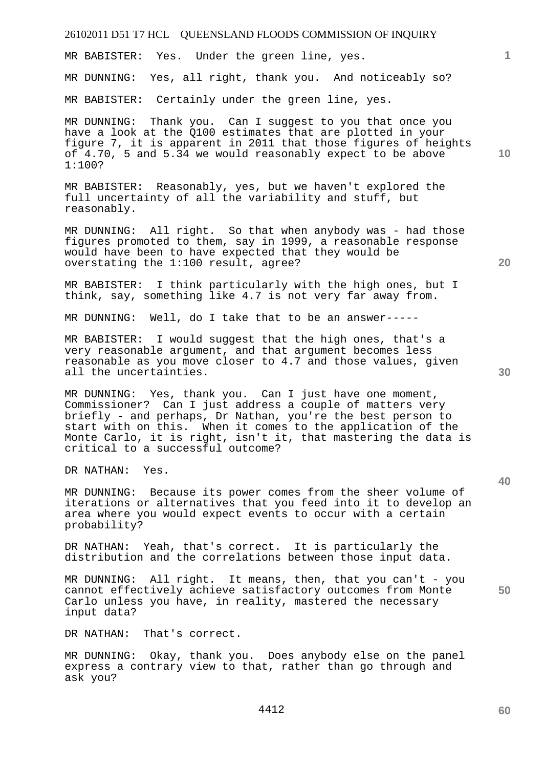MR BABISTER: Yes. Under the green line, yes.

MR DUNNING: Yes, all right, thank you. And noticeably so?

MR BABISTER: Certainly under the green line, yes.

MR DUNNING: Thank you. Can I suggest to you that once you have a look at the Q100 estimates that are plotted in your figure 7, it is apparent in 2011 that those figures of heights of 4.70, 5 and 5.34 we would reasonably expect to be above 1:100?

MR BABISTER: Reasonably, yes, but we haven't explored the full uncertainty of all the variability and stuff, but reasonably.

MR DUNNING: All right. So that when anybody was - had those figures promoted to them, say in 1999, a reasonable response would have been to have expected that they would be overstating the 1:100 result, agree?

MR BABISTER: I think particularly with the high ones, but I think, say, something like 4.7 is not very far away from.

MR DUNNING: Well, do I take that to be an answer-----

MR BABISTER: I would suggest that the high ones, that's a very reasonable argument, and that argument becomes less reasonable as you move closer to 4.7 and those values, given all the uncertainties.

MR DUNNING: Yes, thank you. Can I just have one moment, Commissioner? Can I just address a couple of matters very briefly - and perhaps, Dr Nathan, you're the best person to start with on this. When it comes to the application of the Monte Carlo, it is right, isn't it, that mastering the data is critical to a successful outcome?

DR NATHAN: Yes.

MR DUNNING: Because its power comes from the sheer volume of iterations or alternatives that you feed into it to develop an area where you would expect events to occur with a certain probability?

DR NATHAN: Yeah, that's correct. It is particularly the distribution and the correlations between those input data.

MR DUNNING: All right. It means, then, that you can't - you cannot effectively achieve satisfactory outcomes from Monte Carlo unless you have, in reality, mastered the necessary input data?

DR NATHAN: That's correct.

MR DUNNING: Okay, thank you. Does anybody else on the panel express a contrary view to that, rather than go through and ask you?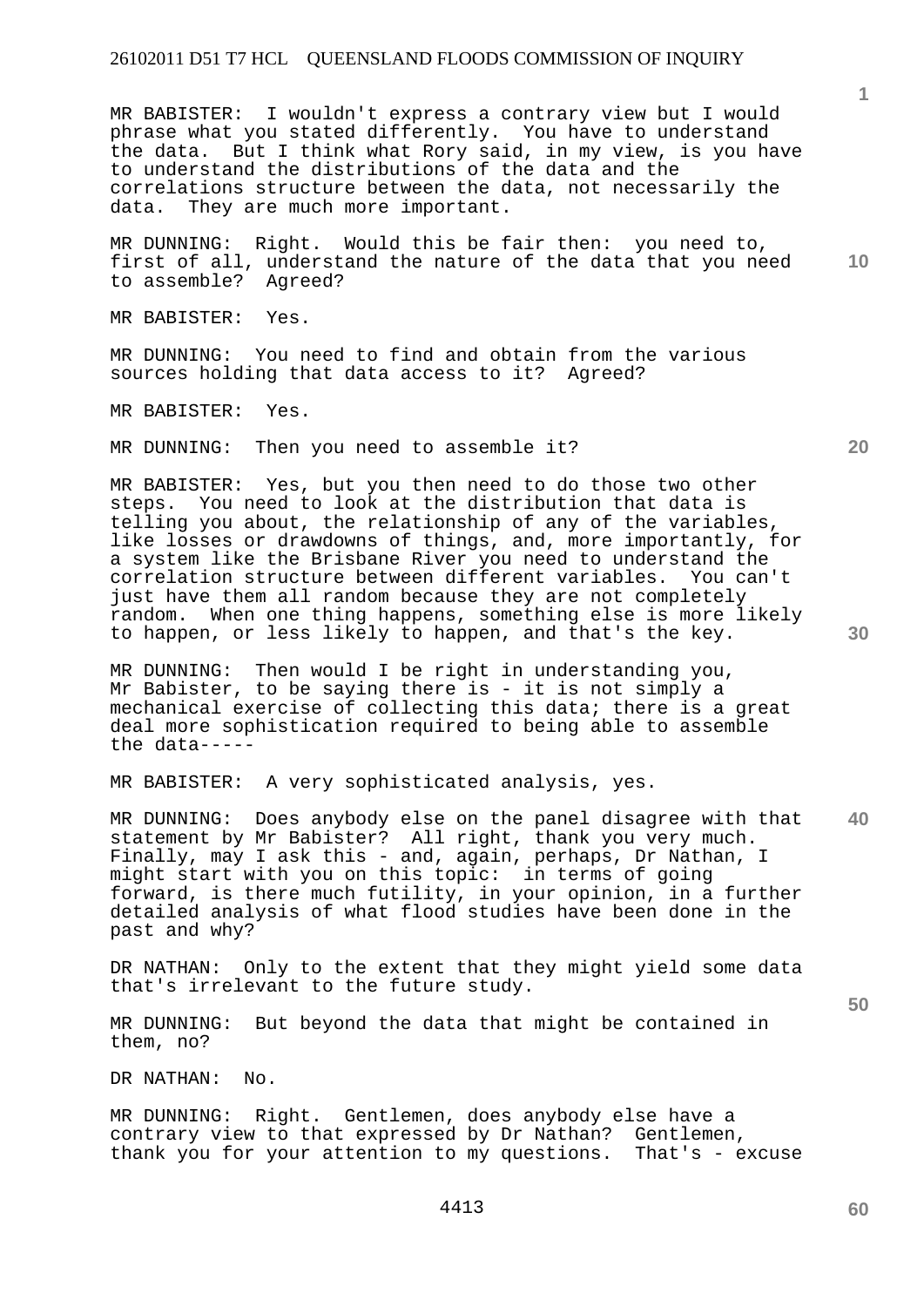MR BABISTER: I wouldn't express a contrary view but I would phrase what you stated differently. You have to understand the data. But I think what Rory said, in my view, is you have to understand the distributions of the data and the correlations structure between the data, not necessarily the data. They are much more important.

MR DUNNING: Right. Would this be fair then: you need to, first of all, understand the nature of the data that you need to assemble? Agreed?

MR BABISTER: Yes.

MR DUNNING: You need to find and obtain from the various sources holding that data access to it? Agreed?

MR BABISTER: Yes.

MR DUNNING: Then you need to assemble it?

MR BABISTER: Yes, but you then need to do those two other steps. You need to look at the distribution that data is telling you about, the relationship of any of the variables, like losses or drawdowns of things, and, more importantly, for a system like the Brisbane River you need to understand the correlation structure between different variables. You can't just have them all random because they are not completely random. When one thing happens, something else is more likely to happen, or less likely to happen, and that's the key.

MR DUNNING: Then would I be right in understanding you, Mr Babister, to be saying there is - it is not simply a mechanical exercise of collecting this data; there is a great deal more sophistication required to being able to assemble the data-----

MR BABISTER: A very sophisticated analysis, yes.

MR DUNNING: Does anybody else on the panel disagree with that statement by Mr Babister? All right, thank you very much. Finally, may I ask this - and, again, perhaps, Dr Nathan, I might start with you on this topic: in terms of going forward, is there much futility, in your opinion, in a further detailed analysis of what flood studies have been done in the past and why?

DR NATHAN: Only to the extent that they might yield some data that's irrelevant to the future study.

MR DUNNING: But beyond the data that might be contained in them, no?

DR NATHAN: No.

MR DUNNING: Right. Gentlemen, does anybody else have a contrary view to that expressed by Dr Nathan? Gentlemen, thank you for your attention to my questions. That's - excuse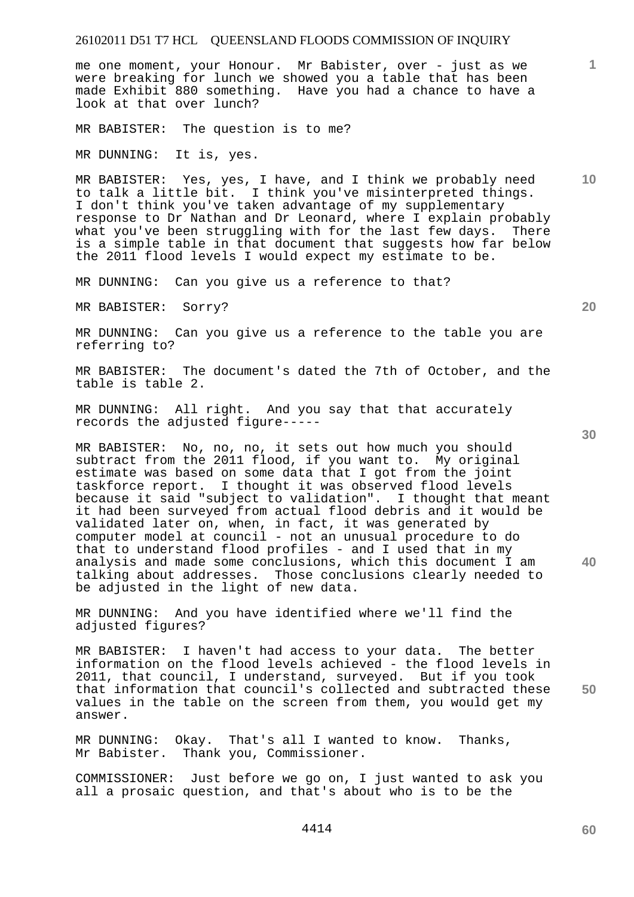me one moment, your Honour. Mr Babister, over - just as we were breaking for lunch we showed you a table that has been made Exhibit 880 something. Have you had a chance to have a look at that over lunch?

MR BABISTER: The question is to me?

MR DUNNING: It is, yes.

MR BABISTER: Yes, yes, I have, and I think we probably need to talk a little bit. I think you've misinterpreted things. I don't think you've taken advantage of my supplementary response to Dr Nathan and Dr Leonard, where I explain probably what you've been struggling with for the last few days. There is a simple table in that document that suggests how far below the 2011 flood levels I would expect my estimate to be.

MR DUNNING: Can you give us a reference to that?

MR BABISTER: Sorry?

MR DUNNING: Can you give us a reference to the table you are referring to?

MR BABISTER: The document's dated the 7th of October, and the table is table 2.

MR DUNNING: All right. And you say that that accurately records the adjusted figure-----

MR BABISTER: No, no, no, it sets out how much you should subtract from the 2011 flood, if you want to. My original estimate was based on some data that I got from the joint taskforce report. I thought it was observed flood levels because it said "subject to validation". I thought that meant it had been surveyed from actual flood debris and it would be validated later on, when, in fact, it was generated by computer model at council - not an unusual procedure to do that to understand flood profiles - and I used that in my analysis and made some conclusions, which this document I am talking about addresses. Those conclusions clearly needed to be adjusted in the light of new data.

MR DUNNING: And you have identified where we'll find the adjusted figures?

MR BABISTER: I haven't had access to your data. The better information on the flood levels achieved - the flood levels in 2011, that council, I understand, surveyed. But if you took that information that council's collected and subtracted these values in the table on the screen from them, you would get my answer.

MR DUNNING: Okay. That's all I wanted to know. Thanks, Mr Babister. Thank you, Commissioner.

COMMISSIONER: Just before we go on, I just wanted to ask you all a prosaic question, and that's about who is to be the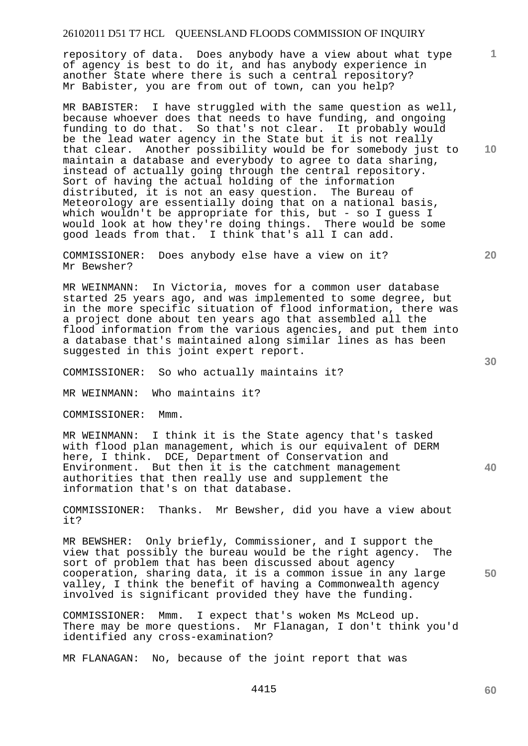repository of data. Does anybody have a view about what type of agency is best to do it, and has anybody experience in another State where there is such a central repository? Mr Babister, you are from out of town, can you help?

MR BABISTER: I have struggled with the same question as well, because whoever does that needs to have funding, and ongoing funding to do that. So that's not clear. It probably would be the lead water agency in the State but it is not really that clear. Another possibility would be for somebody just to maintain a database and everybody to agree to data sharing, instead of actually going through the central repository. Sort of having the actual holding of the information distributed, it is not an easy question. The Bureau of Meteorology are essentially doing that on a national basis, which wouldn't be appropriate for this, but - so I guess I would look at how they're doing things. There would be some good leads from that. I think that's all I can add.

COMMISSIONER: Does anybody else have a view on it? Mr Bewsher?

MR WEINMANN: In Victoria, moves for a common user database started 25 years ago, and was implemented to some degree, but in the more specific situation of flood information, there was a project done about ten years ago that assembled all the flood information from the various agencies, and put them into a database that's maintained along similar lines as has been suggested in this joint expert report.

COMMISSIONER: So who actually maintains it?

MR WEINMANN: Who maintains it?

COMMISSIONER: Mmm.

MR WEINMANN: I think it is the State agency that's tasked with flood plan management, which is our equivalent of DERM here, I think. DCE, Department of Conservation and Environment. But then it is the catchment management authorities that then really use and supplement the information that's on that database.

COMMISSIONER: Thanks. Mr Bewsher, did you have a view about it?

MR BEWSHER: Only briefly, Commissioner, and I support the view that possibly the bureau would be the right agency. The sort of problem that has been discussed about agency cooperation, sharing data, it is a common issue in any large valley, I think the benefit of having a Commonwealth agency involved is significant provided they have the funding.

COMMISSIONER: Mmm. I expect that's woken Ms McLeod up. There may be more questions. Mr Flanagan, I don't think you'd identified any cross-examination?

MR FLANAGAN: No, because of the joint report that was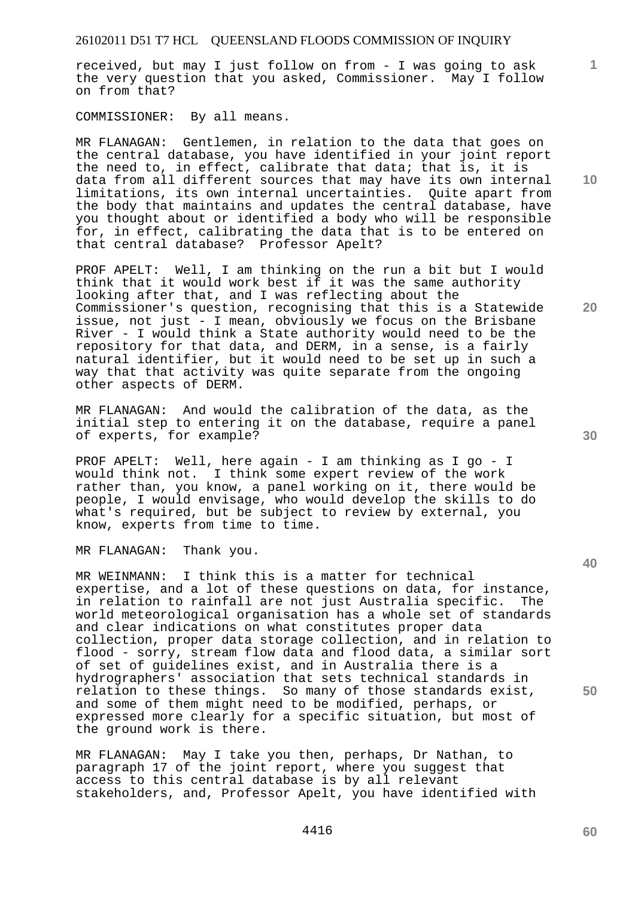received, but may I just follow on from - I was going to ask the very question that you asked, Commissioner. May I follow on from that?

COMMISSIONER: By all means.

MR FLANAGAN: Gentlemen, in relation to the data that goes on the central database, you have identified in your joint report the need to, in effect, calibrate that data; that is, it is data from all different sources that may have its own internal limitations, its own internal uncertainties. Quite apart from the body that maintains and updates the central database, have you thought about or identified a body who will be responsible for, in effect, calibrating the data that is to be entered on that central database? Professor Apelt?

PROF APELT: Well, I am thinking on the run a bit but I would think that it would work best if it was the same authority looking after that, and I was reflecting about the Commissioner's question, recognising that this is a Statewide issue, not just - I mean, obviously we focus on the Brisbane River - I would think a State authority would need to be the repository for that data, and DERM, in a sense, is a fairly natural identifier, but it would need to be set up in such a way that that activity was quite separate from the ongoing other aspects of DERM.

MR FLANAGAN: And would the calibration of the data, as the initial step to entering it on the database, require a panel of experts, for example?

PROF APELT: Well, here again - I am thinking as I go - I would think not. I think some expert review of the work rather than, you know, a panel working on it, there would be people, I would envisage, who would develop the skills to do what's required, but be subject to review by external, you know, experts from time to time.

MR FLANAGAN: Thank you.

MR WEINMANN: I think this is a matter for technical expertise, and a lot of these questions on data, for instance, in relation to rainfall are not just Australia specific. The world meteorological organisation has a whole set of standards and clear indications on what constitutes proper data collection, proper data storage collection, and in relation to flood - sorry, stream flow data and flood data, a similar sort of set of guidelines exist, and in Australia there is a hydrographers' association that sets technical standards in relation to these things. So many of those standards exist, and some of them might need to be modified, perhaps, or expressed more clearly for a specific situation, but most of the ground work is there.

MR FLANAGAN: May I take you then, perhaps, Dr Nathan, to paragraph 17 of the joint report, where you suggest that access to this central database is by all relevant stakeholders, and, Professor Apelt, you have identified with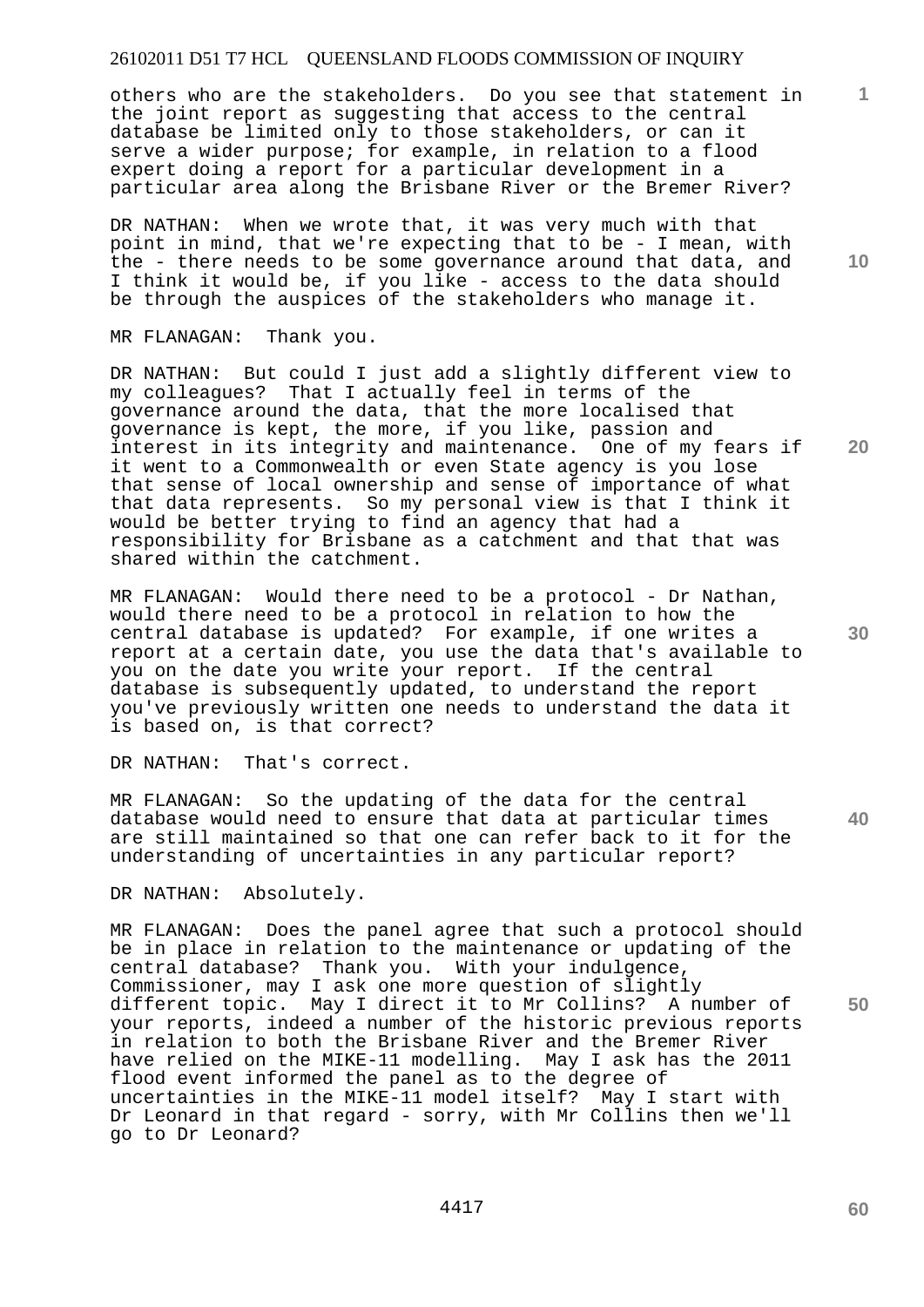others who are the stakeholders. Do you see that statement in the joint report as suggesting that access to the central database be limited only to those stakeholders, or can it serve a wider purpose; for example, in relation to a flood expert doing a report for a particular development in a particular area along the Brisbane River or the Bremer River?

DR NATHAN: When we wrote that, it was very much with that point in mind, that we're expecting that to be - I mean, with the - there needs to be some governance around that data, and I think it would be, if you like - access to the data should be through the auspices of the stakeholders who manage it.

MR FLANAGAN: Thank you.

DR NATHAN: But could I just add a slightly different view to my colleagues? That I actually feel in terms of the governance around the data, that the more localised that governance is kept, the more, if you like, passion and interest in its integrity and maintenance. One of my fears if it went to a Commonwealth or even State agency is you lose that sense of local ownership and sense of importance of what that data represents. So my personal view is that I think it would be better trying to find an agency that had a responsibility for Brisbane as a catchment and that that was shared within the catchment.

MR FLANAGAN: Would there need to be a protocol - Dr Nathan, would there need to be a protocol in relation to how the central database is updated? For example, if one writes a report at a certain date, you use the data that's available to you on the date you write your report. If the central database is subsequently updated, to understand the report you've previously written one needs to understand the data it is based on, is that correct?

DR NATHAN: That's correct.

MR FLANAGAN: So the updating of the data for the central database would need to ensure that data at particular times are still maintained so that one can refer back to it for the understanding of uncertainties in any particular report?

DR NATHAN: Absolutely.

MR FLANAGAN: Does the panel agree that such a protocol should be in place in relation to the maintenance or updating of the central database? Thank you. With your indulgence, Commissioner, may I ask one more question of slightly different topic. May I direct it to Mr Collins? A number of your reports, indeed a number of the historic previous reports in relation to both the Brisbane River and the Bremer River have relied on the MIKE-11 modelling. May I ask has the 2011 flood event informed the panel as to the degree of uncertainties in the MIKE-11 model itself? May I start with Dr Leonard in that regard - sorry, with Mr Collins then we'll go to Dr Leonard?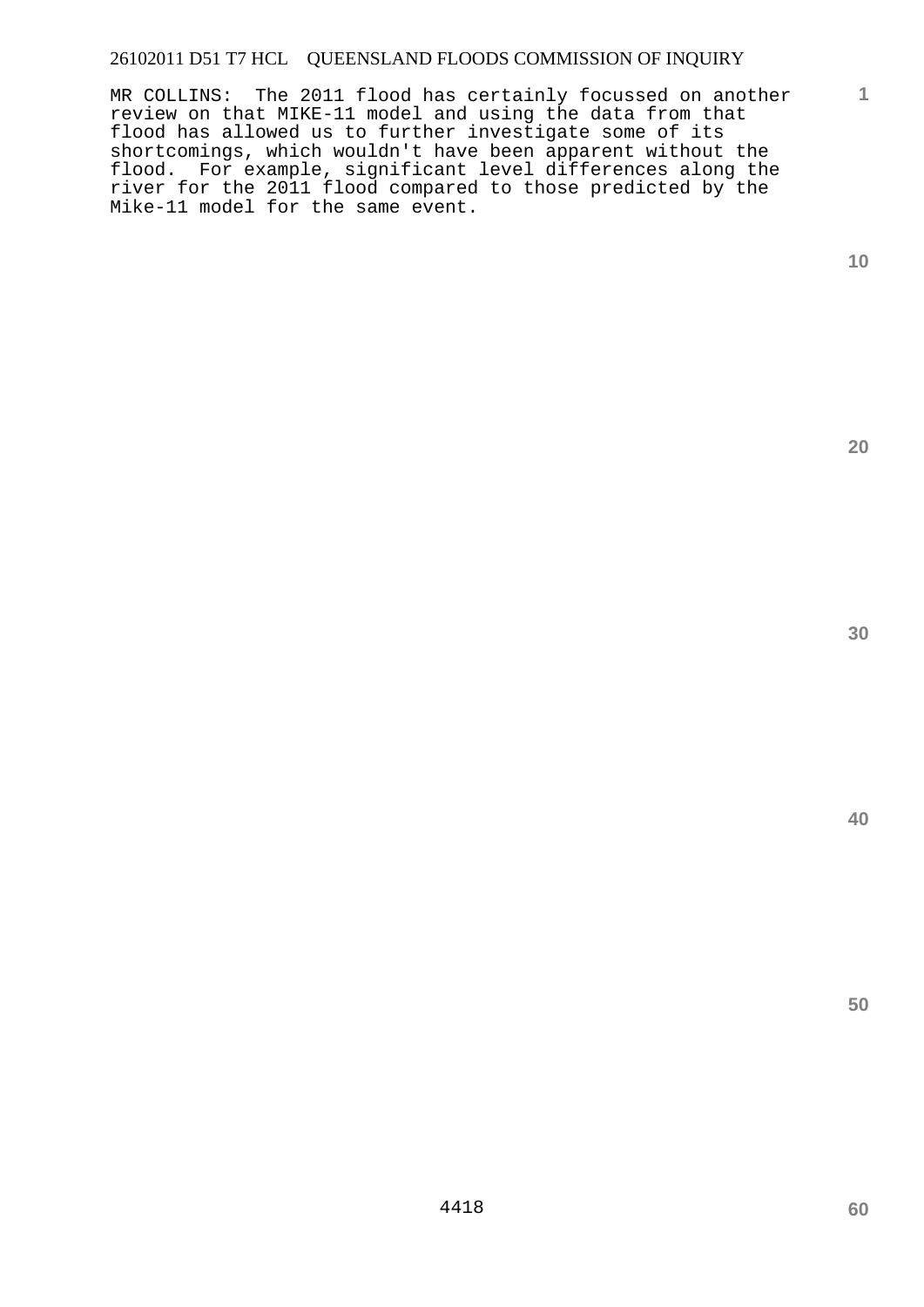MR COLLINS: The 2011 flood has certainly focussed on another review on that MIKE-11 model and using the data from that flood has allowed us to further investigate some of its shortcomings, which wouldn't have been apparent without the flood. For example, significant level differences along the river for the 2011 flood compared to those predicted by the Mike-11 model for the same event.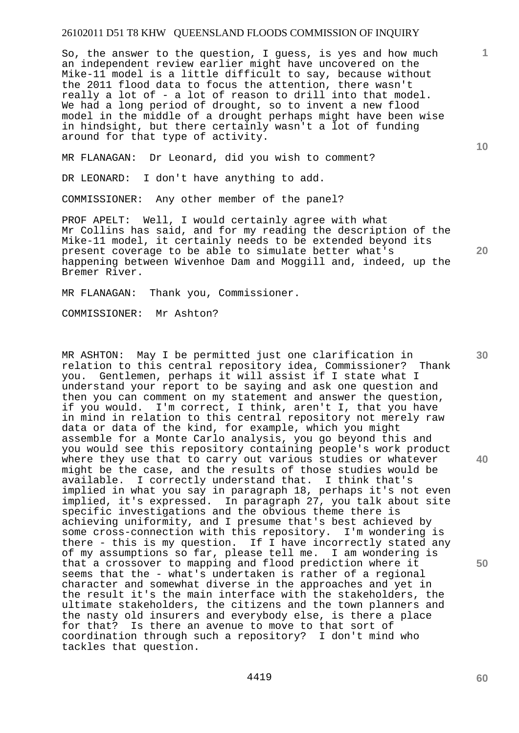So, the answer to the question, I guess, is yes and how much an independent review earlier might have uncovered on the Mike-11 model is a little difficult to say, because without the 2011 flood data to focus the attention, there wasn't really a lot of - a lot of reason to drill into that model. We had a long period of drought, so to invent a new flood model in the middle of a drought perhaps might have been wise in hindsight, but there certainly wasn't a lot of funding around for that type of activity.

MR FLANAGAN: Dr Leonard, did you wish to comment?

DR LEONARD: I don't have anything to add.

COMMISSIONER: Any other member of the panel?

PROF APELT: Well, I would certainly agree with what Mr Collins has said, and for my reading the description of the Mike-11 model, it certainly needs to be extended beyond its present coverage to be able to simulate better what's happening between Wivenhoe Dam and Moggill and, indeed, up the Bremer River.

MR FLANAGAN: Thank you, Commissioner.

COMMISSIONER: Mr Ashton?

MR ASHTON: May I be permitted just one clarification in relation to this central repository idea, Commissioner? Thank you. Gentlemen, perhaps it will assist if I state what I understand your report to be saying and ask one question and then you can comment on my statement and answer the question, if you would. I'm correct, I think, aren't I, that you have in mind in relation to this central repository not merely raw data or data of the kind, for example, which you might assemble for a Monte Carlo analysis, you go beyond this and you would see this repository containing people's work product where they use that to carry out various studies or whatever might be the case, and the results of those studies would be available. I correctly understand that. I think that's implied in what you say in paragraph 18, perhaps it's not even implied, it's expressed. In paragraph 27, you talk about site specific investigations and the obvious theme there is achieving uniformity, and I presume that's best achieved by some cross-connection with this repository. I'm wondering is there - this is my question. If I have incorrectly stated any of my assumptions so far, please tell me. I am wondering is that a crossover to mapping and flood prediction where it seems that the - what's undertaken is rather of a regional character and somewhat diverse in the approaches and yet in the result it's the main interface with the stakeholders, the ultimate stakeholders, the citizens and the town planners and the nasty old insurers and everybody else, is there a place for that? Is there an avenue to move to that sort of coordination through such a repository? I don't mind who tackles that question.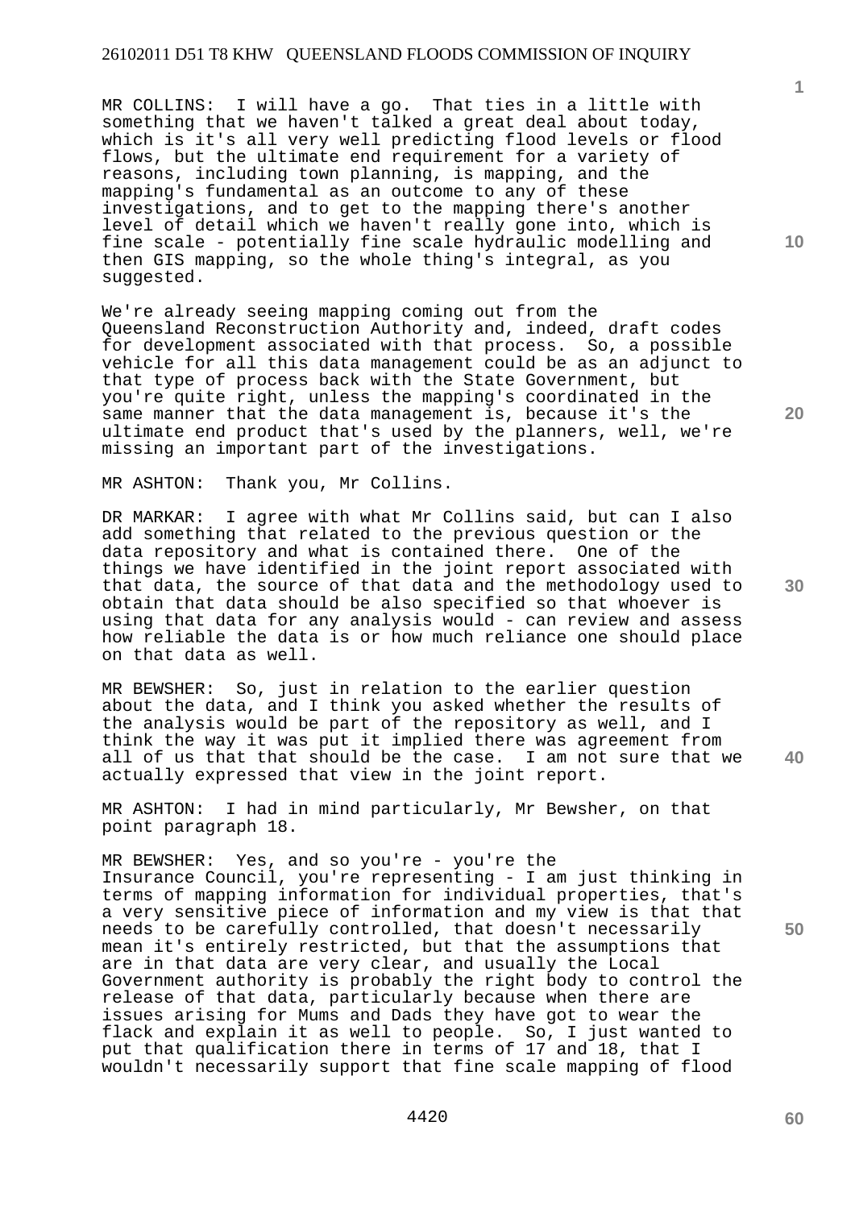MR COLLINS: I will have a go. That ties in a little with something that we haven't talked a great deal about today, which is it's all very well predicting flood levels or flood flows, but the ultimate end requirement for a variety of reasons, including town planning, is mapping, and the mapping's fundamental as an outcome to any of these investigations, and to get to the mapping there's another level of detail which we haven't really gone into, which is fine scale - potentially fine scale hydraulic modelling and then GIS mapping, so the whole thing's integral, as you suggested.

We're already seeing mapping coming out from the Queensland Reconstruction Authority and, indeed, draft codes for development associated with that process. So, a possible vehicle for all this data management could be as an adjunct to that type of process back with the State Government, but you're quite right, unless the mapping's coordinated in the same manner that the data management is, because it's the ultimate end product that's used by the planners, well, we're missing an important part of the investigations.

MR ASHTON: Thank you, Mr Collins.

DR MARKAR: I agree with what Mr Collins said, but can I also add something that related to the previous question or the data repository and what is contained there. One of the things we have identified in the joint report associated with that data, the source of that data and the methodology used to obtain that data should be also specified so that whoever is using that data for any analysis would - can review and assess how reliable the data is or how much reliance one should place on that data as well.

MR BEWSHER: So, just in relation to the earlier question about the data, and I think you asked whether the results of the analysis would be part of the repository as well, and I think the way it was put it implied there was agreement from all of us that that should be the case. I am not sure that we actually expressed that view in the joint report.

MR ASHTON: I had in mind particularly, Mr Bewsher, on that point paragraph 18.

MR BEWSHER: Yes, and so you're - you're the Insurance Council, you're representing - I am just thinking in terms of mapping information for individual properties, that's a very sensitive piece of information and my view is that that needs to be carefully controlled, that doesn't necessarily mean it's entirely restricted, but that the assumptions that are in that data are very clear, and usually the Local Government authority is probably the right body to control the release of that data, particularly because when there are issues arising for Mums and Dads they have got to wear the flack and explain it as well to people. So, I just wanted to put that qualification there in terms of 17 and 18, that I wouldn't necessarily support that fine scale mapping of flood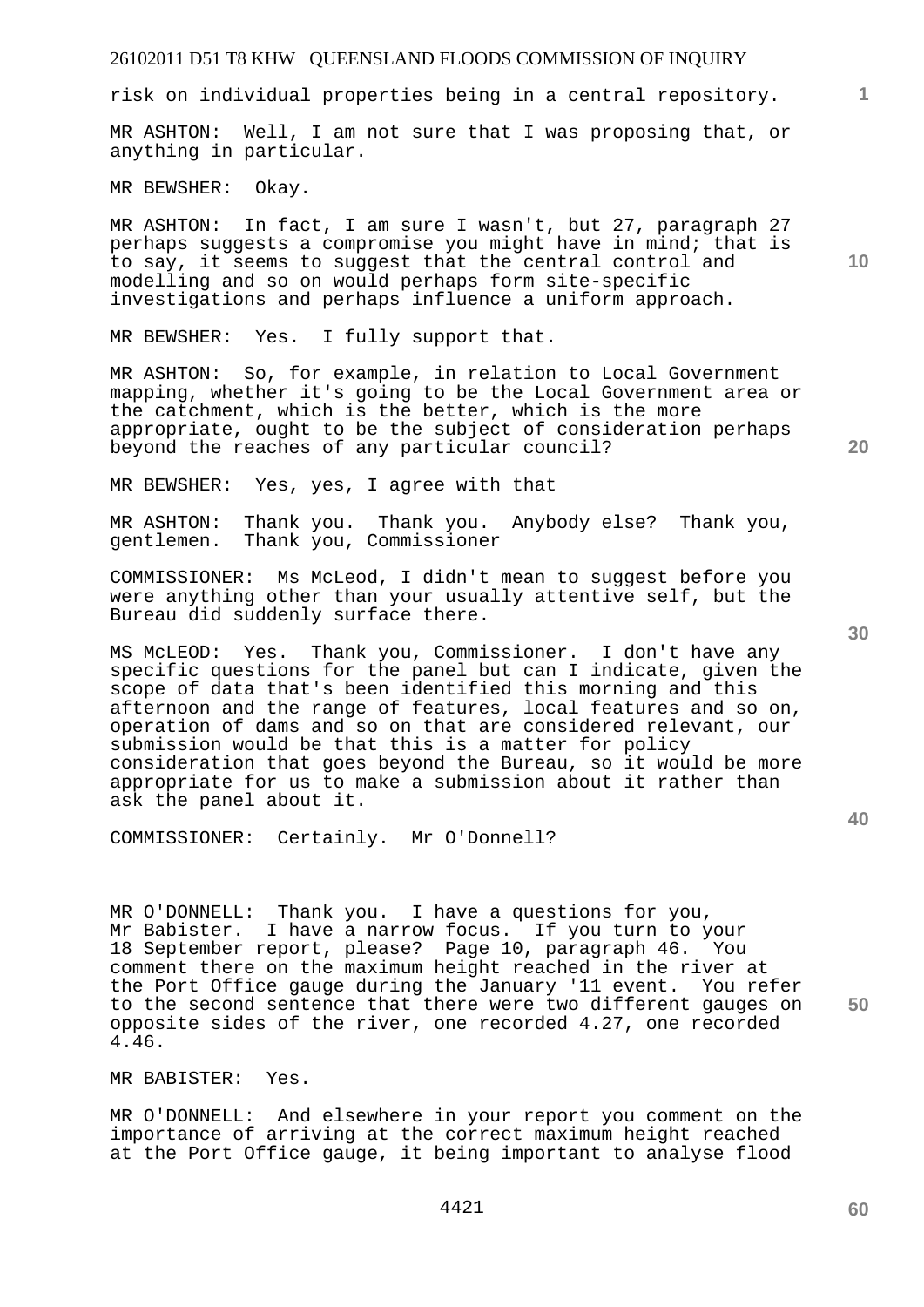risk on individual properties being in a central repository.

MR ASHTON: Well, I am not sure that I was proposing that, or anything in particular.

MR BEWSHER: Okay.

MR ASHTON: In fact, I am sure I wasn't, but 27, paragraph 27 perhaps suggests a compromise you might have in mind; that is to say, it seems to suggest that the central control and modelling and so on would perhaps form site-specific investigations and perhaps influence a uniform approach.

MR BEWSHER: Yes. I fully support that.

MR ASHTON: So, for example, in relation to Local Government mapping, whether it's going to be the Local Government area or the catchment, which is the better, which is the more appropriate, ought to be the subject of consideration perhaps beyond the reaches of any particular council?

MR BEWSHER: Yes, yes, I agree with that

MR ASHTON: Thank you. Thank you. Anybody else? Thank you, gentlemen. Thank you, Commissioner

COMMISSIONER: Ms McLeod, I didn't mean to suggest before you were anything other than your usually attentive self, but the Bureau did suddenly surface there.

MS McLEOD: Yes. Thank you, Commissioner. I don't have any specific questions for the panel but can I indicate, given the scope of data that's been identified this morning and this afternoon and the range of features, local features and so on, operation of dams and so on that are considered relevant, our submission would be that this is a matter for policy consideration that goes beyond the Bureau, so it would be more appropriate for us to make a submission about it rather than ask the panel about it.

COMMISSIONER: Certainly. Mr O'Donnell?

MR O'DONNELL: Thank you. I have a questions for you, Mr Babister. I have a narrow focus. If you turn to your 18 September report, please? Page 10, paragraph 46. You comment there on the maximum height reached in the river at the Port Office gauge during the January '11 event. You refer to the second sentence that there were two different gauges on opposite sides of the river, one recorded 4.27, one recorded 4.46.

MR BABISTER: Yes.

MR O'DONNELL: And elsewhere in your report you comment on the importance of arriving at the correct maximum height reached at the Port Office gauge, it being important to analyse flood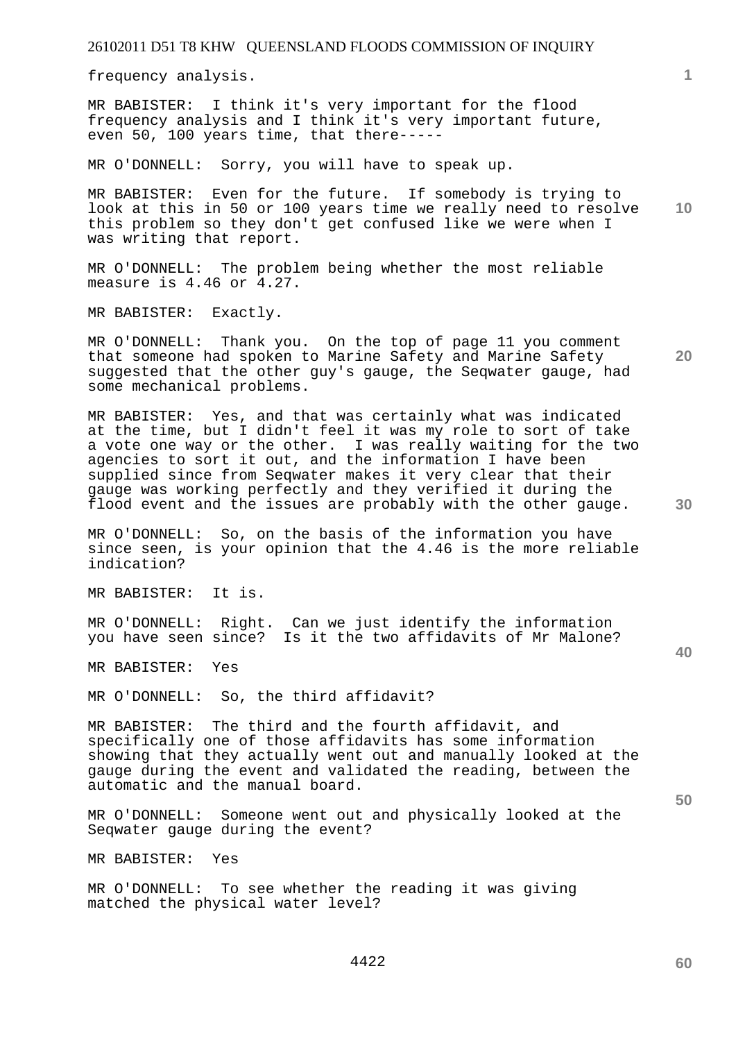frequency analysis.

MR BABISTER: I think it's very important for the flood frequency analysis and I think it's very important future, even 50, 100 years time, that there-----

MR O'DONNELL: Sorry, you will have to speak up.

MR BABISTER: Even for the future. If somebody is trying to look at this in 50 or 100 years time we really need to resolve this problem so they don't get confused like we were when I was writing that report.

MR O'DONNELL: The problem being whether the most reliable measure is 4.46 or 4.27.

MR BABISTER: Exactly.

MR O'DONNELL: Thank you. On the top of page 11 you comment that someone had spoken to Marine Safety and Marine Safety suggested that the other guy's gauge, the Seqwater gauge, had some mechanical problems.

MR BABISTER: Yes, and that was certainly what was indicated at the time, but I didn't feel it was my role to sort of take a vote one way or the other. I was really waiting for the two agencies to sort it out, and the information I have been supplied since from Seqwater makes it very clear that their gauge was working perfectly and they verified it during the flood event and the issues are probably with the other gauge.

MR O'DONNELL: So, on the basis of the information you have since seen, is your opinion that the 4.46 is the more reliable indication?

MR BABISTER: It is.

MR O'DONNELL: Right. Can we just identify the information you have seen since? Is it the two affidavits of Mr Malone?

MR BABISTER: Yes

MR O'DONNELL: So, the third affidavit?

MR BABISTER: The third and the fourth affidavit, and specifically one of those affidavits has some information showing that they actually went out and manually looked at the gauge during the event and validated the reading, between the automatic and the manual board.

MR O'DONNELL: Someone went out and physically looked at the Seqwater gauge during the event?

MR BABISTER: Yes

MR O'DONNELL: To see whether the reading it was giving matched the physical water level?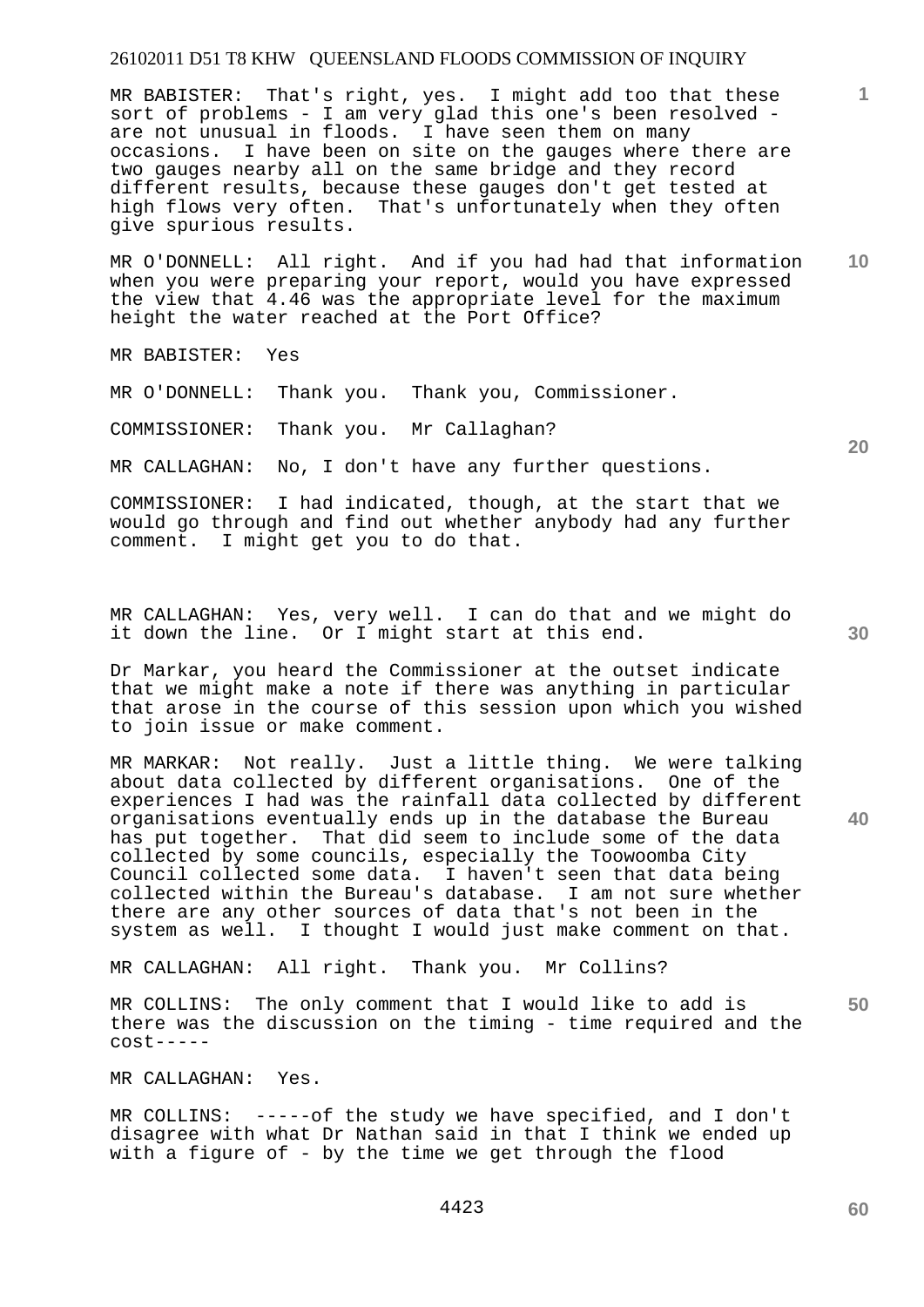MR BABISTER: That's right, yes. I might add too that these sort of problems - I am very glad this one's been resolved - are not unusual in floods. I have seen them on many occasions. I have been on site on the gauges where there are two gauges nearby all on the same bridge and they record different results, because these gauges don't get tested at high flows very often. That's unfortunately when they often give spurious results.

MR O'DONNELL: All right. And if you had had that information when you were preparing your report, would you have expressed the view that 4.46 was the appropriate level for the maximum height the water reached at the Port Office?

MR BABISTER: Yes

MR O'DONNELL: Thank you. Thank you, Commissioner.

COMMISSIONER: Thank you. Mr Callaghan?

MR CALLAGHAN: No, I don't have any further questions.

COMMISSIONER: I had indicated, though, at the start that we would go through and find out whether anybody had any further comment. I might get you to do that.

MR CALLAGHAN: Yes, very well. I can do that and we might do it down the line. Or I might start at this end.

Dr Markar, you heard the Commissioner at the outset indicate that we might make a note if there was anything in particular that arose in the course of this session upon which you wished to join issue or make comment.

MR MARKAR: Not really. Just a little thing. We were talking about data collected by different organisations. One of the experiences I had was the rainfall data collected by different organisations eventually ends up in the database the Bureau has put together. That did seem to include some of the data collected by some councils, especially the Toowoomba City Council collected some data. I haven't seen that data being collected within the Bureau's database. I am not sure whether there are any other sources of data that's not been in the system as well. I thought I would just make comment on that.

MR CALLAGHAN: All right. Thank you. Mr Collins?

MR COLLINS: The only comment that I would like to add is there was the discussion on the timing - time required and the cost-----

MR CALLAGHAN: Yes.

MR COLLINS: -----of the study we have specified, and I don't disagree with what Dr Nathan said in that I think we ended up with a figure of - by the time we get through the flood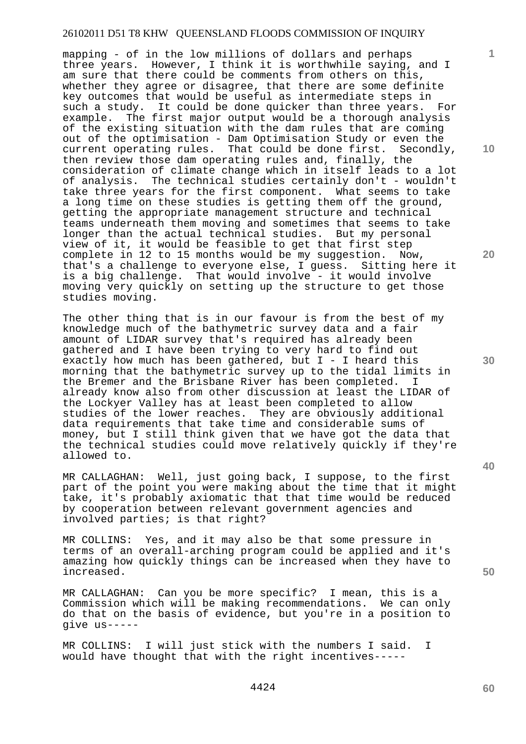mapping - of in the low millions of dollars and perhaps three years. However, I think it is worthwhile saying, and I am sure that there could be comments from others on this, whether they agree or disagree, that there are some definite key outcomes that would be useful as intermediate steps in such a study. It could be done quicker than three years. For example. The first major output would be a thorough analysis of the existing situation with the dam rules that are coming out of the optimisation - Dam Optimisation Study or even the current operating rules. That could be done first. Secondly, then review those dam operating rules and, finally, the consideration of climate change which in itself leads to a lot of analysis. The technical studies certainly don't - wouldn't take three years for the first component. What seems to take a long time on these studies is getting them off the ground, getting the appropriate management structure and technical teams underneath them moving and sometimes that seems to take longer than the actual technical studies. But my personal view of it, it would be feasible to get that first step complete in 12 to 15 months would be my suggestion. Now, that's a challenge to everyone else, I guess. Sitting here it is a big challenge. That would involve - it would involve moving very quickly on setting up the structure to get those studies moving.

The other thing that is in our favour is from the best of my knowledge much of the bathymetric survey data and a fair amount of LIDAR survey that's required has already been gathered and I have been trying to very hard to find out exactly how much has been gathered, but I - I heard this morning that the bathymetric survey up to the tidal limits in the Bremer and the Brisbane River has been completed. I already know also from other discussion at least the LIDAR of the Lockyer Valley has at least been completed to allow studies of the lower reaches. They are obviously additional data requirements that take time and considerable sums of money, but I still think given that we have got the data that the technical studies could move relatively quickly if they're allowed to.

MR CALLAGHAN: Well, just going back, I suppose, to the first part of the point you were making about the time that it might take, it's probably axiomatic that that time would be reduced by cooperation between relevant government agencies and involved parties; is that right?

MR COLLINS: Yes, and it may also be that some pressure in terms of an overall-arching program could be applied and it's amazing how quickly things can be increased when they have to increased.

MR CALLAGHAN: Can you be more specific? I mean, this is a Commission which will be making recommendations. We can only do that on the basis of evidence, but you're in a position to give us-----

MR COLLINS: I will just stick with the numbers I said. I would have thought that with the right incentives-----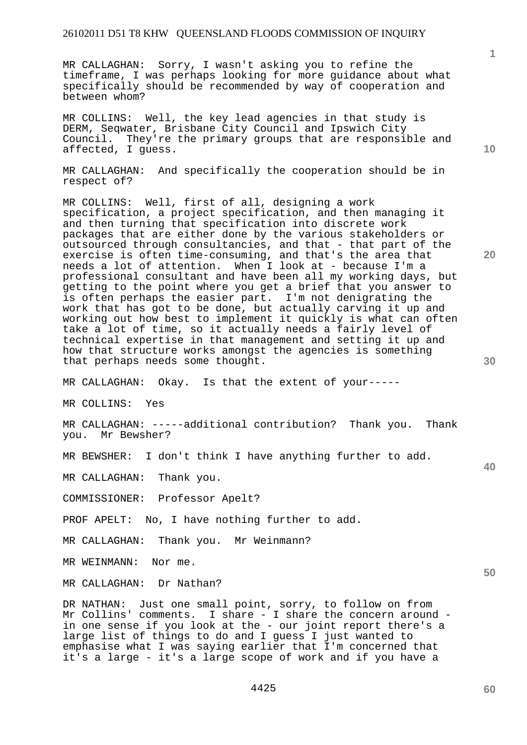MR CALLAGHAN: Sorry, I wasn't asking you to refine the timeframe, I was perhaps looking for more guidance about what specifically should be recommended by way of cooperation and between whom?

MR COLLINS: Well, the key lead agencies in that study is DERM, Seqwater, Brisbane City Council and Ipswich City Council. They're the primary groups that are responsible and affected, I guess.

MR CALLAGHAN: And specifically the cooperation should be in respect of?

MR COLLINS: Well, first of all, designing a work specification, a project specification, and then managing it and then turning that specification into discrete work packages that are either done by the various stakeholders or outsourced through consultancies, and that - that part of the exercise is often time-consuming, and that's the area that needs a lot of attention. When I look at - because I'm a professional consultant and have been all my working days, but getting to the point where you get a brief that you answer to is often perhaps the easier part. I'm not denigrating the work that has got to be done, but actually carving it up and working out how best to implement it quickly is what can often take a lot of time, so it actually needs a fairly level of technical expertise in that management and setting it up and how that structure works amongst the agencies is something that perhaps needs some thought.

MR CALLAGHAN: Okay. Is that the extent of your-----

MR COLLINS: Yes

MR CALLAGHAN: -----additional contribution? Thank you. Thank you. Mr Bewsher?

MR BEWSHER: I don't think I have anything further to add.

MR CALLAGHAN: Thank you.

COMMISSIONER: Professor Apelt?

PROF APELT: No, I have nothing further to add.

MR CALLAGHAN: Thank you. Mr Weinmann?

MR WEINMANN: Nor me.

MR CALLAGHAN: Dr Nathan?

DR NATHAN: Just one small point, sorry, to follow on from Mr Collins' comments. I share - I share the concern around - in one sense if you look at the - our joint report there's a large list of things to do and I guess I just wanted to emphasise what I was saying earlier that I'm concerned that it's a large - it's a large scope of work and if you have a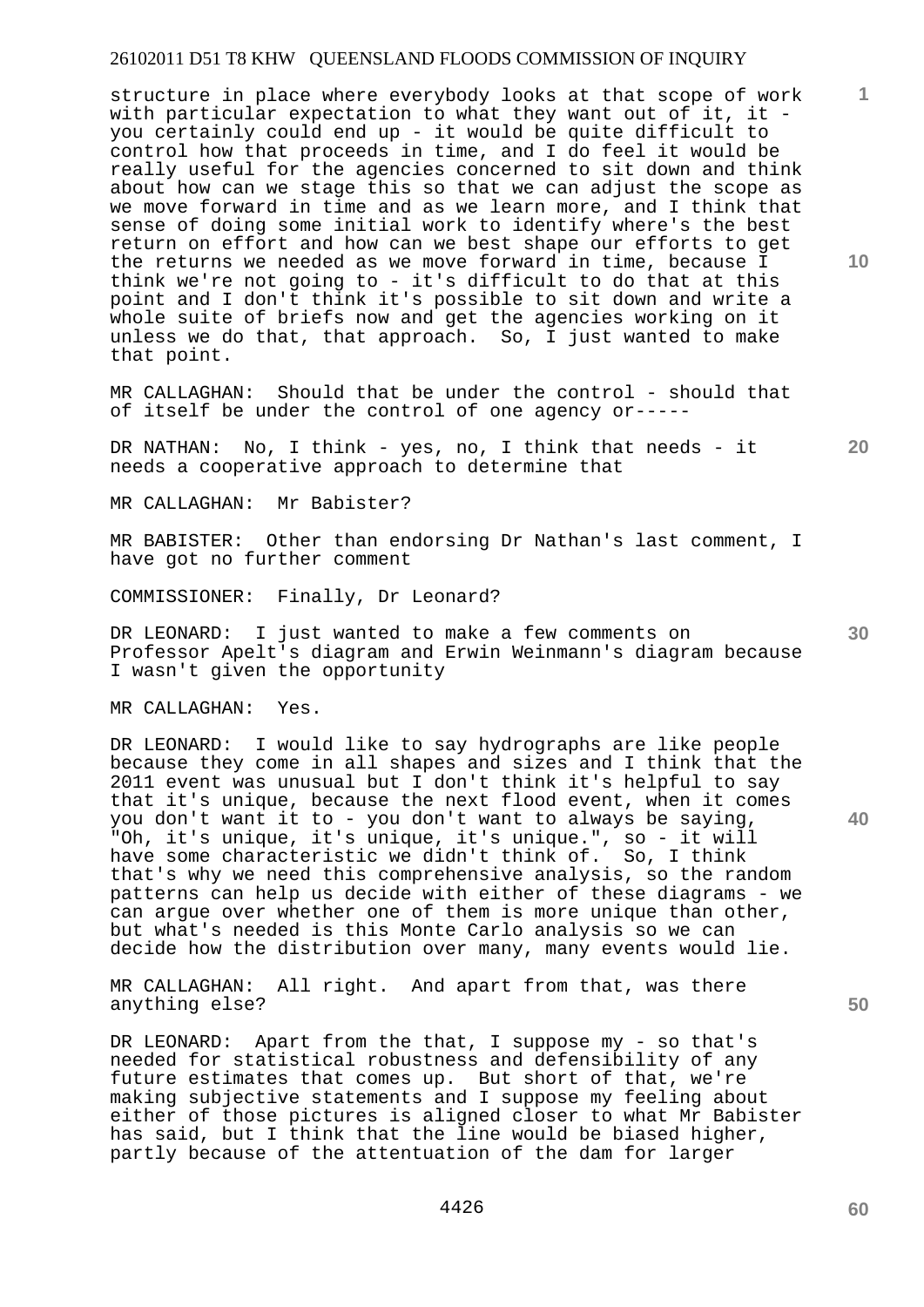structure in place where everybody looks at that scope of work with particular expectation to what they want out of it, it - you certainly could end up - it would be quite difficult to control how that proceeds in time, and I do feel it would be really useful for the agencies concerned to sit down and think about how can we stage this so that we can adjust the scope as we move forward in time and as we learn more, and I think that sense of doing some initial work to identify where's the best return on effort and how can we best shape our efforts to get the returns we needed as we move forward in time, because I think we're not going to - it's difficult to do that at this point and I don't think it's possible to sit down and write a whole suite of briefs now and get the agencies working on it unless we do that, that approach. So, I just wanted to make that point.

MR CALLAGHAN: Should that be under the control - should that of itself be under the control of one agency or-----

DR NATHAN: No, I think - yes, no, I think that needs - it needs a cooperative approach to determine that

MR CALLAGHAN: Mr Babister?

MR BABISTER: Other than endorsing Dr Nathan's last comment, I have got no further comment

COMMISSIONER: Finally, Dr Leonard?

DR LEONARD: I just wanted to make a few comments on Professor Apelt's diagram and Erwin Weinmann's diagram because I wasn't given the opportunity

MR CALLAGHAN: Yes.

DR LEONARD: I would like to say hydrographs are like people because they come in all shapes and sizes and I think that the 2011 event was unusual but I don't think it's helpful to say that it's unique, because the next flood event, when it comes you don't want it to - you don't want to always be saying, "Oh, it's unique, it's unique, it's unique.", so - it will have some characteristic we didn't think of. So, I think that's why we need this comprehensive analysis, so the random patterns can help us decide with either of these diagrams - we can argue over whether one of them is more unique than other, but what's needed is this Monte Carlo analysis so we can decide how the distribution over many, many events would lie.

MR CALLAGHAN: All right. And apart from that, was there anything else?

DR LEONARD: Apart from the that, I suppose my - so that's needed for statistical robustness and defensibility of any future estimates that comes up. But short of that, we're making subjective statements and I suppose my feeling about either of those pictures is aligned closer to what Mr Babister has said, but I think that the line would be biased higher, partly because of the attentuation of the dam for larger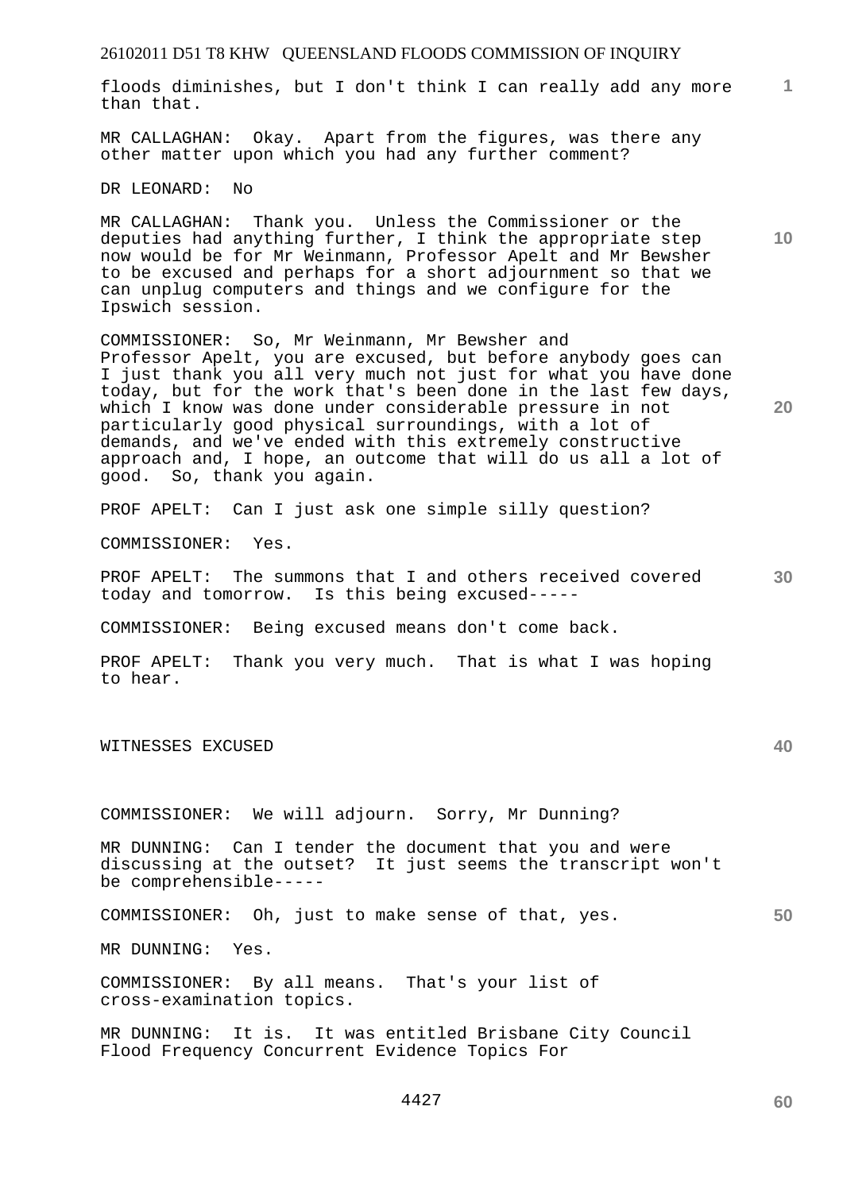floods diminishes, but I don't think I can really add any more than that.

MR CALLAGHAN: Okay. Apart from the figures, was there any other matter upon which you had any further comment?

DR LEONARD: No

MR CALLAGHAN: Thank you. Unless the Commissioner or the deputies had anything further, I think the appropriate step now would be for Mr Weinmann, Professor Apelt and Mr Bewsher to be excused and perhaps for a short adjournment so that we can unplug computers and things and we configure for the Ipswich session.

COMMISSIONER: So, Mr Weinmann, Mr Bewsher and Professor Apelt, you are excused, but before anybody goes can I just thank you all very much not just for what you have done today, but for the work that's been done in the last few days, which I know was done under considerable pressure in not particularly good physical surroundings, with a lot of demands, and we've ended with this extremely constructive approach and, I hope, an outcome that will do us all a lot of good. So, thank you again.

PROF APELT: Can I just ask one simple silly question?

COMMISSIONER: Yes.

PROF APELT: The summons that I and others received covered today and tomorrow. Is this being excused-----

COMMISSIONER: Being excused means don't come back.

PROF APELT: Thank you very much. That is what I was hoping to hear.

WITNESSES EXCUSED

COMMISSIONER: We will adjourn. Sorry, Mr Dunning?

MR DUNNING: Can I tender the document that you and were discussing at the outset? It just seems the transcript won't be comprehensible-----

COMMISSIONER: Oh, just to make sense of that, yes.

MR DUNNING: Yes.

COMMISSIONER: By all means. That's your list of cross-examination topics.

MR DUNNING: It is. It was entitled Brisbane City Council Flood Frequency Concurrent Evidence Topics For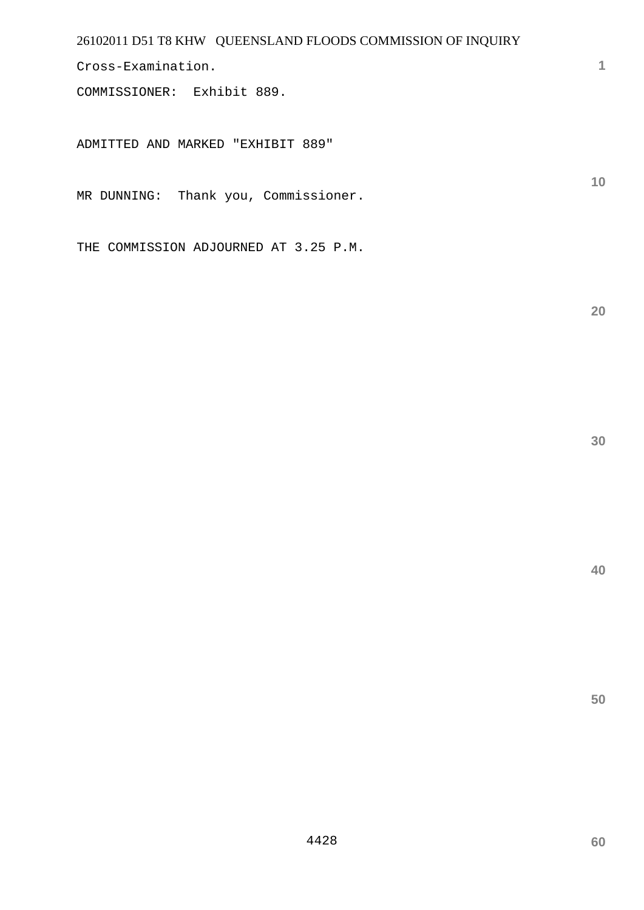Cross-Examination.

COMMISSIONER: Exhibit 889.

ADMITTED AND MARKED "EXHIBIT 889"

MR DUNNING: Thank you, Commissioner.

THE COMMISSION ADJOURNED AT 3.25 P.M.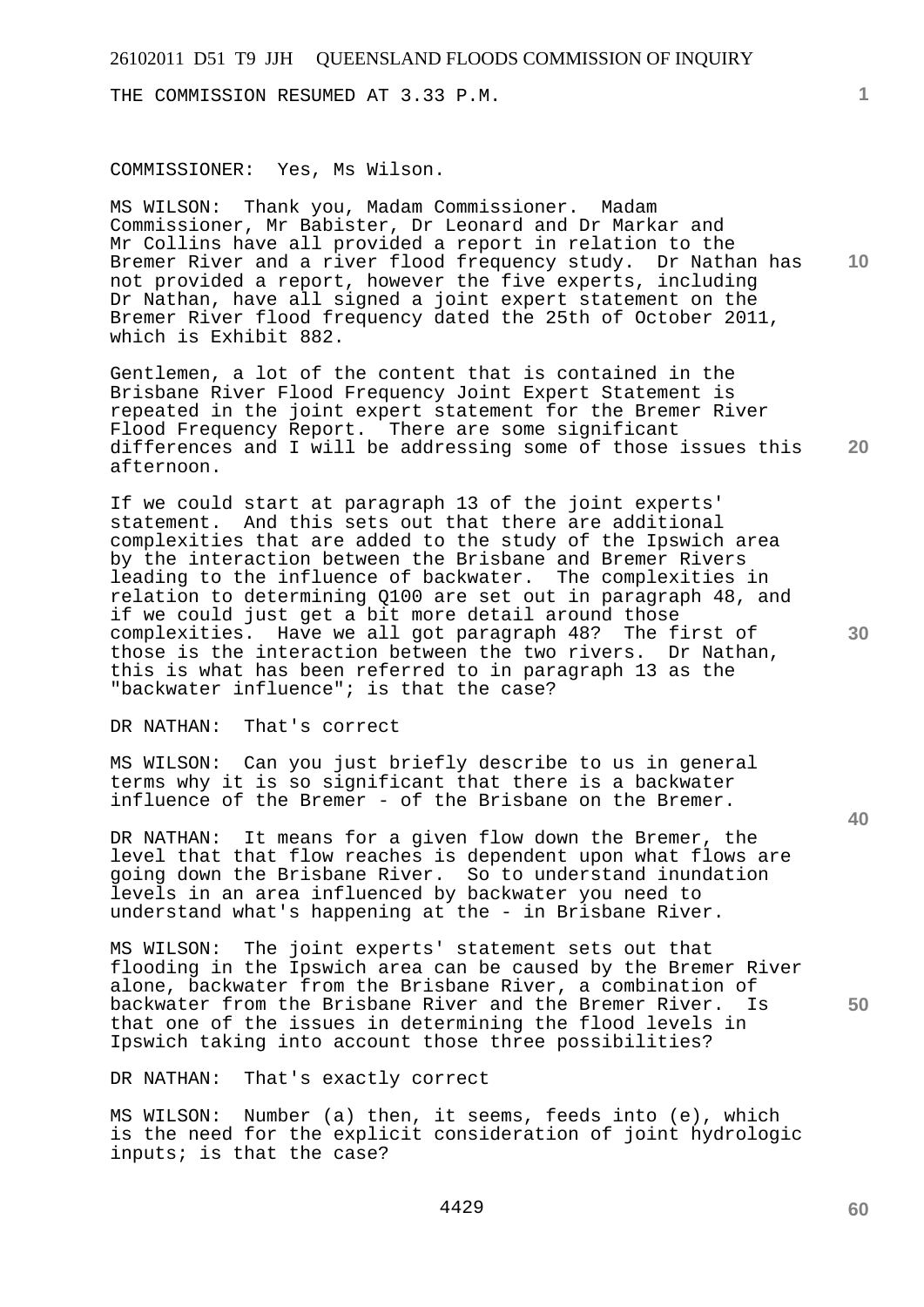THE COMMISSION RESUMED AT 3.33 P.M.

COMMISSIONER: Yes, Ms Wilson.

MS WILSON: Thank you, Madam Commissioner. Madam Commissioner, Mr Babister, Dr Leonard and Dr Markar and Mr Collins have all provided a report in relation to the Bremer River and a river flood frequency study. Dr Nathan has not provided a report, however the five experts, including Dr Nathan, have all signed a joint expert statement on the Bremer River flood frequency dated the 25th of October 2011, which is Exhibit 882.

Gentlemen, a lot of the content that is contained in the Brisbane River Flood Frequency Joint Expert Statement is repeated in the joint expert statement for the Bremer River Flood Frequency Report. There are some significant differences and I will be addressing some of those issues this afternoon.

If we could start at paragraph 13 of the joint experts' statement. And this sets out that there are additional complexities that are added to the study of the Ipswich area by the interaction between the Brisbane and Bremer Rivers leading to the influence of backwater. The complexities in relation to determining Q100 are set out in paragraph 48, and if we could just get a bit more detail around those complexities. Have we all got paragraph 48? The first of those is the interaction between the two rivers. Dr Nathan, this is what has been referred to in paragraph 13 as the "backwater influence"; is that the case?

DR NATHAN: That's correct

MS WILSON: Can you just briefly describe to us in general terms why it is so significant that there is a backwater influence of the Bremer - of the Brisbane on the Bremer.

DR NATHAN: It means for a given flow down the Bremer, the level that that flow reaches is dependent upon what flows are going down the Brisbane River. So to understand inundation levels in an area influenced by backwater you need to understand what's happening at the - in Brisbane River.

MS WILSON: The joint experts' statement sets out that flooding in the Ipswich area can be caused by the Bremer River alone, backwater from the Brisbane River, a combination of backwater from the Brisbane River and the Bremer River. Is that one of the issues in determining the flood levels in Ipswich taking into account those three possibilities?

DR NATHAN: That's exactly correct

MS WILSON: Number (a) then, it seems, feeds into (e), which is the need for the explicit consideration of joint hydrologic inputs; is that the case?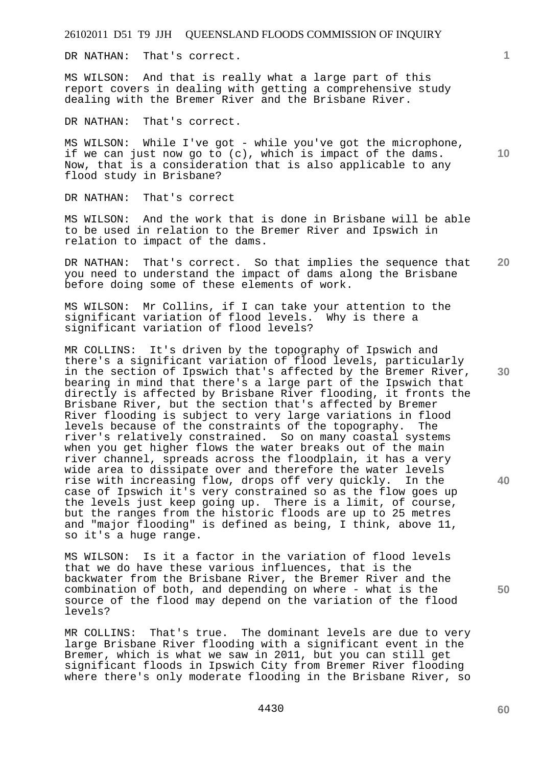DR NATHAN: That's correct.

MS WILSON: And that is really what a large part of this report covers in dealing with getting a comprehensive study dealing with the Bremer River and the Brisbane River.

DR NATHAN: That's correct.

MS WILSON: While I've got - while you've got the microphone, if we can just now go to (c), which is impact of the dams. Now, that is a consideration that is also applicable to any flood study in Brisbane?

DR NATHAN: That's correct

MS WILSON: And the work that is done in Brisbane will be able to be used in relation to the Bremer River and Ipswich in relation to impact of the dams.

DR NATHAN: That's correct. So that implies the sequence that you need to understand the impact of dams along the Brisbane before doing some of these elements of work.

MS WILSON: Mr Collins, if I can take your attention to the significant variation of flood levels. Why is there a significant variation of flood levels?

MR COLLINS: It's driven by the topography of Ipswich and there's a significant variation of flood levels, particularly in the section of Ipswich that's affected by the Bremer River, bearing in mind that there's a large part of the Ipswich that directly is affected by Brisbane River flooding, it fronts the Brisbane River, but the section that's affected by Bremer River flooding is subject to very large variations in flood levels because of the constraints of the topography. The river's relatively constrained. So on many coastal systems when you get higher flows the water breaks out of the main river channel, spreads across the floodplain, it has a very wide area to dissipate over and therefore the water levels rise with increasing flow, drops off very quickly. In the case of Ipswich it's very constrained so as the flow goes up the levels just keep going up. There is a limit, of course, but the ranges from the historic floods are up to 25 metres and "major flooding" is defined as being, I think, above 11, so it's a huge range.

MS WILSON: Is it a factor in the variation of flood levels that we do have these various influences, that is the backwater from the Brisbane River, the Bremer River and the combination of both, and depending on where - what is the source of the flood may depend on the variation of the flood levels?

MR COLLINS: That's true. The dominant levels are due to very large Brisbane River flooding with a significant event in the Bremer, which is what we saw in 2011, but you can still get significant floods in Ipswich City from Bremer River flooding where there's only moderate flooding in the Brisbane River, so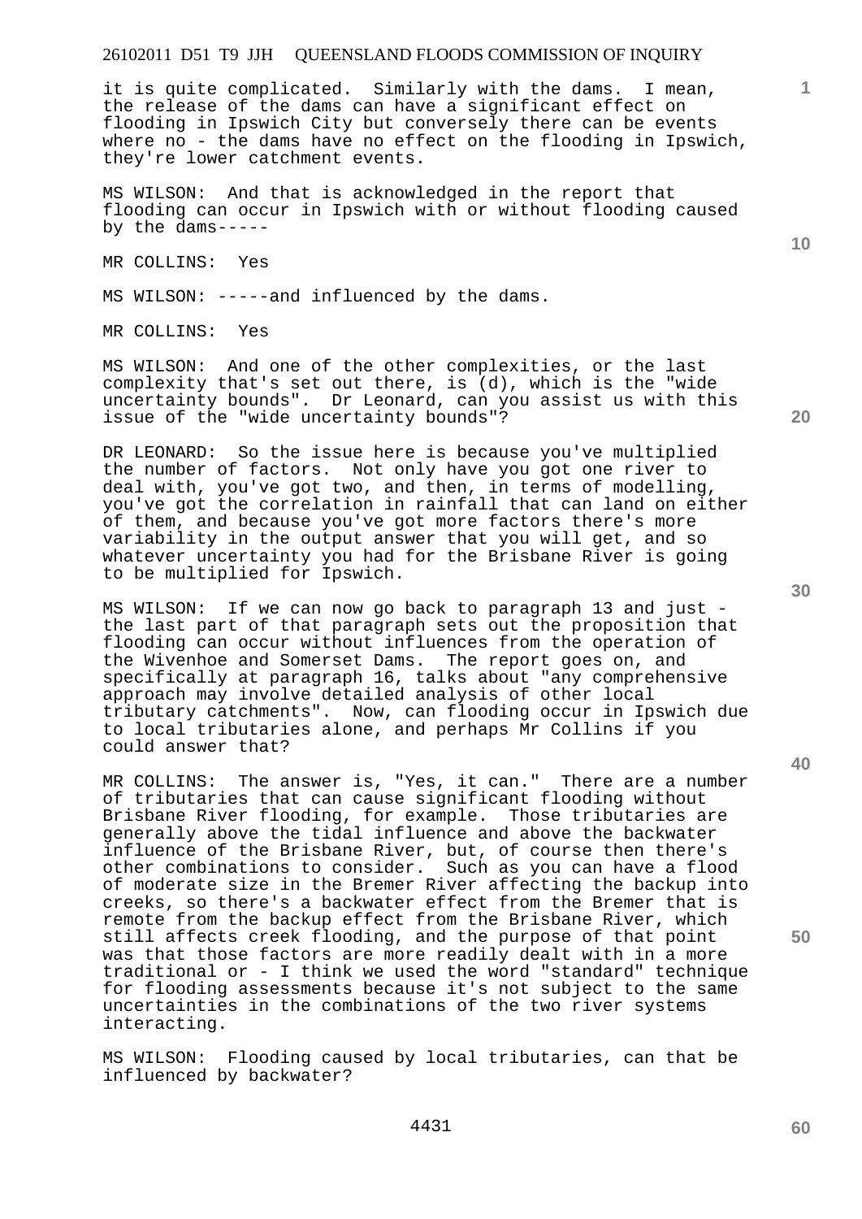it is quite complicated. Similarly with the dams. I mean, the release of the dams can have a significant effect on flooding in Ipswich City but conversely there can be events where no - the dams have no effect on the flooding in Ipswich, they're lower catchment events.

MS WILSON: And that is acknowledged in the report that flooding can occur in Ipswich with or without flooding caused by the dams-----

MR COLLINS: Yes

MS WILSON: -----and influenced by the dams.

MR COLLINS: Yes

MS WILSON: And one of the other complexities, or the last complexity that's set out there, is (d), which is the "wide uncertainty bounds". Dr Leonard, can you assist us with this issue of the "wide uncertainty bounds"?

DR LEONARD: So the issue here is because you've multiplied the number of factors. Not only have you got one river to deal with, you've got two, and then, in terms of modelling, you've got the correlation in rainfall that can land on either of them, and because you've got more factors there's more variability in the output answer that you will get, and so whatever uncertainty you had for the Brisbane River is going to be multiplied for Ipswich.

MS WILSON: If we can now go back to paragraph 13 and just - the last part of that paragraph sets out the proposition that flooding can occur without influences from the operation of the Wivenhoe and Somerset Dams. The report goes on, and specifically at paragraph 16, talks about "any comprehensive approach may involve detailed analysis of other local tributary catchments". Now, can flooding occur in Ipswich due to local tributaries alone, and perhaps Mr Collins if you could answer that?

MR COLLINS: The answer is, "Yes, it can." There are a number of tributaries that can cause significant flooding without Brisbane River flooding, for example. Those tributaries are generally above the tidal influence and above the backwater influence of the Brisbane River, but, of course then there's other combinations to consider. Such as you can have a flood of moderate size in the Bremer River affecting the backup into creeks, so there's a backwater effect from the Bremer that is remote from the backup effect from the Brisbane River, which still affects creek flooding, and the purpose of that point was that those factors are more readily dealt with in a more traditional or - I think we used the word "standard" technique for flooding assessments because it's not subject to the same uncertainties in the combinations of the two river systems interacting.

MS WILSON: Flooding caused by local tributaries, can that be influenced by backwater?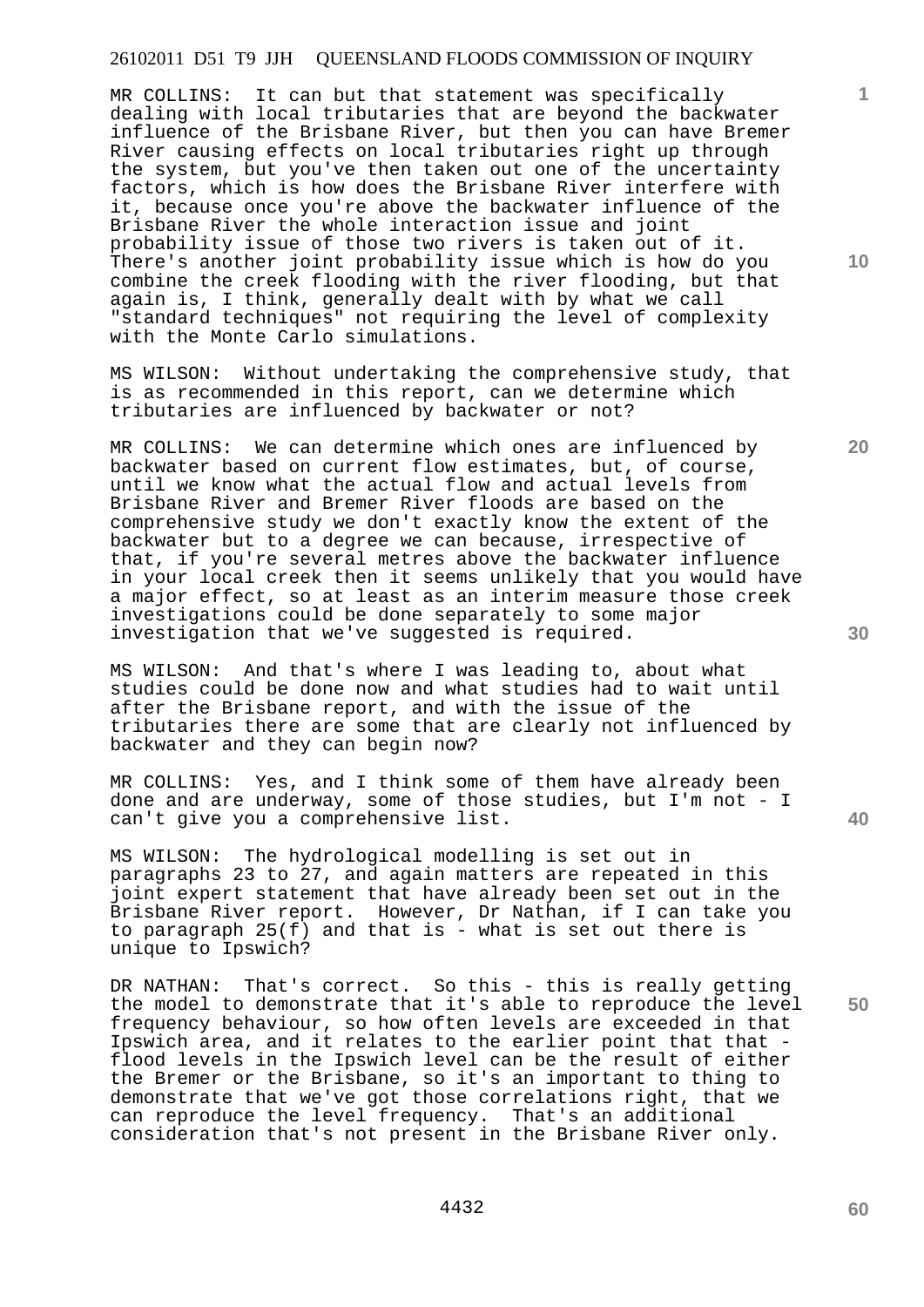MR COLLINS: It can but that statement was specifically dealing with local tributaries that are beyond the backwater influence of the Brisbane River, but then you can have Bremer River causing effects on local tributaries right up through the system, but you've then taken out one of the uncertainty factors, which is how does the Brisbane River interfere with it, because once you're above the backwater influence of the Brisbane River the whole interaction issue and joint probability issue of those two rivers is taken out of it. There's another joint probability issue which is how do you combine the creek flooding with the river flooding, but that again is, I think, generally dealt with by what we call "standard techniques" not requiring the level of complexity with the Monte Carlo simulations.

MS WILSON: Without undertaking the comprehensive study, that is as recommended in this report, can we determine which tributaries are influenced by backwater or not?

MR COLLINS: We can determine which ones are influenced by backwater based on current flow estimates, but, of course, until we know what the actual flow and actual levels from Brisbane River and Bremer River floods are based on the comprehensive study we don't exactly know the extent of the backwater but to a degree we can because, irrespective of that, if you're several metres above the backwater influence in your local creek then it seems unlikely that you would have a major effect, so at least as an interim measure those creek investigations could be done separately to some major investigation that we've suggested is required.

MS WILSON: And that's where I was leading to, about what studies could be done now and what studies had to wait until after the Brisbane report, and with the issue of the tributaries there are some that are clearly not influenced by backwater and they can begin now?

MR COLLINS: Yes, and I think some of them have already been done and are underway, some of those studies, but I'm not - I can't give you a comprehensive list.

MS WILSON: The hydrological modelling is set out in paragraphs 23 to 27, and again matters are repeated in this joint expert statement that have already been set out in the Brisbane River report. However, Dr Nathan, if I can take you to paragraph 25(f) and that is - what is set out there is unique to Ipswich?

DR NATHAN: That's correct. So this - this is really getting the model to demonstrate that it's able to reproduce the level frequency behaviour, so how often levels are exceeded in that Ipswich area, and it relates to the earlier point that that - flood levels in the Ipswich level can be the result of either the Bremer or the Brisbane, so it's an important to thing to demonstrate that we've got those correlations right, that we can reproduce the level frequency. That's an additional consideration that's not present in the Brisbane River only.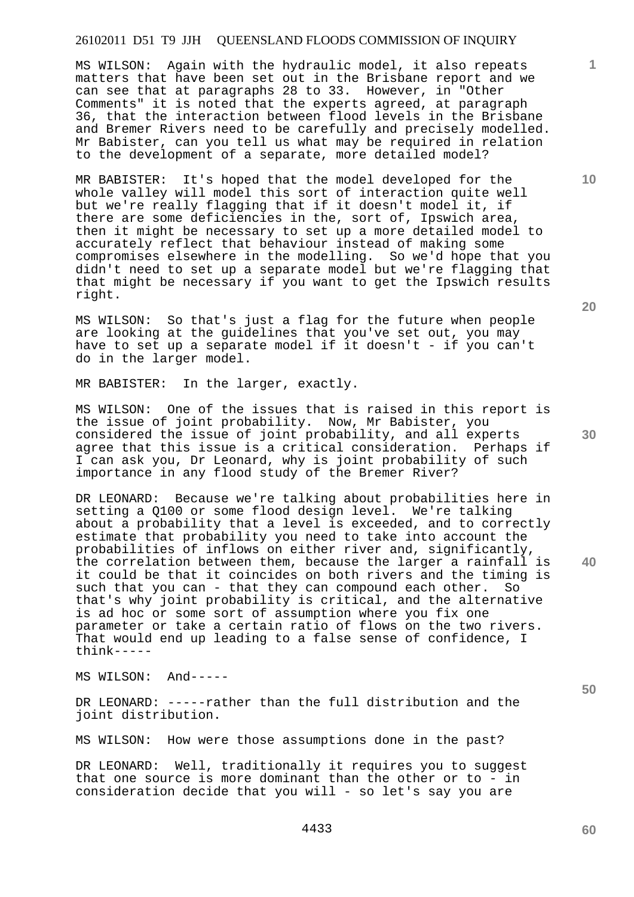MS WILSON: Again with the hydraulic model, it also repeats matters that have been set out in the Brisbane report and we can see that at paragraphs 28 to 33. However, in "Other Comments" it is noted that the experts agreed, at paragraph 36, that the interaction between flood levels in the Brisbane and Bremer Rivers need to be carefully and precisely modelled. Mr Babister, can you tell us what may be required in relation to the development of a separate, more detailed model?

MR BABISTER: It's hoped that the model developed for the whole valley will model this sort of interaction quite well but we're really flagging that if it doesn't model it, if there are some deficiencies in the, sort of, Ipswich area, then it might be necessary to set up a more detailed model to accurately reflect that behaviour instead of making some compromises elsewhere in the modelling. So we'd hope that you didn't need to set up a separate model but we're flagging that that might be necessary if you want to get the Ipswich results right.

MS WILSON: So that's just a flag for the future when people are looking at the guidelines that you've set out, you may have to set up a separate model if it doesn't - if you can't do in the larger model.

MR BABISTER: In the larger, exactly.

MS WILSON: One of the issues that is raised in this report is the issue of joint probability. Now, Mr Babister, you considered the issue of joint probability, and all experts agree that this issue is a critical consideration. Perhaps if I can ask you, Dr Leonard, why is joint probability of such importance in any flood study of the Bremer River?

DR LEONARD: Because we're talking about probabilities here in setting a Q100 or some flood design level. We're talking about a probability that a level is exceeded, and to correctly estimate that probability you need to take into account the probabilities of inflows on either river and, significantly, the correlation between them, because the larger a rainfall is it could be that it coincides on both rivers and the timing is such that you can - that they can compound each other. So that's why joint probability is critical, and the alternative is ad hoc or some sort of assumption where you fix one parameter or take a certain ratio of flows on the two rivers. That would end up leading to a false sense of confidence, I think-----

MS WILSON: And-----

DR LEONARD: -----rather than the full distribution and the joint distribution.

MS WILSON: How were those assumptions done in the past?

DR LEONARD: Well, traditionally it requires you to suggest that one source is more dominant than the other or to - in consideration decide that you will - so let's say you are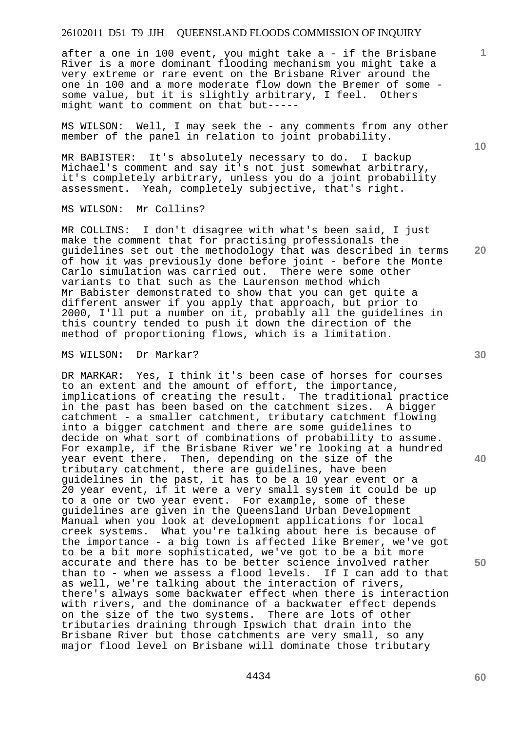after a one in 100 event, you might take a - if the Brisbane River is a more dominant flooding mechanism you might take a very extreme or rare event on the Brisbane River around the one in 100 and a more moderate flow down the Bremer of some - some value, but it is slightly arbitrary, I feel. Others might want to comment on that but-----

MS WILSON: Well, I may seek the - any comments from any other member of the panel in relation to joint probability.

MR BABISTER: It's absolutely necessary to do. I backup Michael's comment and say it's not just somewhat arbitrary, it's completely arbitrary, unless you do a joint probability assessment. Yeah, completely subjective, that's right.

MS WILSON: Mr Collins?

MR COLLINS: I don't disagree with what's been said, I just make the comment that for practising professionals the guidelines set out the methodology that was described in terms of how it was previously done before joint - before the Monte Carlo simulation was carried out. There were some other variants to that such as the Laurenson method which Mr Babister demonstrated to show that you can get quite a different answer if you apply that approach, but prior to 2000, I'll put a number on it, probably all the guidelines in this country tended to push it down the direction of the method of proportioning flows, which is a limitation.

MS WILSON: Dr Markar?

DR MARKAR: Yes, I think it's been case of horses for courses to an extent and the amount of effort, the importance, implications of creating the result. The traditional practice in the past has been based on the catchment sizes. A bigger catchment - a smaller catchment, tributary catchment flowing into a bigger catchment and there are some guidelines to decide on what sort of combinations of probability to assume. For example, if the Brisbane River we're looking at a hundred year event there. Then, depending on the size of the tributary catchment, there are guidelines, have been guidelines in the past, it has to be a 10 year event or a 20 year event, if it were a very small system it could be up to a one or two year event. For example, some of these guidelines are given in the Queensland Urban Development Manual when you look at development applications for local creek systems. What you're talking about here is because of the importance - a big town is affected like Bremer, we've got to be a bit more sophisticated, we've got to be a bit more accurate and there has to be better science involved rather than to - when we assess a flood levels. If I can add to that as well, we're talking about the interaction of rivers, there's always some backwater effect when there is interaction with rivers, and the dominance of a backwater effect depends on the size of the two systems. There are lots of other tributaries draining through Ipswich that drain into the Brisbane River but those catchments are very small, so any major flood level on Brisbane will dominate those tributary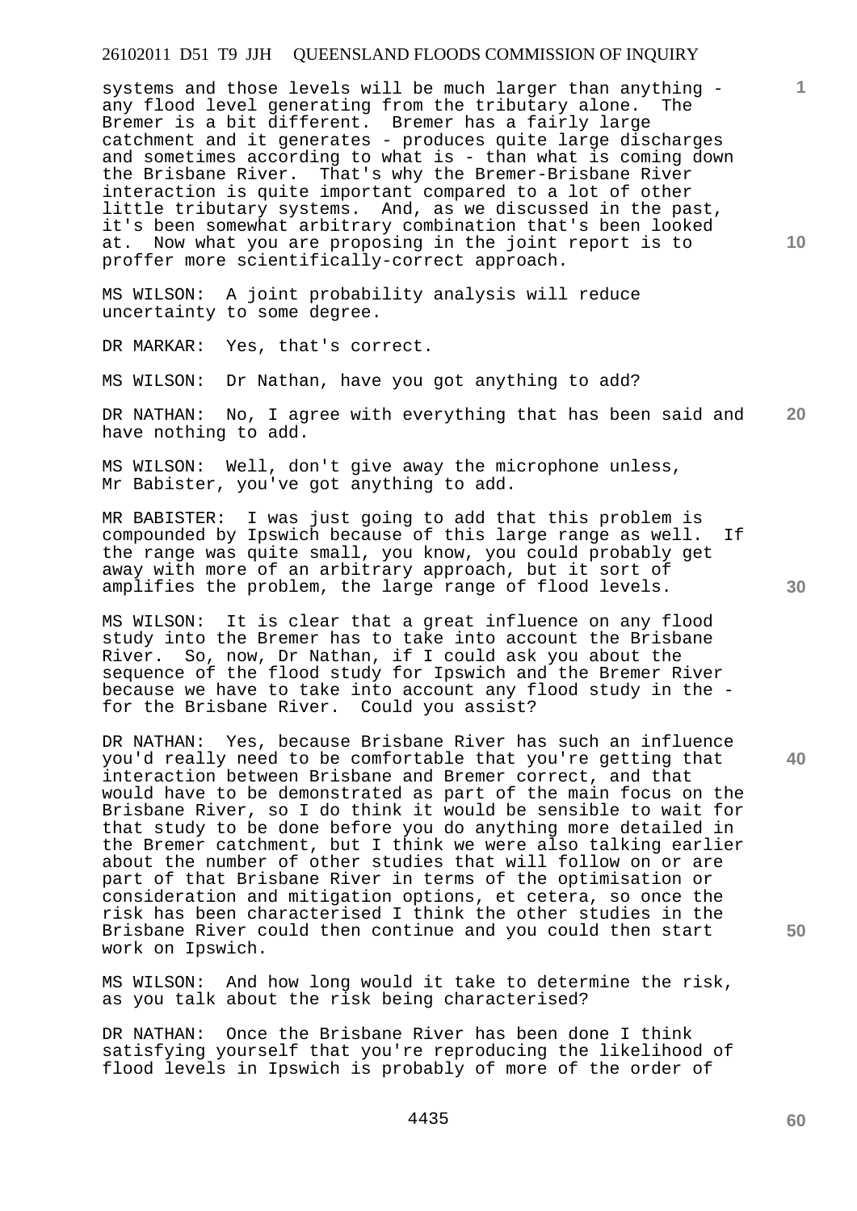systems and those levels will be much larger than anything - any flood level generating from the tributary alone. The Bremer is a bit different. Bremer has a fairly large catchment and it generates - produces quite large discharges and sometimes according to what is - than what is coming down the Brisbane River. That's why the Bremer-Brisbane River interaction is quite important compared to a lot of other little tributary systems. And, as we discussed in the past, it's been somewhat arbitrary combination that's been looked at. Now what you are proposing in the joint report is to proffer more scientifically-correct approach.

MS WILSON: A joint probability analysis will reduce uncertainty to some degree.

DR MARKAR: Yes, that's correct.

MS WILSON: Dr Nathan, have you got anything to add?

DR NATHAN: No, I agree with everything that has been said and have nothing to add.

MS WILSON: Well, don't give away the microphone unless, Mr Babister, you've got anything to add.

MR BABISTER: I was just going to add that this problem is compounded by Ipswich because of this large range as well. If the range was quite small, you know, you could probably get away with more of an arbitrary approach, but it sort of amplifies the problem, the large range of flood levels.

MS WILSON: It is clear that a great influence on any flood study into the Bremer has to take into account the Brisbane River. So, now, Dr Nathan, if I could ask you about the sequence of the flood study for Ipswich and the Bremer River because we have to take into account any flood study in the - for the Brisbane River. Could you assist?

DR NATHAN: Yes, because Brisbane River has such an influence you'd really need to be comfortable that you're getting that interaction between Brisbane and Bremer correct, and that would have to be demonstrated as part of the main focus on the Brisbane River, so I do think it would be sensible to wait for that study to be done before you do anything more detailed in the Bremer catchment, but I think we were also talking earlier about the number of other studies that will follow on or are part of that Brisbane River in terms of the optimisation or consideration and mitigation options, et cetera, so once the risk has been characterised I think the other studies in the Brisbane River could then continue and you could then start work on Ipswich.

MS WILSON: And how long would it take to determine the risk, as you talk about the risk being characterised?

DR NATHAN: Once the Brisbane River has been done I think satisfying yourself that you're reproducing the likelihood of flood levels in Ipswich is probably of more of the order of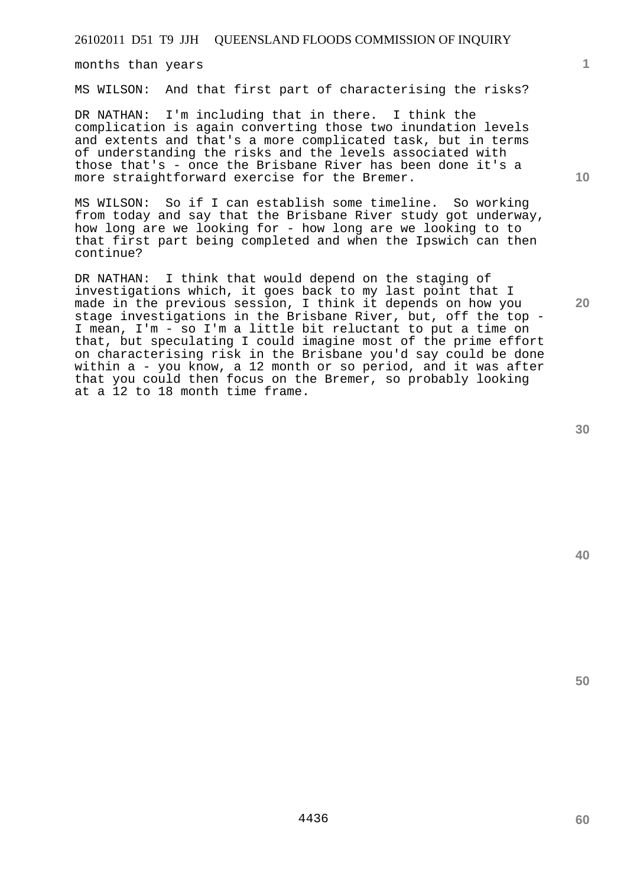months than years

MS WILSON: And that first part of characterising the risks?

DR NATHAN: I'm including that in there. I think the complication is again converting those two inundation levels and extents and that's a more complicated task, but in terms of understanding the risks and the levels associated with those that's - once the Brisbane River has been done it's a more straightforward exercise for the Bremer.

MS WILSON: So if I can establish some timeline. So working from today and say that the Brisbane River study got underway, how long are we looking for - how long are we looking to to that first part being completed and when the Ipswich can then continue?

DR NATHAN: I think that would depend on the staging of investigations which, it goes back to my last point that I made in the previous session, I think it depends on how you stage investigations in the Brisbane River, but, off the top - I mean, I'm - so I'm a little bit reluctant to put a time on that, but speculating I could imagine most of the prime effort on characterising risk in the Brisbane you'd say could be done within a - you know, a 12 month or so period, and it was after that you could then focus on the Bremer, so probably looking at a 12 to 18 month time frame.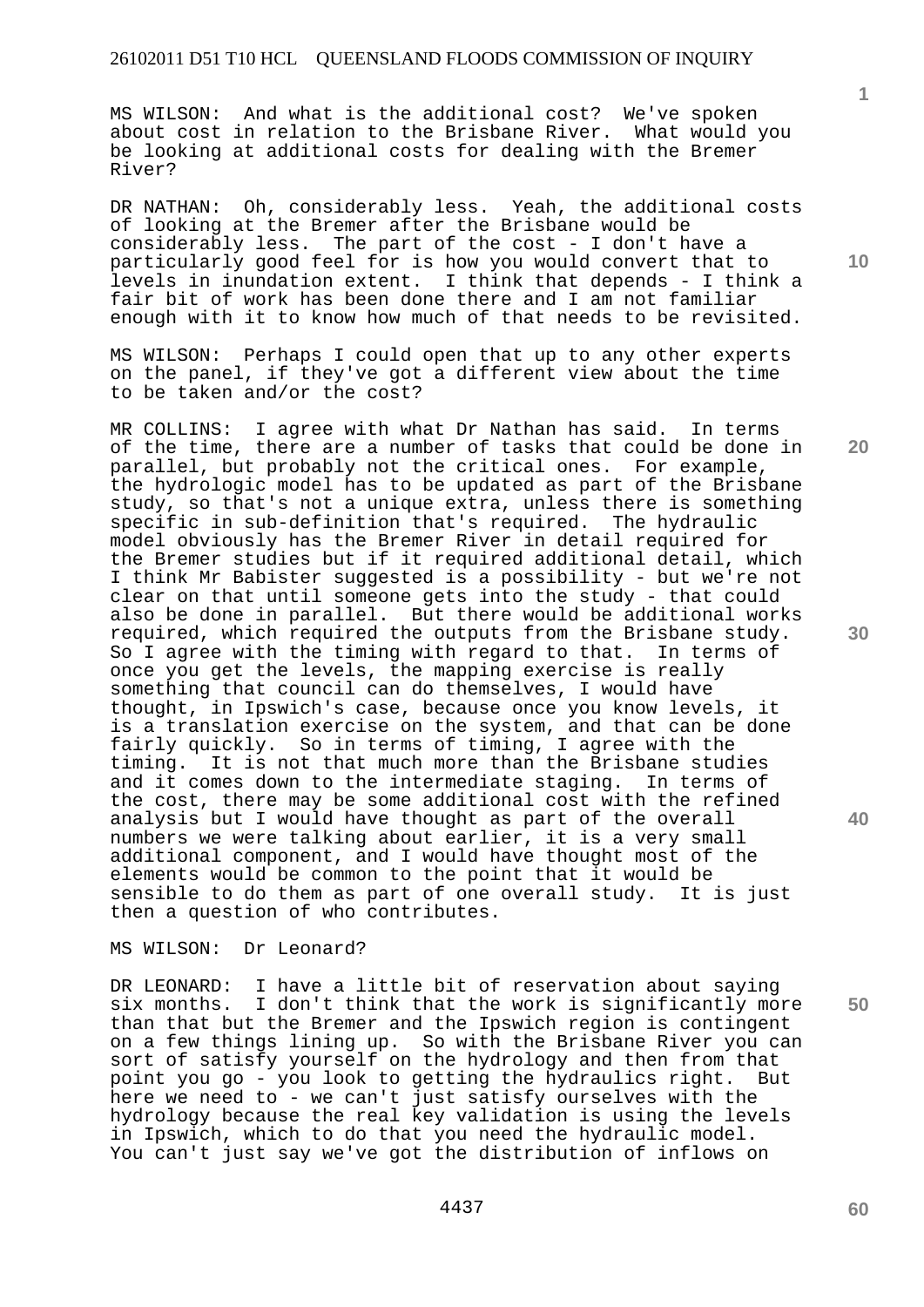MS WILSON: And what is the additional cost? We've spoken about cost in relation to the Brisbane River. What would you be looking at additional costs for dealing with the Bremer River?

DR NATHAN: Oh, considerably less. Yeah, the additional costs of looking at the Bremer after the Brisbane would be considerably less. The part of the cost - I don't have a particularly good feel for is how you would convert that to levels in inundation extent. I think that depends - I think a fair bit of work has been done there and I am not familiar enough with it to know how much of that needs to be revisited.

MS WILSON: Perhaps I could open that up to any other experts on the panel, if they've got a different view about the time to be taken and/or the cost?

MR COLLINS: I agree with what Dr Nathan has said. In terms of the time, there are a number of tasks that could be done in parallel, but probably not the critical ones. For example, the hydrologic model has to be updated as part of the Brisbane study, so that's not a unique extra, unless there is something specific in sub-definition that's required. The hydraulic model obviously has the Bremer River in detail required for the Bremer studies but if it required additional detail, which I think Mr Babister suggested is a possibility - but we're not clear on that until someone gets into the study - that could also be done in parallel. But there would be additional works required, which required the outputs from the Brisbane study. So I agree with the timing with regard to that. In terms of once you get the levels, the mapping exercise is really something that council can do themselves, I would have thought, in Ipswich's case, because once you know levels, it is a translation exercise on the system, and that can be done fairly quickly. So in terms of timing, I agree with the timing. It is not that much more than the Brisbane studies and it comes down to the intermediate staging. In terms of the cost, there may be some additional cost with the refined analysis but I would have thought as part of the overall numbers we were talking about earlier, it is a very small additional component, and I would have thought most of the elements would be common to the point that it would be sensible to do them as part of one overall study. It is just then a question of who contributes.

MS WILSON: Dr Leonard?

DR LEONARD: I have a little bit of reservation about saying six months. I don't think that the work is significantly more than that but the Bremer and the Ipswich region is contingent on a few things lining up. So with the Brisbane River you can sort of satisfy yourself on the hydrology and then from that point you go - you look to getting the hydraulics right. But here we need to - we can't just satisfy ourselves with the hydrology because the real key validation is using the levels in Ipswich, which to do that you need the hydraulic model. You can't just say we've got the distribution of inflows on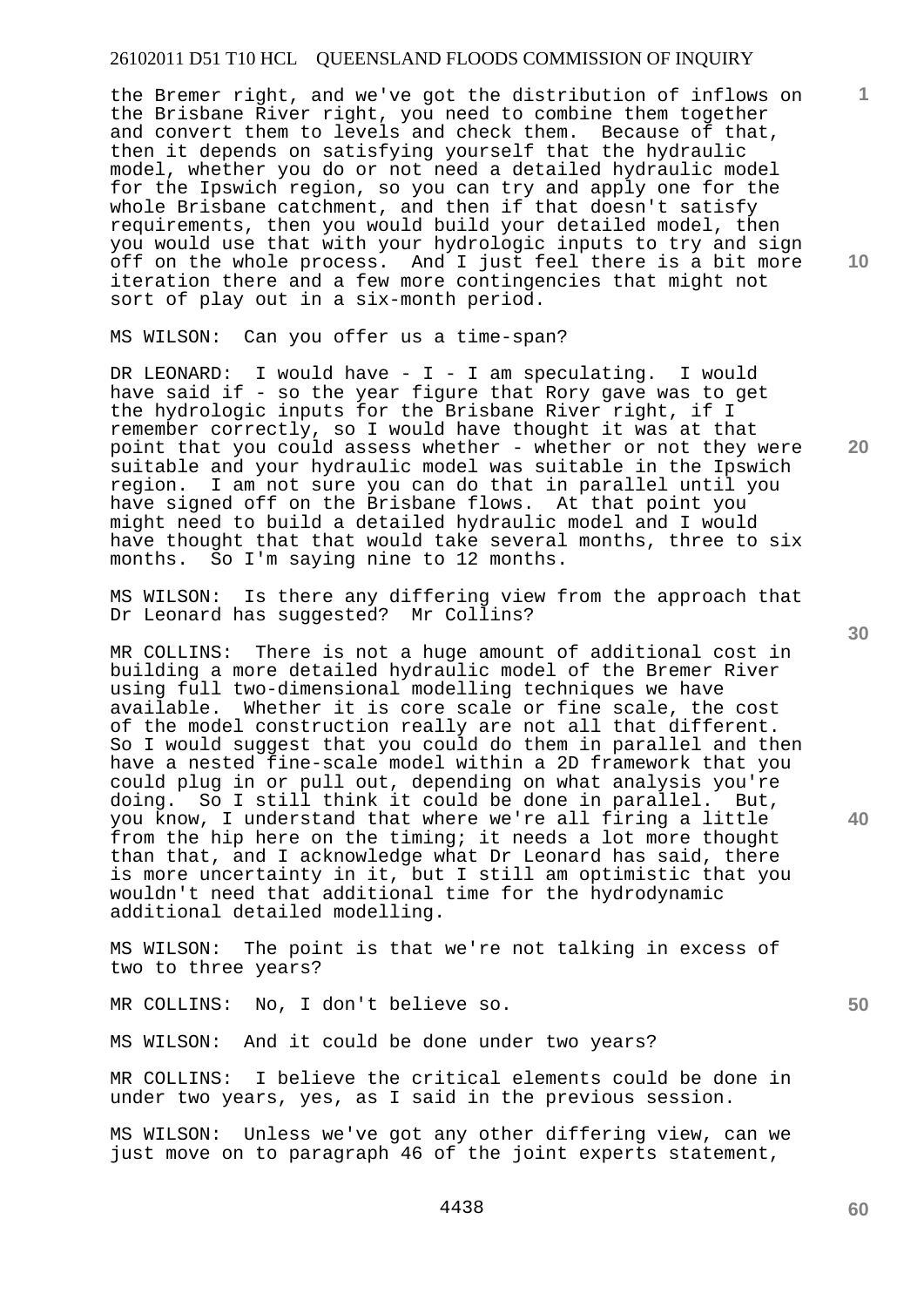the Bremer right, and we've got the distribution of inflows on the Brisbane River right, you need to combine them together and convert them to levels and check them. Because of that, then it depends on satisfying yourself that the hydraulic model, whether you do or not need a detailed hydraulic model for the Ipswich region, so you can try and apply one for the whole Brisbane catchment, and then if that doesn't satisfy requirements, then you would build your detailed model, then you would use that with your hydrologic inputs to try and sign off on the whole process. And I just feel there is a bit more iteration there and a few more contingencies that might not sort of play out in a six-month period.

MS WILSON: Can you offer us a time-span?

DR LEONARD: I would have - I - I am speculating. I would have said if - so the year figure that Rory gave was to get the hydrologic inputs for the Brisbane River right, if I remember correctly, so I would have thought it was at that point that you could assess whether - whether or not they were suitable and your hydraulic model was suitable in the Ipswich region. I am not sure you can do that in parallel until you have signed off on the Brisbane flows. At that point you might need to build a detailed hydraulic model and I would have thought that that would take several months, three to six months. So I'm saying nine to 12 months.

MS WILSON: Is there any differing view from the approach that Dr Leonard has suggested? Mr Collins?

MR COLLINS: There is not a huge amount of additional cost in building a more detailed hydraulic model of the Bremer River using full two-dimensional modelling techniques we have available. Whether it is core scale or fine scale, the cost of the model construction really are not all that different. So I would suggest that you could do them in parallel and then have a nested fine-scale model within a 2D framework that you could plug in or pull out, depending on what analysis you're doing. So I still think it could be done in parallel. But, you know, I understand that where we're all firing a little from the hip here on the timing; it needs a lot more thought than that, and I acknowledge what Dr Leonard has said, there is more uncertainty in it, but I still am optimistic that you wouldn't need that additional time for the hydrodynamic additional detailed modelling.

MS WILSON: The point is that we're not talking in excess of two to three years?

MR COLLINS: No, I don't believe so.

MS WILSON: And it could be done under two years?

MR COLLINS: I believe the critical elements could be done in under two years, yes, as I said in the previous session.

MS WILSON: Unless we've got any other differing view, can we just move on to paragraph 46 of the joint experts statement,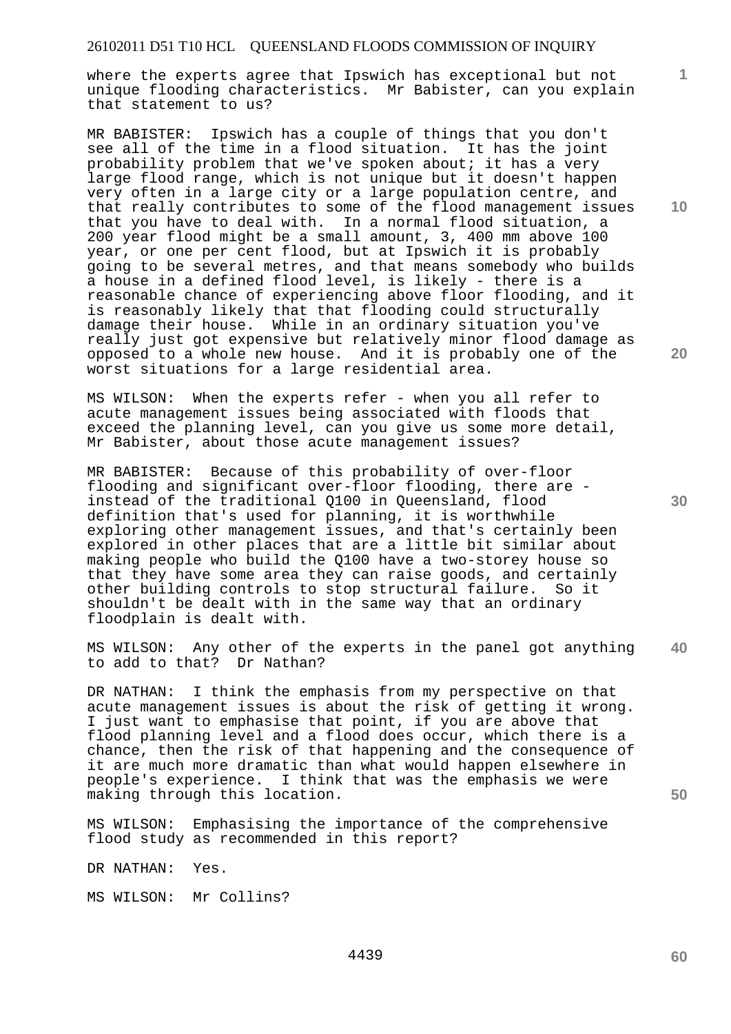where the experts agree that Ipswich has exceptional but not unique flooding characteristics. Mr Babister, can you explain that statement to us?

MR BABISTER: Ipswich has a couple of things that you don't see all of the time in a flood situation. It has the joint probability problem that we've spoken about; it has a very large flood range, which is not unique but it doesn't happen very often in a large city or a large population centre, and that really contributes to some of the flood management issues that you have to deal with. In a normal flood situation, a 200 year flood might be a small amount, 3, 400 mm above 100 year, or one per cent flood, but at Ipswich it is probably going to be several metres, and that means somebody who builds a house in a defined flood level, is likely - there is a reasonable chance of experiencing above floor flooding, and it is reasonably likely that that flooding could structurally damage their house. While in an ordinary situation you've really just got expensive but relatively minor flood damage as opposed to a whole new house. And it is probably one of the worst situations for a large residential area.

MS WILSON: When the experts refer - when you all refer to acute management issues being associated with floods that exceed the planning level, can you give us some more detail, Mr Babister, about those acute management issues?

MR BABISTER: Because of this probability of over-floor flooding and significant over-floor flooding, there are - instead of the traditional Q100 in Queensland, flood definition that's used for planning, it is worthwhile exploring other management issues, and that's certainly been explored in other places that are a little bit similar about making people who build the Q100 have a two-storey house so that they have some area they can raise goods, and certainly other building controls to stop structural failure. So it shouldn't be dealt with in the same way that an ordinary floodplain is dealt with.

MS WILSON: Any other of the experts in the panel got anything to add to that? Dr Nathan?

DR NATHAN: I think the emphasis from my perspective on that acute management issues is about the risk of getting it wrong. I just want to emphasise that point, if you are above that flood planning level and a flood does occur, which there is a chance, then the risk of that happening and the consequence of it are much more dramatic than what would happen elsewhere in people's experience. I think that was the emphasis we were making through this location.

MS WILSON: Emphasising the importance of the comprehensive flood study as recommended in this report?

DR NATHAN: Yes.

MS WILSON: Mr Collins?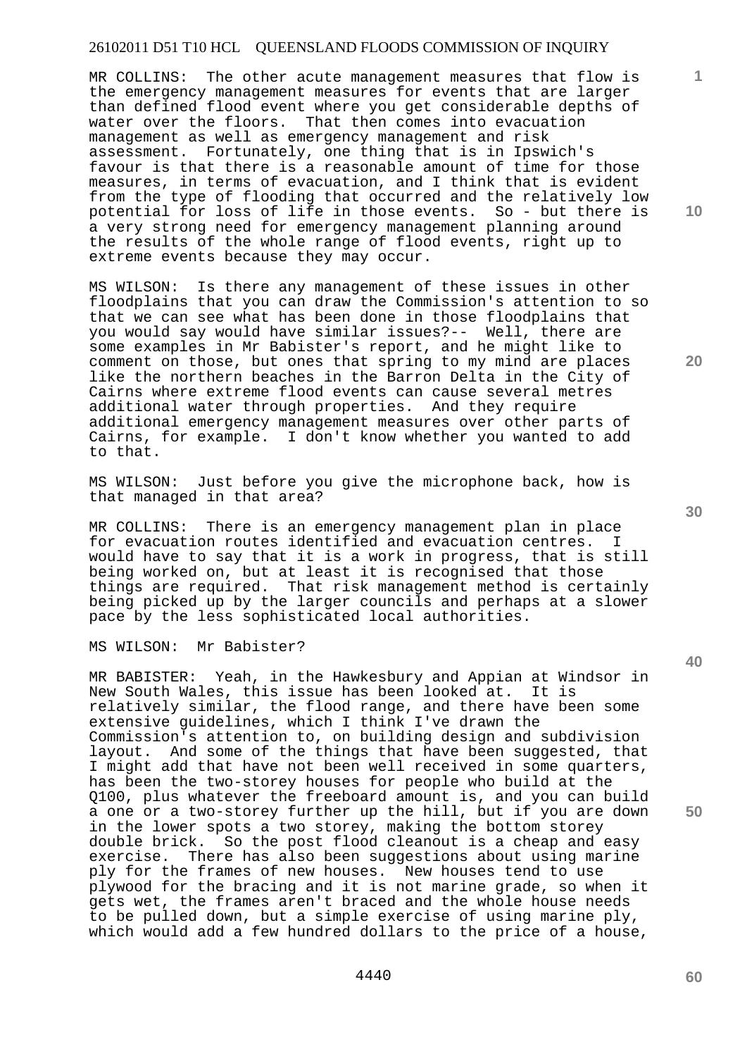MR COLLINS: The other acute management measures that flow is the emergency management measures for events that are larger than defined flood event where you get considerable depths of water over the floors. That then comes into evacuation management as well as emergency management and risk assessment. Fortunately, one thing that is in Ipswich's favour is that there is a reasonable amount of time for those measures, in terms of evacuation, and I think that is evident from the type of flooding that occurred and the relatively low potential for loss of life in those events. So - but there is a very strong need for emergency management planning around the results of the whole range of flood events, right up to extreme events because they may occur.

MS WILSON: Is there any management of these issues in other floodplains that you can draw the Commission's attention to so that we can see what has been done in those floodplains that you would say would have similar issues?-- Well, there are some examples in Mr Babister's report, and he might like to comment on those, but ones that spring to my mind are places like the northern beaches in the Barron Delta in the City of Cairns where extreme flood events can cause several metres additional water through properties. And they require additional emergency management measures over other parts of Cairns, for example. I don't know whether you wanted to add to that.

MS WILSON: Just before you give the microphone back, how is that managed in that area?

MR COLLINS: There is an emergency management plan in place for evacuation routes identified and evacuation centres. I would have to say that it is a work in progress, that is still being worked on, but at least it is recognised that those things are required. That risk management method is certainly being picked up by the larger councils and perhaps at a slower pace by the less sophisticated local authorities.

MS WILSON: Mr Babister?

MR BABISTER: Yeah, in the Hawkesbury and Appian at Windsor in New South Wales, this issue has been looked at. It is relatively similar, the flood range, and there have been some extensive guidelines, which I think I've drawn the Commission's attention to, on building design and subdivision layout. And some of the things that have been suggested, that I might add that have not been well received in some quarters, has been the two-storey houses for people who build at the Q100, plus whatever the freeboard amount is, and you can build a one or a two-storey further up the hill, but if you are down in the lower spots a two storey, making the bottom storey double brick. So the post flood cleanout is a cheap and easy exercise. There has also been suggestions about using marine ply for the frames of new houses. New houses tend to use plywood for the bracing and it is not marine grade, so when it gets wet, the frames aren't braced and the whole house needs to be pulled down, but a simple exercise of using marine ply, which would add a few hundred dollars to the price of a house,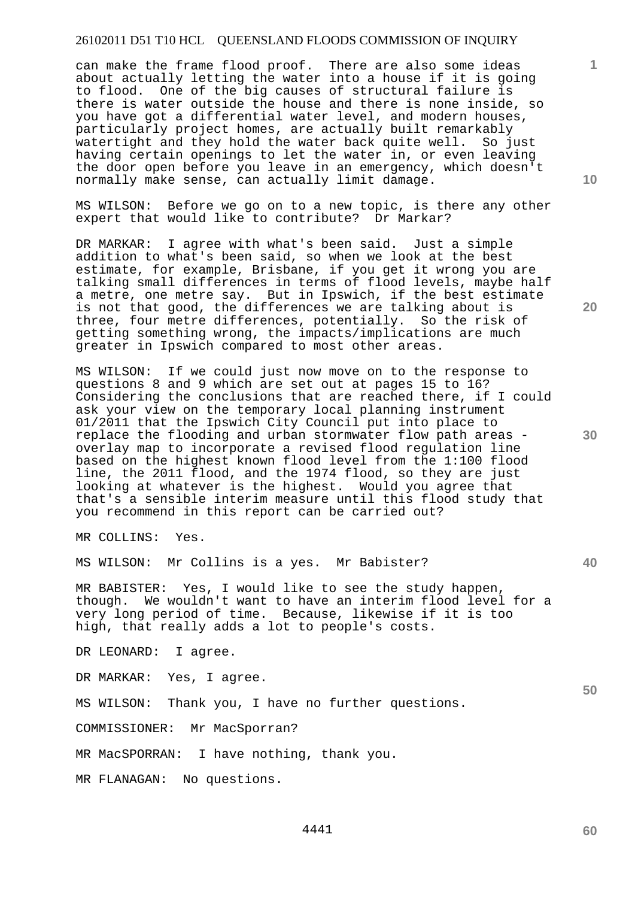can make the frame flood proof. There are also some ideas about actually letting the water into a house if it is going to flood. One of the big causes of structural failure is there is water outside the house and there is none inside, so you have got a differential water level, and modern houses, particularly project homes, are actually built remarkably watertight and they hold the water back quite well. So just having certain openings to let the water in, or even leaving the door open before you leave in an emergency, which doesn't normally make sense, can actually limit damage.

MS WILSON: Before we go on to a new topic, is there any other expert that would like to contribute? Dr Markar?

DR MARKAR: I agree with what's been said. Just a simple addition to what's been said, so when we look at the best estimate, for example, Brisbane, if you get it wrong you are talking small differences in terms of flood levels, maybe half a metre, one metre say. But in Ipswich, if the best estimate is not that good, the differences we are talking about is three, four metre differences, potentially. So the risk of getting something wrong, the impacts/implications are much greater in Ipswich compared to most other areas.

MS WILSON: If we could just now move on to the response to questions 8 and 9 which are set out at pages 15 to 16? Considering the conclusions that are reached there, if I could ask your view on the temporary local planning instrument 01/2011 that the Ipswich City Council put into place to replace the flooding and urban stormwater flow path areas - overlay map to incorporate a revised flood regulation line based on the highest known flood level from the 1:100 flood line, the 2011 flood, and the 1974 flood, so they are just looking at whatever is the highest. Would you agree that that's a sensible interim measure until this flood study that you recommend in this report can be carried out?

MR COLLINS: Yes.

MS WILSON: Mr Collins is a yes. Mr Babister?

MR BABISTER: Yes, I would like to see the study happen, though. We wouldn't want to have an interim flood level for a very long period of time. Because, likewise if it is too high, that really adds a lot to people's costs.

DR LEONARD: I agree.

DR MARKAR: Yes, I agree.

MS WILSON: Thank you, I have no further questions.

COMMISSIONER: Mr MacSporran?

MR MacSPORRAN: I have nothing, thank you.

MR FLANAGAN: No questions.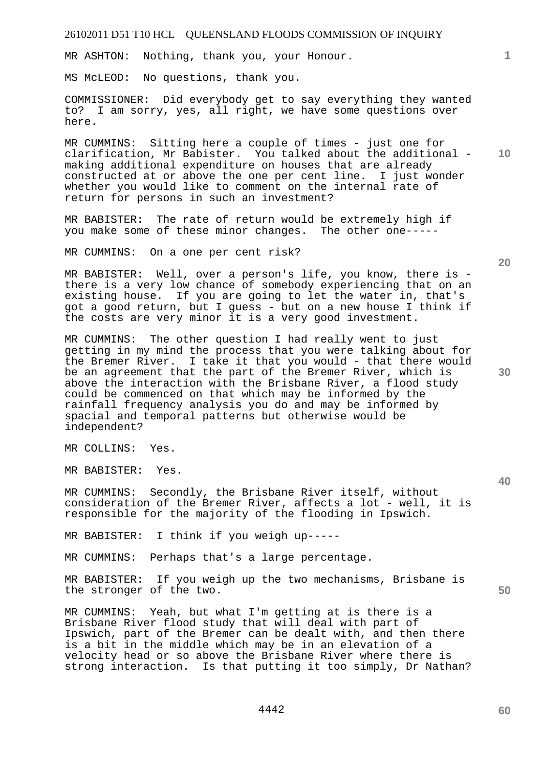MR ASHTON: Nothing, thank you, your Honour.

MS McLEOD: No questions, thank you.

COMMISSIONER: Did everybody get to say everything they wanted to? I am sorry, yes, all right, we have some questions over here.

MR CUMMINS: Sitting here a couple of times - just one for clarification, Mr Babister. You talked about the additional - making additional expenditure on houses that are already constructed at or above the one per cent line. I just wonder whether you would like to comment on the internal rate of return for persons in such an investment?

MR BABISTER: The rate of return would be extremely high if you make some of these minor changes. The other one-----

MR CUMMINS: On a one per cent risk?

MR BABISTER: Well, over a person's life, you know, there is - there is a very low chance of somebody experiencing that on an existing house. If you are going to let the water in, that's got a good return, but I guess - but on a new house I think if the costs are very minor it is a very good investment.

MR CUMMINS: The other question I had really went to just getting in my mind the process that you were talking about for the Bremer River. I take it that you would - that there would be an agreement that the part of the Bremer River, which is above the interaction with the Brisbane River, a flood study could be commenced on that which may be informed by the rainfall frequency analysis you do and may be informed by spacial and temporal patterns but otherwise would be independent?

MR COLLINS: Yes.

MR BABISTER: Yes.

MR CUMMINS: Secondly, the Brisbane River itself, without consideration of the Bremer River, affects a lot - well, it is responsible for the majority of the flooding in Ipswich.

MR BABISTER: I think if you weigh up-----

MR CUMMINS: Perhaps that's a large percentage.

MR BABISTER: If you weigh up the two mechanisms, Brisbane is the stronger of the two.

MR CUMMINS: Yeah, but what I'm getting at is there is a Brisbane River flood study that will deal with part of Ipswich, part of the Bremer can be dealt with, and then there is a bit in the middle which may be in an elevation of a velocity head or so above the Brisbane River where there is strong interaction. Is that putting it too simply, Dr Nathan?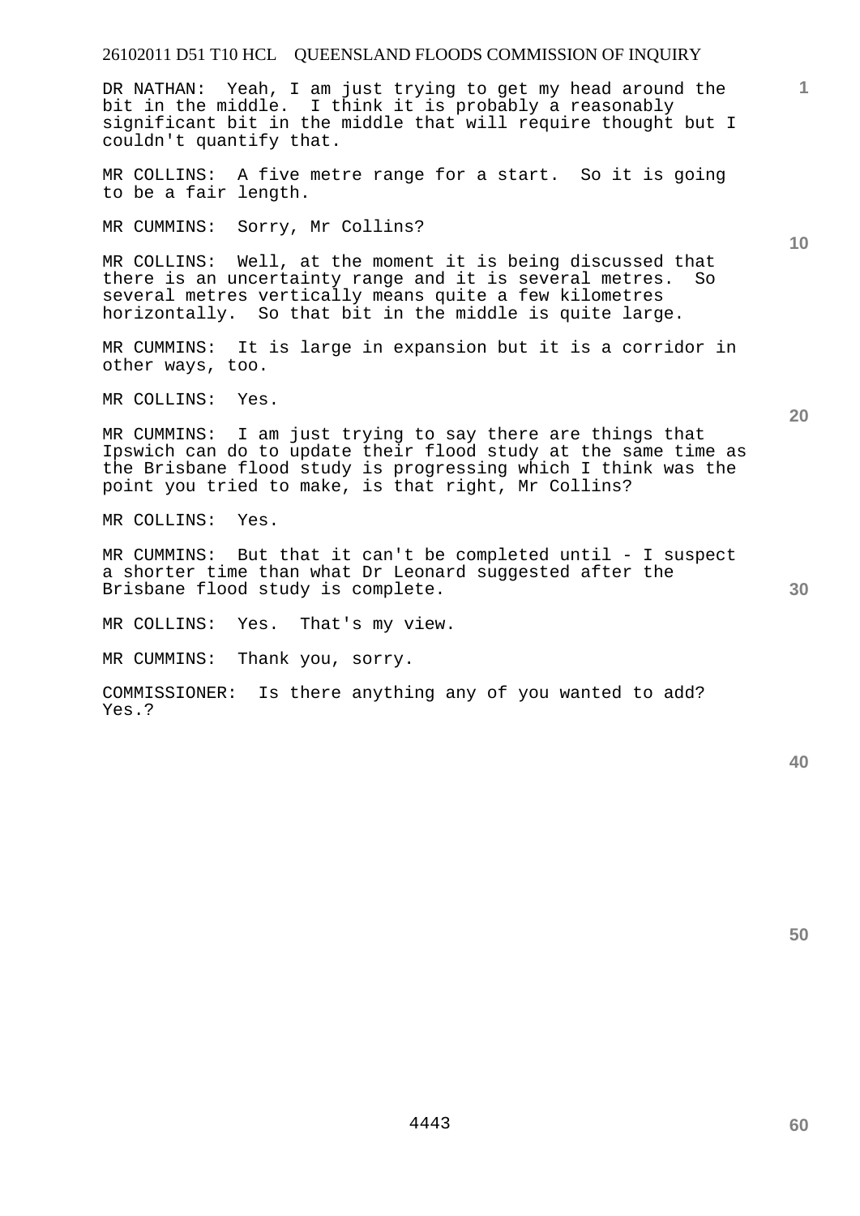DR NATHAN: Yeah, I am just trying to get my head around the bit in the middle. I think it is probably a reasonably significant bit in the middle that will require thought but I couldn't quantify that.

MR COLLINS: A five metre range for a start. So it is going to be a fair length.

MR CUMMINS: Sorry, Mr Collins?

MR COLLINS: Well, at the moment it is being discussed that there is an uncertainty range and it is several metres. So several metres vertically means quite a few kilometres horizontally. So that bit in the middle is quite large.

MR CUMMINS: It is large in expansion but it is a corridor in other ways, too.

MR COLLINS: Yes.

MR CUMMINS: I am just trying to say there are things that Ipswich can do to update their flood study at the same time as the Brisbane flood study is progressing which I think was the point you tried to make, is that right, Mr Collins?

MR COLLINS: Yes.

MR CUMMINS: But that it can't be completed until - I suspect a shorter time than what Dr Leonard suggested after the Brisbane flood study is complete.

MR COLLINS: Yes. That's my view.

MR CUMMINS: Thank you, sorry.

COMMISSIONER: Is there anything any of you wanted to add? Yes.?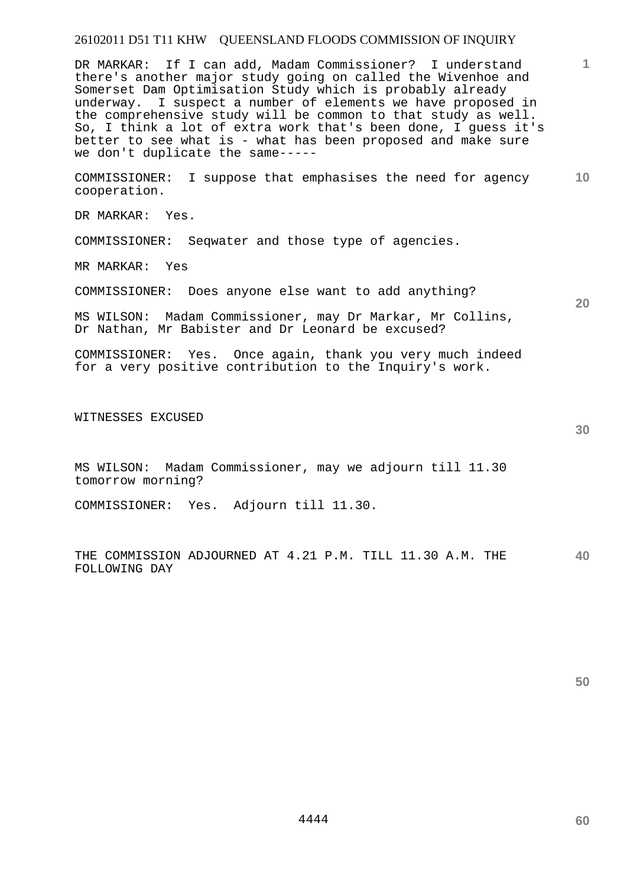DR MARKAR: If I can add, Madam Commissioner? I understand there's another major study going on called the Wivenhoe and Somerset Dam Optimisation Study which is probably already underway. I suspect a number of elements we have proposed in the comprehensive study will be common to that study as well. So, I think a lot of extra work that's been done, I guess it's better to see what is - what has been proposed and make sure we don't duplicate the same-----

COMMISSIONER: I suppose that emphasises the need for agency cooperation.

DR MARKAR: Yes.

COMMISSIONER: Seqwater and those type of agencies.

MR MARKAR: Yes

COMMISSIONER: Does anyone else want to add anything?

MS WILSON: Madam Commissioner, may Dr Markar, Mr Collins, Dr Nathan, Mr Babister and Dr Leonard be excused?

COMMISSIONER: Yes. Once again, thank you very much indeed for a very positive contribution to the Inquiry's work.

WITNESSES EXCUSED

MS WILSON: Madam Commissioner, may we adjourn till 11.30 tomorrow morning?

COMMISSIONER: Yes. Adjourn till 11.30.

THE COMMISSION ADJOURNED AT 4.21 P.M. TILL 11.30 A.M. THE FOLLOWING DAY